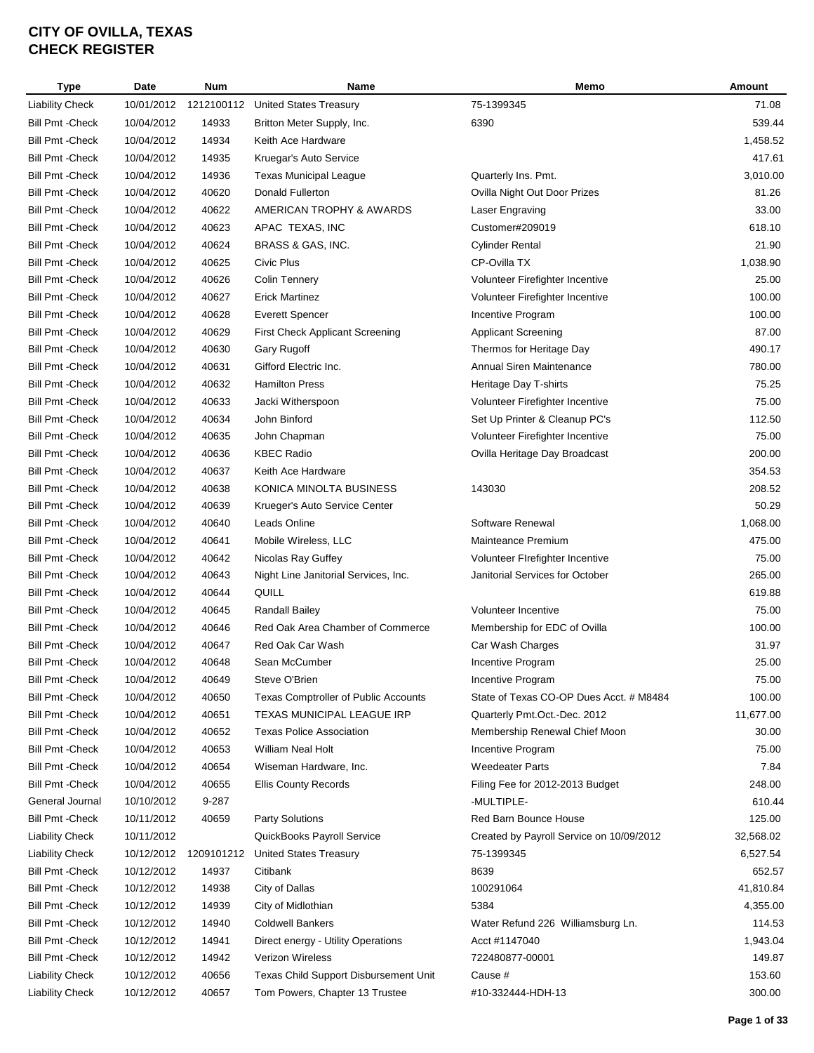# CITY OF OVILLA, TEXAS
# CHECK REGISTER

| Type | Date | Num | Name | Memo | Amount |
|---|---|---|---|---|---|
| Liability Check | 10/01/2012 | 1212100112 | United States Treasury | 75-1399345 | 71.08 |
| Bill Pmt -Check | 10/04/2012 | 14933 | Britton Meter Supply, Inc. | 6390 | 539.44 |
| Bill Pmt -Check | 10/04/2012 | 14934 | Keith Ace Hardware | | 1,458.52 |
| Bill Pmt -Check | 10/04/2012 | 14935 | Kruegar's Auto Service | | 417.61 |
| Bill Pmt -Check | 10/04/2012 | 14936 | Texas Municipal League | Quarterly Ins. Pmt. | 3,010.00 |
| Bill Pmt -Check | 10/04/2012 | 40620 | Donald Fullerton | Ovilla Night Out Door Prizes | 81.26 |
| Bill Pmt -Check | 10/04/2012 | 40622 | AMERICAN TROPHY & AWARDS | Laser Engraving | 33.00 |
| Bill Pmt -Check | 10/04/2012 | 40623 | APAC TEXAS, INC | Customer#209019 | 618.10 |
| Bill Pmt -Check | 10/04/2012 | 40624 | BRASS & GAS, INC. | Cylinder Rental | 21.90 |
| Bill Pmt -Check | 10/04/2012 | 40625 | Civic Plus | CP-Ovilla TX | 1,038.90 |
| Bill Pmt -Check | 10/04/2012 | 40626 | Colin Tennery | Volunteer Firefighter Incentive | 25.00 |
| Bill Pmt -Check | 10/04/2012 | 40627 | Erick Martinez | Volunteer Firefighter Incentive | 100.00 |
| Bill Pmt -Check | 10/04/2012 | 40628 | Everett Spencer | Incentive Program | 100.00 |
| Bill Pmt -Check | 10/04/2012 | 40629 | First Check Applicant Screening | Applicant Screening | 87.00 |
| Bill Pmt -Check | 10/04/2012 | 40630 | Gary Rugoff | Thermos for Heritage Day | 490.17 |
| Bill Pmt -Check | 10/04/2012 | 40631 | Gifford Electric Inc. | Annual Siren Maintenance | 780.00 |
| Bill Pmt -Check | 10/04/2012 | 40632 | Hamilton Press | Heritage Day T-shirts | 75.25 |
| Bill Pmt -Check | 10/04/2012 | 40633 | Jacki Witherspoon | Volunteer Firefighter Incentive | 75.00 |
| Bill Pmt -Check | 10/04/2012 | 40634 | John Binford | Set Up Printer & Cleanup PC's | 112.50 |
| Bill Pmt -Check | 10/04/2012 | 40635 | John Chapman | Volunteer Firefighter Incentive | 75.00 |
| Bill Pmt -Check | 10/04/2012 | 40636 | KBEC Radio | Ovilla Heritage Day Broadcast | 200.00 |
| Bill Pmt -Check | 10/04/2012 | 40637 | Keith Ace Hardware | | 354.53 |
| Bill Pmt -Check | 10/04/2012 | 40638 | KONICA MINOLTA BUSINESS | 143030 | 208.52 |
| Bill Pmt -Check | 10/04/2012 | 40639 | Krueger's Auto Service Center | | 50.29 |
| Bill Pmt -Check | 10/04/2012 | 40640 | Leads Online | Software Renewal | 1,068.00 |
| Bill Pmt -Check | 10/04/2012 | 40641 | Mobile Wireless, LLC | Mainteance Premium | 475.00 |
| Bill Pmt -Check | 10/04/2012 | 40642 | Nicolas Ray Guffey | Volunteer FIrefighter Incentive | 75.00 |
| Bill Pmt -Check | 10/04/2012 | 40643 | Night Line Janitorial Services, Inc. | Janitorial Services for October | 265.00 |
| Bill Pmt -Check | 10/04/2012 | 40644 | QUILL | | 619.88 |
| Bill Pmt -Check | 10/04/2012 | 40645 | Randall Bailey | Volunteer Incentive | 75.00 |
| Bill Pmt -Check | 10/04/2012 | 40646 | Red Oak Area Chamber of Commerce | Membership for EDC of Ovilla | 100.00 |
| Bill Pmt -Check | 10/04/2012 | 40647 | Red Oak Car Wash | Car Wash Charges | 31.97 |
| Bill Pmt -Check | 10/04/2012 | 40648 | Sean McCumber | Incentive Program | 25.00 |
| Bill Pmt -Check | 10/04/2012 | 40649 | Steve O'Brien | Incentive Program | 75.00 |
| Bill Pmt -Check | 10/04/2012 | 40650 | Texas Comptroller of Public Accounts | State of Texas CO-OP Dues Acct. # M8484 | 100.00 |
| Bill Pmt -Check | 10/04/2012 | 40651 | TEXAS MUNICIPAL LEAGUE IRP | Quarterly Pmt.Oct.-Dec. 2012 | 11,677.00 |
| Bill Pmt -Check | 10/04/2012 | 40652 | Texas Police Association | Membership Renewal Chief Moon | 30.00 |
| Bill Pmt -Check | 10/04/2012 | 40653 | William Neal Holt | Incentive Program | 75.00 |
| Bill Pmt -Check | 10/04/2012 | 40654 | Wiseman Hardware, Inc. | Weedeater Parts | 7.84 |
| Bill Pmt -Check | 10/04/2012 | 40655 | Ellis County Records | Filing Fee for 2012-2013 Budget | 248.00 |
| General Journal | 10/10/2012 | 9-287 | | -MULTIPLE- | 610.44 |
| Bill Pmt -Check | 10/11/2012 | 40659 | Party Solutions | Red Barn Bounce House | 125.00 |
| Liability Check | 10/11/2012 | | QuickBooks Payroll Service | Created by Payroll Service on 10/09/2012 | 32,568.02 |
| Liability Check | 10/12/2012 | 1209101212 | United States Treasury | 75-1399345 | 6,527.54 |
| Bill Pmt -Check | 10/12/2012 | 14937 | Citibank | 8639 | 652.57 |
| Bill Pmt -Check | 10/12/2012 | 14938 | City of Dallas | 100291064 | 41,810.84 |
| Bill Pmt -Check | 10/12/2012 | 14939 | City of Midlothian | 5384 | 4,355.00 |
| Bill Pmt -Check | 10/12/2012 | 14940 | Coldwell Bankers | Water Refund 226 Williamsburg Ln. | 114.53 |
| Bill Pmt -Check | 10/12/2012 | 14941 | Direct energy - Utility Operations | Acct #1147040 | 1,943.04 |
| Bill Pmt -Check | 10/12/2012 | 14942 | Verizon Wireless | 722480877-00001 | 149.87 |
| Liability Check | 10/12/2012 | 40656 | Texas Child Support Disbursement Unit | Cause # | 153.60 |
| Liability Check | 10/12/2012 | 40657 | Tom Powers, Chapter 13 Trustee | #10-332444-HDH-13 | 300.00 |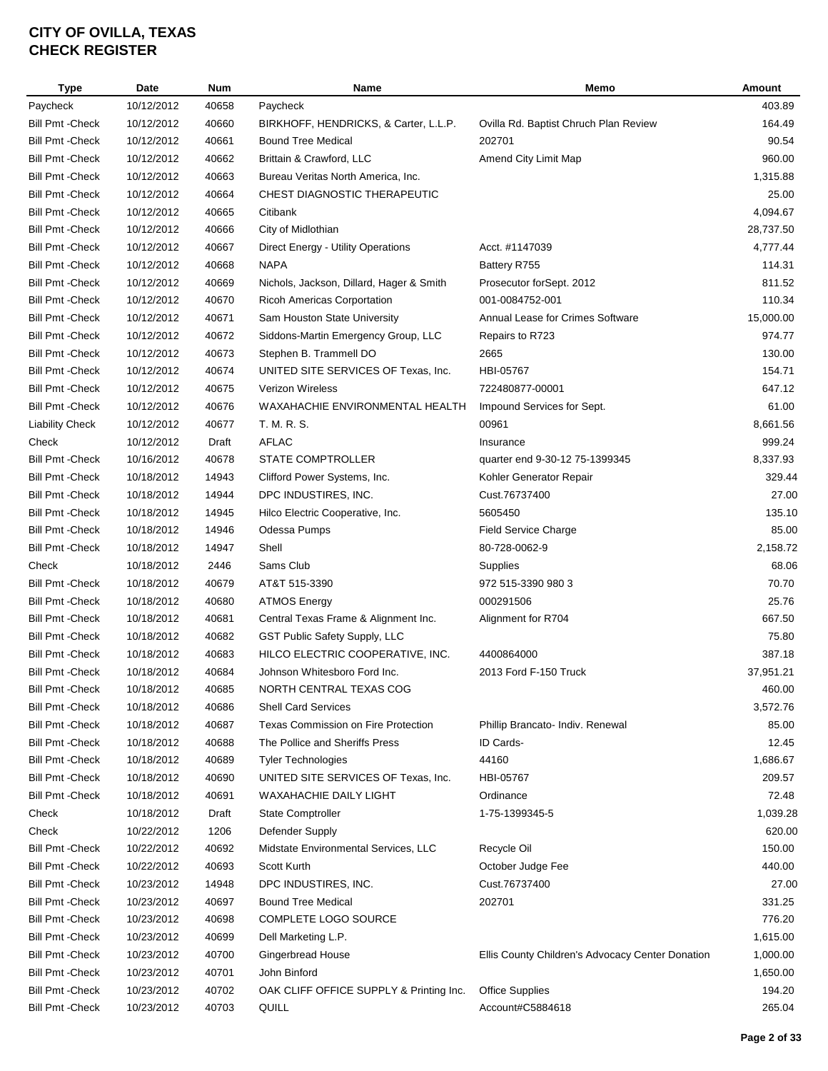# CITY OF OVILLA, TEXAS
# CHECK REGISTER

| Type | Date | Num | Name | Memo | Amount |
|---|---|---|---|---|---|
| Paycheck | 10/12/2012 | 40658 | Paycheck | | 403.89 |
| Bill Pmt -Check | 10/12/2012 | 40660 | BIRKHOFF, HENDRICKS, & Carter, L.L.P. | Ovilla Rd. Baptist Chruch Plan Review | 164.49 |
| Bill Pmt -Check | 10/12/2012 | 40661 | Bound Tree Medical | 202701 | 90.54 |
| Bill Pmt -Check | 10/12/2012 | 40662 | Brittain & Crawford, LLC | Amend City Limit Map | 960.00 |
| Bill Pmt -Check | 10/12/2012 | 40663 | Bureau Veritas North America, Inc. | | 1,315.88 |
| Bill Pmt -Check | 10/12/2012 | 40664 | CHEST DIAGNOSTIC THERAPEUTIC | | 25.00 |
| Bill Pmt -Check | 10/12/2012 | 40665 | Citibank | | 4,094.67 |
| Bill Pmt -Check | 10/12/2012 | 40666 | City of Midlothian | | 28,737.50 |
| Bill Pmt -Check | 10/12/2012 | 40667 | Direct Energy - Utility Operations | Acct. #1147039 | 4,777.44 |
| Bill Pmt -Check | 10/12/2012 | 40668 | NAPA | Battery R755 | 114.31 |
| Bill Pmt -Check | 10/12/2012 | 40669 | Nichols, Jackson, Dillard, Hager & Smith | Prosecutor forSept. 2012 | 811.52 |
| Bill Pmt -Check | 10/12/2012 | 40670 | Ricoh Americas Corportation | 001-0084752-001 | 110.34 |
| Bill Pmt -Check | 10/12/2012 | 40671 | Sam Houston State University | Annual Lease for Crimes Software | 15,000.00 |
| Bill Pmt -Check | 10/12/2012 | 40672 | Siddons-Martin Emergency Group, LLC | Repairs to R723 | 974.77 |
| Bill Pmt -Check | 10/12/2012 | 40673 | Stephen B. Trammell DO | 2665 | 130.00 |
| Bill Pmt -Check | 10/12/2012 | 40674 | UNITED SITE SERVICES OF Texas, Inc. | HBI-05767 | 154.71 |
| Bill Pmt -Check | 10/12/2012 | 40675 | Verizon Wireless | 722480877-00001 | 647.12 |
| Bill Pmt -Check | 10/12/2012 | 40676 | WAXAHACHIE ENVIRONMENTAL HEALTH | Impound Services for Sept. | 61.00 |
| Liability Check | 10/12/2012 | 40677 | T. M. R. S. | 00961 | 8,661.56 |
| Check | 10/12/2012 | Draft | AFLAC | Insurance | 999.24 |
| Bill Pmt -Check | 10/16/2012 | 40678 | STATE COMPTROLLER | quarter end 9-30-12 75-1399345 | 8,337.93 |
| Bill Pmt -Check | 10/18/2012 | 14943 | Clifford Power Systems, Inc. | Kohler Generator Repair | 329.44 |
| Bill Pmt -Check | 10/18/2012 | 14944 | DPC INDUSTIRES, INC. | Cust.76737400 | 27.00 |
| Bill Pmt -Check | 10/18/2012 | 14945 | Hilco Electric Cooperative, Inc. | 5605450 | 135.10 |
| Bill Pmt -Check | 10/18/2012 | 14946 | Odessa Pumps | Field Service Charge | 85.00 |
| Bill Pmt -Check | 10/18/2012 | 14947 | Shell | 80-728-0062-9 | 2,158.72 |
| Check | 10/18/2012 | 2446 | Sams Club | Supplies | 68.06 |
| Bill Pmt -Check | 10/18/2012 | 40679 | AT&T 515-3390 | 972 515-3390 980 3 | 70.70 |
| Bill Pmt -Check | 10/18/2012 | 40680 | ATMOS Energy | 000291506 | 25.76 |
| Bill Pmt -Check | 10/18/2012 | 40681 | Central Texas Frame & Alignment Inc. | Alignment for R704 | 667.50 |
| Bill Pmt -Check | 10/18/2012 | 40682 | GST Public Safety Supply, LLC | | 75.80 |
| Bill Pmt -Check | 10/18/2012 | 40683 | HILCO ELECTRIC COOPERATIVE, INC. | 4400864000 | 387.18 |
| Bill Pmt -Check | 10/18/2012 | 40684 | Johnson Whitesboro Ford Inc. | 2013 Ford F-150 Truck | 37,951.21 |
| Bill Pmt -Check | 10/18/2012 | 40685 | NORTH CENTRAL TEXAS COG | | 460.00 |
| Bill Pmt -Check | 10/18/2012 | 40686 | Shell Card Services | | 3,572.76 |
| Bill Pmt -Check | 10/18/2012 | 40687 | Texas Commission on Fire Protection | Phillip Brancato- Indiv. Renewal | 85.00 |
| Bill Pmt -Check | 10/18/2012 | 40688 | The Pollice and Sheriffs Press | ID Cards- | 12.45 |
| Bill Pmt -Check | 10/18/2012 | 40689 | Tyler Technologies | 44160 | 1,686.67 |
| Bill Pmt -Check | 10/18/2012 | 40690 | UNITED SITE SERVICES OF Texas, Inc. | HBI-05767 | 209.57 |
| Bill Pmt -Check | 10/18/2012 | 40691 | WAXAHACHIE DAILY LIGHT | Ordinance | 72.48 |
| Check | 10/18/2012 | Draft | State Comptroller | 1-75-1399345-5 | 1,039.28 |
| Check | 10/22/2012 | 1206 | Defender Supply | | 620.00 |
| Bill Pmt -Check | 10/22/2012 | 40692 | Midstate Environmental Services, LLC | Recycle Oil | 150.00 |
| Bill Pmt -Check | 10/22/2012 | 40693 | Scott Kurth | October Judge Fee | 440.00 |
| Bill Pmt -Check | 10/23/2012 | 14948 | DPC INDUSTIRES, INC. | Cust.76737400 | 27.00 |
| Bill Pmt -Check | 10/23/2012 | 40697 | Bound Tree Medical | 202701 | 331.25 |
| Bill Pmt -Check | 10/23/2012 | 40698 | COMPLETE LOGO SOURCE | | 776.20 |
| Bill Pmt -Check | 10/23/2012 | 40699 | Dell Marketing L.P. | | 1,615.00 |
| Bill Pmt -Check | 10/23/2012 | 40700 | Gingerbread House | Ellis County Children's Advocacy Center Donation | 1,000.00 |
| Bill Pmt -Check | 10/23/2012 | 40701 | John Binford | | 1,650.00 |
| Bill Pmt -Check | 10/23/2012 | 40702 | OAK CLIFF OFFICE SUPPLY & Printing Inc. | Office Supplies | 194.20 |
| Bill Pmt -Check | 10/23/2012 | 40703 | QUILL | Account#C5884618 | 265.04 |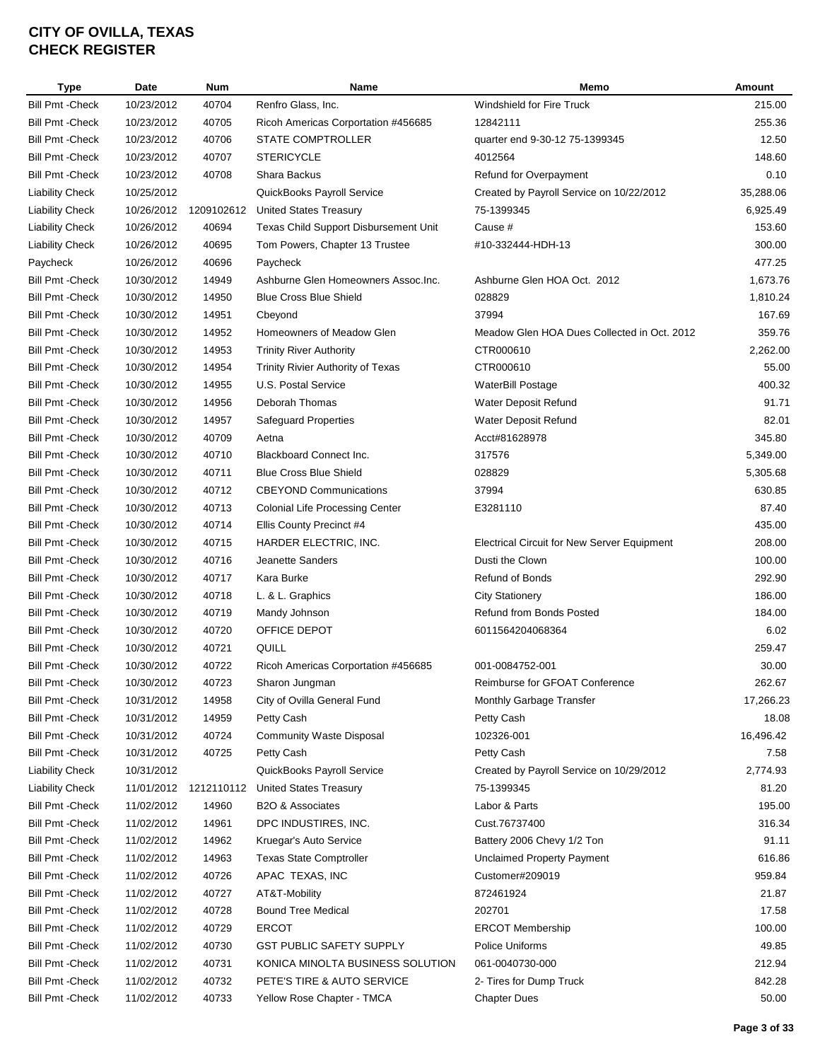# CITY OF OVILLA, TEXAS
# CHECK REGISTER

| Type | Date | Num | Name | Memo | Amount |
|---|---|---|---|---|---|
| Bill Pmt -Check | 10/23/2012 | 40704 | Renfro Glass, Inc. | Windshield for Fire Truck | 215.00 |
| Bill Pmt -Check | 10/23/2012 | 40705 | Ricoh Americas Corportation #456685 | 12842111 | 255.36 |
| Bill Pmt -Check | 10/23/2012 | 40706 | STATE COMPTROLLER | quarter end 9-30-12 75-1399345 | 12.50 |
| Bill Pmt -Check | 10/23/2012 | 40707 | STERICYCLE | 4012564 | 148.60 |
| Bill Pmt -Check | 10/23/2012 | 40708 | Shara Backus | Refund for Overpayment | 0.10 |
| Liability Check | 10/25/2012 | | QuickBooks Payroll Service | Created by Payroll Service on 10/22/2012 | 35,288.06 |
| Liability Check | 10/26/2012 | 1209102612 | United States Treasury | 75-1399345 | 6,925.49 |
| Liability Check | 10/26/2012 | 40694 | Texas Child Support Disbursement Unit | Cause # | 153.60 |
| Liability Check | 10/26/2012 | 40695 | Tom Powers, Chapter 13 Trustee | #10-332444-HDH-13 | 300.00 |
| Paycheck | 10/26/2012 | 40696 | Paycheck | | 477.25 |
| Bill Pmt -Check | 10/30/2012 | 14949 | Ashburne Glen Homeowners Assoc.Inc. | Ashburne Glen HOA Oct. 2012 | 1,673.76 |
| Bill Pmt -Check | 10/30/2012 | 14950 | Blue Cross Blue Shield | 028829 | 1,810.24 |
| Bill Pmt -Check | 10/30/2012 | 14951 | Cbeyond | 37994 | 167.69 |
| Bill Pmt -Check | 10/30/2012 | 14952 | Homeowners of Meadow Glen | Meadow Glen HOA Dues Collected in Oct. 2012 | 359.76 |
| Bill Pmt -Check | 10/30/2012 | 14953 | Trinity River Authority | CTR000610 | 2,262.00 |
| Bill Pmt -Check | 10/30/2012 | 14954 | Trinity Rivier Authority of Texas | CTR000610 | 55.00 |
| Bill Pmt -Check | 10/30/2012 | 14955 | U.S. Postal Service | WaterBill Postage | 400.32 |
| Bill Pmt -Check | 10/30/2012 | 14956 | Deborah Thomas | Water Deposit Refund | 91.71 |
| Bill Pmt -Check | 10/30/2012 | 14957 | Safeguard Properties | Water Deposit Refund | 82.01 |
| Bill Pmt -Check | 10/30/2012 | 40709 | Aetna | Acct#81628978 | 345.80 |
| Bill Pmt -Check | 10/30/2012 | 40710 | Blackboard Connect Inc. | 317576 | 5,349.00 |
| Bill Pmt -Check | 10/30/2012 | 40711 | Blue Cross Blue Shield | 028829 | 5,305.68 |
| Bill Pmt -Check | 10/30/2012 | 40712 | CBEYOND Communications | 37994 | 630.85 |
| Bill Pmt -Check | 10/30/2012 | 40713 | Colonial Life Processing Center | E3281110 | 87.40 |
| Bill Pmt -Check | 10/30/2012 | 40714 | Ellis County Precinct #4 | | 435.00 |
| Bill Pmt -Check | 10/30/2012 | 40715 | HARDER ELECTRIC, INC. | Electrical Circuit for New Server Equipment | 208.00 |
| Bill Pmt -Check | 10/30/2012 | 40716 | Jeanette Sanders | Dusti the Clown | 100.00 |
| Bill Pmt -Check | 10/30/2012 | 40717 | Kara Burke | Refund of Bonds | 292.90 |
| Bill Pmt -Check | 10/30/2012 | 40718 | L. & L. Graphics | City Stationery | 186.00 |
| Bill Pmt -Check | 10/30/2012 | 40719 | Mandy Johnson | Refund from Bonds Posted | 184.00 |
| Bill Pmt -Check | 10/30/2012 | 40720 | OFFICE DEPOT | 6011564204068364 | 6.02 |
| Bill Pmt -Check | 10/30/2012 | 40721 | QUILL | | 259.47 |
| Bill Pmt -Check | 10/30/2012 | 40722 | Ricoh Americas Corportation #456685 | 001-0084752-001 | 30.00 |
| Bill Pmt -Check | 10/30/2012 | 40723 | Sharon Jungman | Reimburse for GFOAT Conference | 262.67 |
| Bill Pmt -Check | 10/31/2012 | 14958 | City of Ovilla General Fund | Monthly Garbage Transfer | 17,266.23 |
| Bill Pmt -Check | 10/31/2012 | 14959 | Petty Cash | Petty Cash | 18.08 |
| Bill Pmt -Check | 10/31/2012 | 40724 | Community Waste Disposal | 102326-001 | 16,496.42 |
| Bill Pmt -Check | 10/31/2012 | 40725 | Petty Cash | Petty Cash | 7.58 |
| Liability Check | 10/31/2012 | | QuickBooks Payroll Service | Created by Payroll Service on 10/29/2012 | 2,774.93 |
| Liability Check | 11/01/2012 | 1212110112 | United States Treasury | 75-1399345 | 81.20 |
| Bill Pmt -Check | 11/02/2012 | 14960 | B2O & Associates | Labor & Parts | 195.00 |
| Bill Pmt -Check | 11/02/2012 | 14961 | DPC INDUSTIRES, INC. | Cust.76737400 | 316.34 |
| Bill Pmt -Check | 11/02/2012 | 14962 | Kruegar's Auto Service | Battery 2006 Chevy 1/2 Ton | 91.11 |
| Bill Pmt -Check | 11/02/2012 | 14963 | Texas State Comptroller | Unclaimed Property Payment | 616.86 |
| Bill Pmt -Check | 11/02/2012 | 40726 | APAC TEXAS, INC | Customer#209019 | 959.84 |
| Bill Pmt -Check | 11/02/2012 | 40727 | AT&T-Mobility | 872461924 | 21.87 |
| Bill Pmt -Check | 11/02/2012 | 40728 | Bound Tree Medical | 202701 | 17.58 |
| Bill Pmt -Check | 11/02/2012 | 40729 | ERCOT | ERCOT Membership | 100.00 |
| Bill Pmt -Check | 11/02/2012 | 40730 | GST PUBLIC SAFETY SUPPLY | Police Uniforms | 49.85 |
| Bill Pmt -Check | 11/02/2012 | 40731 | KONICA MINOLTA BUSINESS SOLUTION | 061-0040730-000 | 212.94 |
| Bill Pmt -Check | 11/02/2012 | 40732 | PETE'S TIRE & AUTO SERVICE | 2- Tires for Dump Truck | 842.28 |
| Bill Pmt -Check | 11/02/2012 | 40733 | Yellow Rose Chapter - TMCA | Chapter Dues | 50.00 |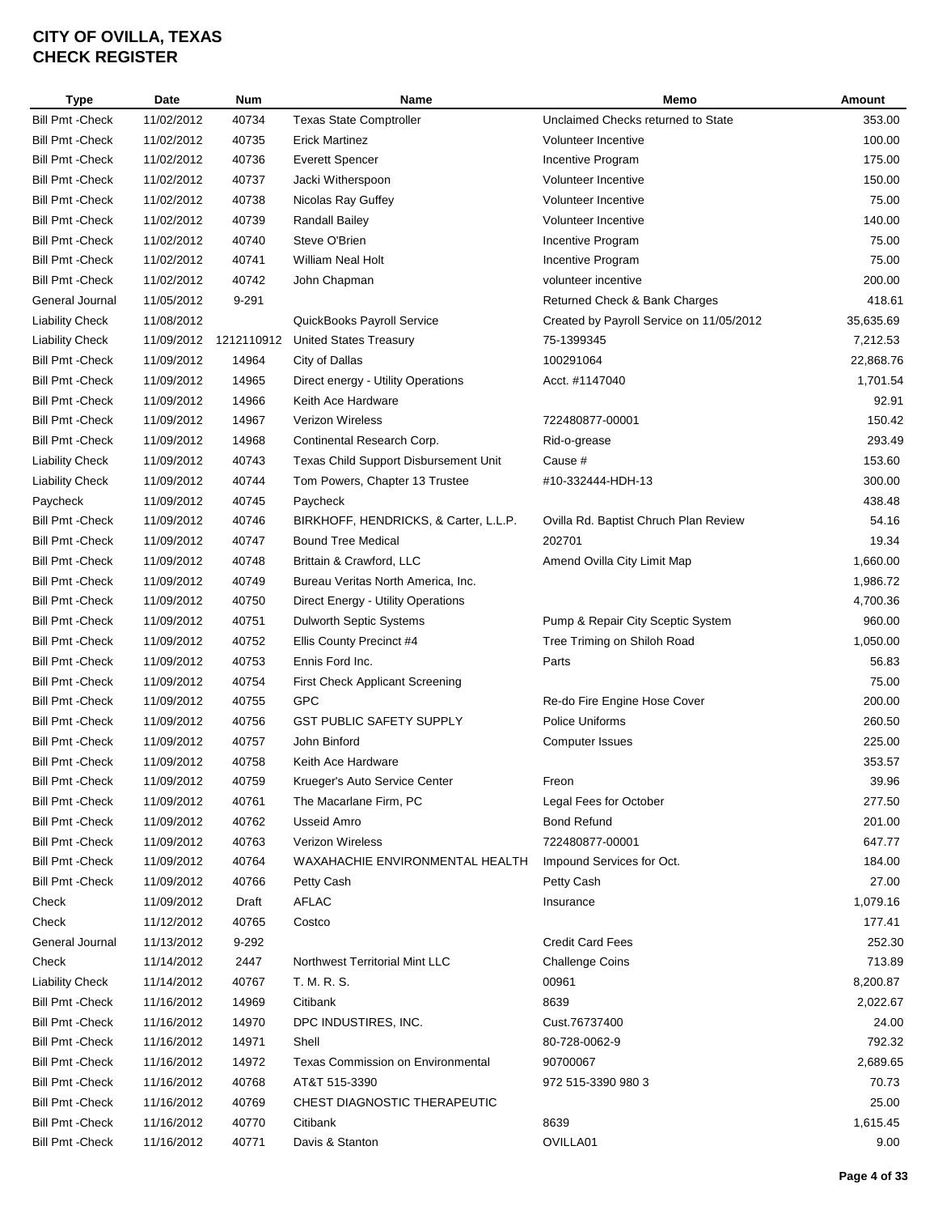# CITY OF OVILLA, TEXAS
# CHECK REGISTER

| Type | Date | Num | Name | Memo | Amount |
|---|---|---|---|---|---|
| Bill Pmt -Check | 11/02/2012 | 40734 | Texas State Comptroller | Unclaimed Checks returned to State | 353.00 |
| Bill Pmt -Check | 11/02/2012 | 40735 | Erick Martinez | Volunteer Incentive | 100.00 |
| Bill Pmt -Check | 11/02/2012 | 40736 | Everett Spencer | Incentive Program | 175.00 |
| Bill Pmt -Check | 11/02/2012 | 40737 | Jacki Witherspoon | Volunteer Incentive | 150.00 |
| Bill Pmt -Check | 11/02/2012 | 40738 | Nicolas Ray Guffey | Volunteer Incentive | 75.00 |
| Bill Pmt -Check | 11/02/2012 | 40739 | Randall Bailey | Volunteer Incentive | 140.00 |
| Bill Pmt -Check | 11/02/2012 | 40740 | Steve O'Brien | Incentive Program | 75.00 |
| Bill Pmt -Check | 11/02/2012 | 40741 | William Neal Holt | Incentive Program | 75.00 |
| Bill Pmt -Check | 11/02/2012 | 40742 | John Chapman | volunteer incentive | 200.00 |
| General Journal | 11/05/2012 | 9-291 | | Returned Check & Bank Charges | 418.61 |
| Liability Check | 11/08/2012 | | QuickBooks Payroll Service | Created by Payroll Service on 11/05/2012 | 35,635.69 |
| Liability Check | 11/09/2012 | 1212110912 | United States Treasury | 75-1399345 | 7,212.53 |
| Bill Pmt -Check | 11/09/2012 | 14964 | City of Dallas | 100291064 | 22,868.76 |
| Bill Pmt -Check | 11/09/2012 | 14965 | Direct energy - Utility Operations | Acct. #1147040 | 1,701.54 |
| Bill Pmt -Check | 11/09/2012 | 14966 | Keith Ace Hardware | | 92.91 |
| Bill Pmt -Check | 11/09/2012 | 14967 | Verizon Wireless | 722480877-00001 | 150.42 |
| Bill Pmt -Check | 11/09/2012 | 14968 | Continental Research Corp. | Rid-o-grease | 293.49 |
| Liability Check | 11/09/2012 | 40743 | Texas Child Support Disbursement Unit | Cause # | 153.60 |
| Liability Check | 11/09/2012 | 40744 | Tom Powers, Chapter 13 Trustee | #10-332444-HDH-13 | 300.00 |
| Paycheck | 11/09/2012 | 40745 | Paycheck | | 438.48 |
| Bill Pmt -Check | 11/09/2012 | 40746 | BIRKHOFF, HENDRICKS, & Carter, L.L.P. | Ovilla Rd. Baptist Chruch Plan Review | 54.16 |
| Bill Pmt -Check | 11/09/2012 | 40747 | Bound Tree Medical | 202701 | 19.34 |
| Bill Pmt -Check | 11/09/2012 | 40748 | Brittain & Crawford, LLC | Amend Ovilla City Limit Map | 1,660.00 |
| Bill Pmt -Check | 11/09/2012 | 40749 | Bureau Veritas North America, Inc. | | 1,986.72 |
| Bill Pmt -Check | 11/09/2012 | 40750 | Direct Energy - Utility Operations | | 4,700.36 |
| Bill Pmt -Check | 11/09/2012 | 40751 | Dulworth Septic Systems | Pump & Repair City Sceptic System | 960.00 |
| Bill Pmt -Check | 11/09/2012 | 40752 | Ellis County Precinct #4 | Tree Triming on Shiloh Road | 1,050.00 |
| Bill Pmt -Check | 11/09/2012 | 40753 | Ennis Ford Inc. | Parts | 56.83 |
| Bill Pmt -Check | 11/09/2012 | 40754 | First Check Applicant Screening | | 75.00 |
| Bill Pmt -Check | 11/09/2012 | 40755 | GPC | Re-do Fire Engine Hose Cover | 200.00 |
| Bill Pmt -Check | 11/09/2012 | 40756 | GST PUBLIC SAFETY SUPPLY | Police Uniforms | 260.50 |
| Bill Pmt -Check | 11/09/2012 | 40757 | John Binford | Computer Issues | 225.00 |
| Bill Pmt -Check | 11/09/2012 | 40758 | Keith Ace Hardware | | 353.57 |
| Bill Pmt -Check | 11/09/2012 | 40759 | Krueger's Auto Service Center | Freon | 39.96 |
| Bill Pmt -Check | 11/09/2012 | 40761 | The Macarlane Firm, PC | Legal Fees for October | 277.50 |
| Bill Pmt -Check | 11/09/2012 | 40762 | Usseid Amro | Bond Refund | 201.00 |
| Bill Pmt -Check | 11/09/2012 | 40763 | Verizon Wireless | 722480877-00001 | 647.77 |
| Bill Pmt -Check | 11/09/2012 | 40764 | WAXAHACHIE ENVIRONMENTAL HEALTH | Impound Services for Oct. | 184.00 |
| Bill Pmt -Check | 11/09/2012 | 40766 | Petty Cash | Petty Cash | 27.00 |
| Check | 11/09/2012 | Draft | AFLAC | Insurance | 1,079.16 |
| Check | 11/12/2012 | 40765 | Costco | | 177.41 |
| General Journal | 11/13/2012 | 9-292 | | Credit Card Fees | 252.30 |
| Check | 11/14/2012 | 2447 | Northwest Territorial Mint LLC | Challenge Coins | 713.89 |
| Liability Check | 11/14/2012 | 40767 | T. M. R. S. | 00961 | 8,200.87 |
| Bill Pmt -Check | 11/16/2012 | 14969 | Citibank | 8639 | 2,022.67 |
| Bill Pmt -Check | 11/16/2012 | 14970 | DPC INDUSTIRES, INC. | Cust.76737400 | 24.00 |
| Bill Pmt -Check | 11/16/2012 | 14971 | Shell | 80-728-0062-9 | 792.32 |
| Bill Pmt -Check | 11/16/2012 | 14972 | Texas Commission on Environmental | 90700067 | 2,689.65 |
| Bill Pmt -Check | 11/16/2012 | 40768 | AT&T 515-3390 | 972 515-3390 980 3 | 70.73 |
| Bill Pmt -Check | 11/16/2012 | 40769 | CHEST DIAGNOSTIC THERAPEUTIC | | 25.00 |
| Bill Pmt -Check | 11/16/2012 | 40770 | Citibank | 8639 | 1,615.45 |
| Bill Pmt -Check | 11/16/2012 | 40771 | Davis & Stanton | OVILLA01 | 9.00 |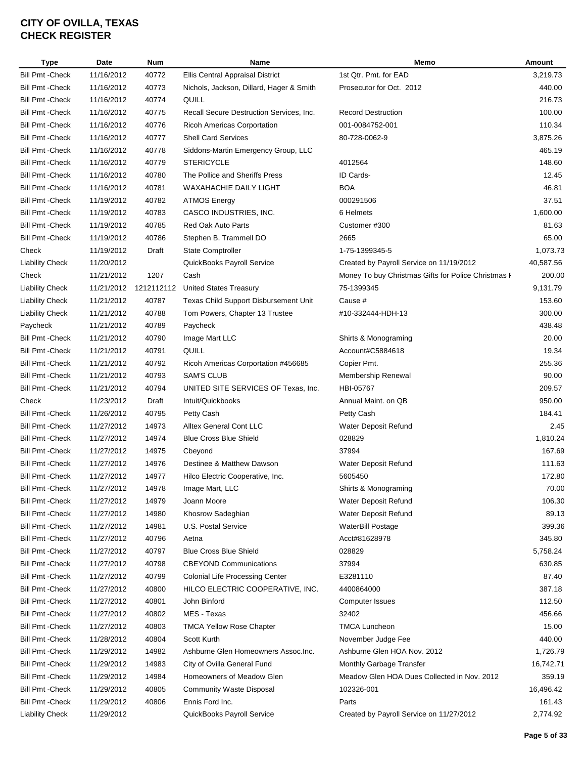# CITY OF OVILLA, TEXAS
# CHECK REGISTER

| Type | Date | Num | Name | Memo | Amount |
|---|---|---|---|---|---|
| Bill Pmt -Check | 11/16/2012 | 40772 | Ellis Central Appraisal District | 1st Qtr. Pmt. for EAD | 3,219.73 |
| Bill Pmt -Check | 11/16/2012 | 40773 | Nichols, Jackson, Dillard, Hager & Smith | Prosecutor for Oct. 2012 | 440.00 |
| Bill Pmt -Check | 11/16/2012 | 40774 | QUILL | | 216.73 |
| Bill Pmt -Check | 11/16/2012 | 40775 | Recall Secure Destruction Services, Inc. | Record Destruction | 100.00 |
| Bill Pmt -Check | 11/16/2012 | 40776 | Ricoh Americas Corportation | 001-0084752-001 | 110.34 |
| Bill Pmt -Check | 11/16/2012 | 40777 | Shell Card Services | 80-728-0062-9 | 3,875.26 |
| Bill Pmt -Check | 11/16/2012 | 40778 | Siddons-Martin Emergency Group, LLC | | 465.19 |
| Bill Pmt -Check | 11/16/2012 | 40779 | STERICYCLE | 4012564 | 148.60 |
| Bill Pmt -Check | 11/16/2012 | 40780 | The Pollice and Sheriffs Press | ID Cards- | 12.45 |
| Bill Pmt -Check | 11/16/2012 | 40781 | WAXAHACHIE DAILY LIGHT | BOA | 46.81 |
| Bill Pmt -Check | 11/19/2012 | 40782 | ATMOS Energy | 000291506 | 37.51 |
| Bill Pmt -Check | 11/19/2012 | 40783 | CASCO INDUSTRIES, INC. | 6 Helmets | 1,600.00 |
| Bill Pmt -Check | 11/19/2012 | 40785 | Red Oak Auto Parts | Customer #300 | 81.63 |
| Bill Pmt -Check | 11/19/2012 | 40786 | Stephen B. Trammell DO | 2665 | 65.00 |
| Check | 11/19/2012 | Draft | State Comptroller | 1-75-1399345-5 | 1,073.73 |
| Liability Check | 11/20/2012 | | QuickBooks Payroll Service | Created by Payroll Service on 11/19/2012 | 40,587.56 |
| Check | 11/21/2012 | 1207 | Cash | Money To buy Christmas Gifts for Police Christmas F | 200.00 |
| Liability Check | 11/21/2012 | 1212112112 | United States Treasury | 75-1399345 | 9,131.79 |
| Liability Check | 11/21/2012 | 40787 | Texas Child Support Disbursement Unit | Cause # | 153.60 |
| Liability Check | 11/21/2012 | 40788 | Tom Powers, Chapter 13 Trustee | #10-332444-HDH-13 | 300.00 |
| Paycheck | 11/21/2012 | 40789 | Paycheck | | 438.48 |
| Bill Pmt -Check | 11/21/2012 | 40790 | Image Mart LLC | Shirts & Monograming | 20.00 |
| Bill Pmt -Check | 11/21/2012 | 40791 | QUILL | Account#C5884618 | 19.34 |
| Bill Pmt -Check | 11/21/2012 | 40792 | Ricoh Americas Corportation #456685 | Copier Pmt. | 255.36 |
| Bill Pmt -Check | 11/21/2012 | 40793 | SAM'S CLUB | Membership Renewal | 90.00 |
| Bill Pmt -Check | 11/21/2012 | 40794 | UNITED SITE SERVICES OF Texas, Inc. | HBI-05767 | 209.57 |
| Check | 11/23/2012 | Draft | Intuit/Quickbooks | Annual Maint. on QB | 950.00 |
| Bill Pmt -Check | 11/26/2012 | 40795 | Petty Cash | Petty Cash | 184.41 |
| Bill Pmt -Check | 11/27/2012 | 14973 | Alltex General Cont LLC | Water Deposit Refund | 2.45 |
| Bill Pmt -Check | 11/27/2012 | 14974 | Blue Cross Blue Shield | 028829 | 1,810.24 |
| Bill Pmt -Check | 11/27/2012 | 14975 | Cbeyond | 37994 | 167.69 |
| Bill Pmt -Check | 11/27/2012 | 14976 | Destinee & Matthew Dawson | Water Deposit Refund | 111.63 |
| Bill Pmt -Check | 11/27/2012 | 14977 | Hilco Electric Cooperative, Inc. | 5605450 | 172.80 |
| Bill Pmt -Check | 11/27/2012 | 14978 | Image Mart, LLC | Shirts & Monograming | 70.00 |
| Bill Pmt -Check | 11/27/2012 | 14979 | Joann Moore | Water Deposit Refund | 106.30 |
| Bill Pmt -Check | 11/27/2012 | 14980 | Khosrow Sadeghian | Water Deposit Refund | 89.13 |
| Bill Pmt -Check | 11/27/2012 | 14981 | U.S. Postal Service | WaterBill Postage | 399.36 |
| Bill Pmt -Check | 11/27/2012 | 40796 | Aetna | Acct#81628978 | 345.80 |
| Bill Pmt -Check | 11/27/2012 | 40797 | Blue Cross Blue Shield | 028829 | 5,758.24 |
| Bill Pmt -Check | 11/27/2012 | 40798 | CBEYOND Communications | 37994 | 630.85 |
| Bill Pmt -Check | 11/27/2012 | 40799 | Colonial Life Processing Center | E3281110 | 87.40 |
| Bill Pmt -Check | 11/27/2012 | 40800 | HILCO ELECTRIC COOPERATIVE, INC. | 4400864000 | 387.18 |
| Bill Pmt -Check | 11/27/2012 | 40801 | John Binford | Computer Issues | 112.50 |
| Bill Pmt -Check | 11/27/2012 | 40802 | MES - Texas | 32402 | 456.66 |
| Bill Pmt -Check | 11/27/2012 | 40803 | TMCA Yellow Rose Chapter | TMCA Luncheon | 15.00 |
| Bill Pmt -Check | 11/28/2012 | 40804 | Scott Kurth | November Judge Fee | 440.00 |
| Bill Pmt -Check | 11/29/2012 | 14982 | Ashburne Glen Homeowners Assoc.Inc. | Ashburne Glen HOA Nov. 2012 | 1,726.79 |
| Bill Pmt -Check | 11/29/2012 | 14983 | City of Ovilla General Fund | Monthly Garbage Transfer | 16,742.71 |
| Bill Pmt -Check | 11/29/2012 | 14984 | Homeowners of Meadow Glen | Meadow Glen HOA Dues Collected in Nov. 2012 | 359.19 |
| Bill Pmt -Check | 11/29/2012 | 40805 | Community Waste Disposal | 102326-001 | 16,496.42 |
| Bill Pmt -Check | 11/29/2012 | 40806 | Ennis Ford Inc. | Parts | 161.43 |
| Liability Check | 11/29/2012 | | QuickBooks Payroll Service | Created by Payroll Service on 11/27/2012 | 2,774.92 |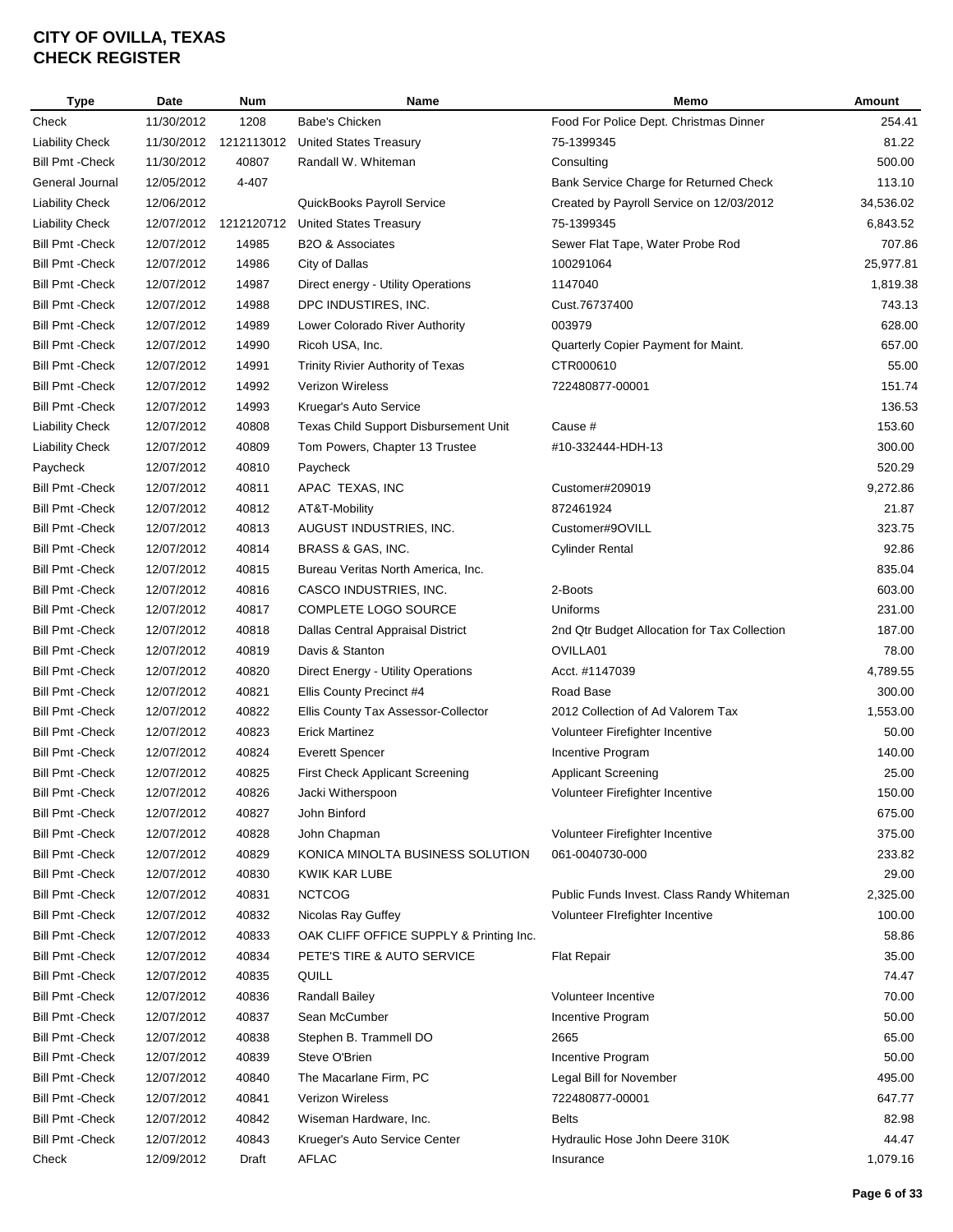# CITY OF OVILLA, TEXAS
# CHECK REGISTER

| Type | Date | Num | Name | Memo | Amount |
|---|---|---|---|---|---|
| Check | 11/30/2012 | 1208 | Babe's Chicken | Food For Police Dept. Christmas Dinner | 254.41 |
| Liability Check | 11/30/2012 | 1212113012 | United States Treasury | 75-1399345 | 81.22 |
| Bill Pmt -Check | 11/30/2012 | 40807 | Randall W. Whiteman | Consulting | 500.00 |
| General Journal | 12/05/2012 | 4-407 | | Bank Service Charge for Returned Check | 113.10 |
| Liability Check | 12/06/2012 | | QuickBooks Payroll Service | Created by Payroll Service on 12/03/2012 | 34,536.02 |
| Liability Check | 12/07/2012 | 1212120712 | United States Treasury | 75-1399345 | 6,843.52 |
| Bill Pmt -Check | 12/07/2012 | 14985 | B2O & Associates | Sewer Flat Tape, Water Probe Rod | 707.86 |
| Bill Pmt -Check | 12/07/2012 | 14986 | City of Dallas | 100291064 | 25,977.81 |
| Bill Pmt -Check | 12/07/2012 | 14987 | Direct energy - Utility Operations | 1147040 | 1,819.38 |
| Bill Pmt -Check | 12/07/2012 | 14988 | DPC INDUSTIRES, INC. | Cust.76737400 | 743.13 |
| Bill Pmt -Check | 12/07/2012 | 14989 | Lower Colorado River Authority | 003979 | 628.00 |
| Bill Pmt -Check | 12/07/2012 | 14990 | Ricoh USA, Inc. | Quarterly Copier Payment for Maint. | 657.00 |
| Bill Pmt -Check | 12/07/2012 | 14991 | Trinity Rivier Authority of Texas | CTR000610 | 55.00 |
| Bill Pmt -Check | 12/07/2012 | 14992 | Verizon Wireless | 722480877-00001 | 151.74 |
| Bill Pmt -Check | 12/07/2012 | 14993 | Kruegar's Auto Service | | 136.53 |
| Liability Check | 12/07/2012 | 40808 | Texas Child Support Disbursement Unit | Cause # | 153.60 |
| Liability Check | 12/07/2012 | 40809 | Tom Powers, Chapter 13 Trustee | #10-332444-HDH-13 | 300.00 |
| Paycheck | 12/07/2012 | 40810 | Paycheck | | 520.29 |
| Bill Pmt -Check | 12/07/2012 | 40811 | APAC TEXAS, INC | Customer#209019 | 9,272.86 |
| Bill Pmt -Check | 12/07/2012 | 40812 | AT&T-Mobility | 872461924 | 21.87 |
| Bill Pmt -Check | 12/07/2012 | 40813 | AUGUST INDUSTRIES, INC. | Customer#9OVILL | 323.75 |
| Bill Pmt -Check | 12/07/2012 | 40814 | BRASS & GAS, INC. | Cylinder Rental | 92.86 |
| Bill Pmt -Check | 12/07/2012 | 40815 | Bureau Veritas North America, Inc. | | 835.04 |
| Bill Pmt -Check | 12/07/2012 | 40816 | CASCO INDUSTRIES, INC. | 2-Boots | 603.00 |
| Bill Pmt -Check | 12/07/2012 | 40817 | COMPLETE LOGO SOURCE | Uniforms | 231.00 |
| Bill Pmt -Check | 12/07/2012 | 40818 | Dallas Central Appraisal District | 2nd Qtr Budget Allocation for Tax Collection | 187.00 |
| Bill Pmt -Check | 12/07/2012 | 40819 | Davis & Stanton | OVILLA01 | 78.00 |
| Bill Pmt -Check | 12/07/2012 | 40820 | Direct Energy - Utility Operations | Acct. #1147039 | 4,789.55 |
| Bill Pmt -Check | 12/07/2012 | 40821 | Ellis County Precinct #4 | Road Base | 300.00 |
| Bill Pmt -Check | 12/07/2012 | 40822 | Ellis County Tax Assessor-Collector | 2012 Collection of Ad Valorem Tax | 1,553.00 |
| Bill Pmt -Check | 12/07/2012 | 40823 | Erick Martinez | Volunteer Firefighter Incentive | 50.00 |
| Bill Pmt -Check | 12/07/2012 | 40824 | Everett Spencer | Incentive Program | 140.00 |
| Bill Pmt -Check | 12/07/2012 | 40825 | First Check Applicant Screening | Applicant Screening | 25.00 |
| Bill Pmt -Check | 12/07/2012 | 40826 | Jacki Witherspoon | Volunteer Firefighter Incentive | 150.00 |
| Bill Pmt -Check | 12/07/2012 | 40827 | John Binford | | 675.00 |
| Bill Pmt -Check | 12/07/2012 | 40828 | John Chapman | Volunteer Firefighter Incentive | 375.00 |
| Bill Pmt -Check | 12/07/2012 | 40829 | KONICA MINOLTA BUSINESS SOLUTION | 061-0040730-000 | 233.82 |
| Bill Pmt -Check | 12/07/2012 | 40830 | KWIK KAR LUBE | | 29.00 |
| Bill Pmt -Check | 12/07/2012 | 40831 | NCTCOG | Public Funds Invest. Class Randy Whiteman | 2,325.00 |
| Bill Pmt -Check | 12/07/2012 | 40832 | Nicolas Ray Guffey | Volunteer FIrefighter Incentive | 100.00 |
| Bill Pmt -Check | 12/07/2012 | 40833 | OAK CLIFF OFFICE SUPPLY & Printing Inc. | | 58.86 |
| Bill Pmt -Check | 12/07/2012 | 40834 | PETE'S TIRE & AUTO SERVICE | Flat Repair | 35.00 |
| Bill Pmt -Check | 12/07/2012 | 40835 | QUILL | | 74.47 |
| Bill Pmt -Check | 12/07/2012 | 40836 | Randall Bailey | Volunteer Incentive | 70.00 |
| Bill Pmt -Check | 12/07/2012 | 40837 | Sean McCumber | Incentive Program | 50.00 |
| Bill Pmt -Check | 12/07/2012 | 40838 | Stephen B. Trammell DO | 2665 | 65.00 |
| Bill Pmt -Check | 12/07/2012 | 40839 | Steve O'Brien | Incentive Program | 50.00 |
| Bill Pmt -Check | 12/07/2012 | 40840 | The Macarlane Firm, PC | Legal Bill for November | 495.00 |
| Bill Pmt -Check | 12/07/2012 | 40841 | Verizon Wireless | 722480877-00001 | 647.77 |
| Bill Pmt -Check | 12/07/2012 | 40842 | Wiseman Hardware, Inc. | Belts | 82.98 |
| Bill Pmt -Check | 12/07/2012 | 40843 | Krueger's Auto Service Center | Hydraulic Hose John Deere 310K | 44.47 |
| Check | 12/09/2012 | Draft | AFLAC | Insurance | 1,079.16 |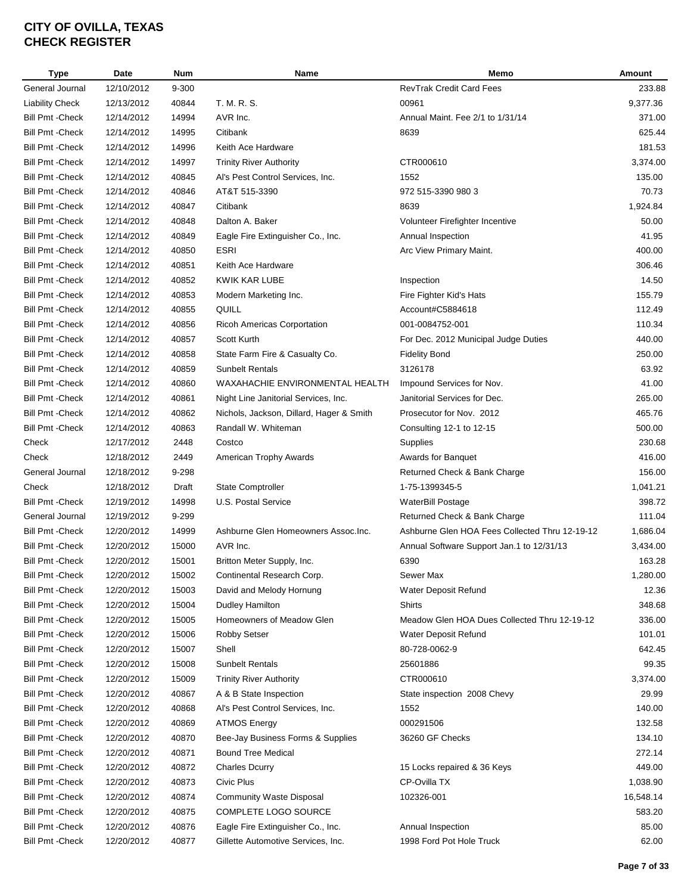# CITY OF OVILLA, TEXAS
## CHECK REGISTER

| Type | Date | Num | Name | Memo | Amount |
|---|---|---|---|---|---|
| General Journal | 12/10/2012 | 9-300 | | RevTrak Credit Card Fees | 233.88 |
| Liability Check | 12/13/2012 | 40844 | T. M. R. S. | 00961 | 9,377.36 |
| Bill Pmt -Check | 12/14/2012 | 14994 | AVR Inc. | Annual Maint. Fee 2/1 to 1/31/14 | 371.00 |
| Bill Pmt -Check | 12/14/2012 | 14995 | Citibank | 8639 | 625.44 |
| Bill Pmt -Check | 12/14/2012 | 14996 | Keith Ace Hardware | | 181.53 |
| Bill Pmt -Check | 12/14/2012 | 14997 | Trinity River Authority | CTR000610 | 3,374.00 |
| Bill Pmt -Check | 12/14/2012 | 40845 | Al's Pest Control Services, Inc. | 1552 | 135.00 |
| Bill Pmt -Check | 12/14/2012 | 40846 | AT&T 515-3390 | 972 515-3390 980 3 | 70.73 |
| Bill Pmt -Check | 12/14/2012 | 40847 | Citibank | 8639 | 1,924.84 |
| Bill Pmt -Check | 12/14/2012 | 40848 | Dalton A. Baker | Volunteer Firefighter Incentive | 50.00 |
| Bill Pmt -Check | 12/14/2012 | 40849 | Eagle Fire Extinguisher Co., Inc. | Annual Inspection | 41.95 |
| Bill Pmt -Check | 12/14/2012 | 40850 | ESRI | Arc View Primary Maint. | 400.00 |
| Bill Pmt -Check | 12/14/2012 | 40851 | Keith Ace Hardware | | 306.46 |
| Bill Pmt -Check | 12/14/2012 | 40852 | KWIK KAR LUBE | Inspection | 14.50 |
| Bill Pmt -Check | 12/14/2012 | 40853 | Modern Marketing Inc. | Fire Fighter Kid's Hats | 155.79 |
| Bill Pmt -Check | 12/14/2012 | 40855 | QUILL | Account#C5884618 | 112.49 |
| Bill Pmt -Check | 12/14/2012 | 40856 | Ricoh Americas Corportation | 001-0084752-001 | 110.34 |
| Bill Pmt -Check | 12/14/2012 | 40857 | Scott Kurth | For Dec. 2012 Municipal Judge Duties | 440.00 |
| Bill Pmt -Check | 12/14/2012 | 40858 | State Farm Fire & Casualty Co. | Fidelity Bond | 250.00 |
| Bill Pmt -Check | 12/14/2012 | 40859 | Sunbelt Rentals | 3126178 | 63.92 |
| Bill Pmt -Check | 12/14/2012 | 40860 | WAXAHACHIE ENVIRONMENTAL HEALTH | Impound Services for Nov. | 41.00 |
| Bill Pmt -Check | 12/14/2012 | 40861 | Night Line Janitorial Services, Inc. | Janitorial Services for Dec. | 265.00 |
| Bill Pmt -Check | 12/14/2012 | 40862 | Nichols, Jackson, Dillard, Hager & Smith | Prosecutor for Nov. 2012 | 465.76 |
| Bill Pmt -Check | 12/14/2012 | 40863 | Randall W. Whiteman | Consulting 12-1 to 12-15 | 500.00 |
| Check | 12/17/2012 | 2448 | Costco | Supplies | 230.68 |
| Check | 12/18/2012 | 2449 | American Trophy Awards | Awards for Banquet | 416.00 |
| General Journal | 12/18/2012 | 9-298 | | Returned Check & Bank Charge | 156.00 |
| Check | 12/18/2012 | Draft | State Comptroller | 1-75-1399345-5 | 1,041.21 |
| Bill Pmt -Check | 12/19/2012 | 14998 | U.S. Postal Service | WaterBill Postage | 398.72 |
| General Journal | 12/19/2012 | 9-299 | | Returned Check & Bank Charge | 111.04 |
| Bill Pmt -Check | 12/20/2012 | 14999 | Ashburne Glen Homeowners Assoc.Inc. | Ashburne Glen HOA Fees Collected Thru 12-19-12 | 1,686.04 |
| Bill Pmt -Check | 12/20/2012 | 15000 | AVR Inc. | Annual Software Support Jan.1 to 12/31/13 | 3,434.00 |
| Bill Pmt -Check | 12/20/2012 | 15001 | Britton Meter Supply, Inc. | 6390 | 163.28 |
| Bill Pmt -Check | 12/20/2012 | 15002 | Continental Research Corp. | Sewer Max | 1,280.00 |
| Bill Pmt -Check | 12/20/2012 | 15003 | David and Melody Hornung | Water Deposit Refund | 12.36 |
| Bill Pmt -Check | 12/20/2012 | 15004 | Dudley Hamilton | Shirts | 348.68 |
| Bill Pmt -Check | 12/20/2012 | 15005 | Homeowners of Meadow Glen | Meadow Glen HOA Dues Collected Thru 12-19-12 | 336.00 |
| Bill Pmt -Check | 12/20/2012 | 15006 | Robby Setser | Water Deposit Refund | 101.01 |
| Bill Pmt -Check | 12/20/2012 | 15007 | Shell | 80-728-0062-9 | 642.45 |
| Bill Pmt -Check | 12/20/2012 | 15008 | Sunbelt Rentals | 25601886 | 99.35 |
| Bill Pmt -Check | 12/20/2012 | 15009 | Trinity River Authority | CTR000610 | 3,374.00 |
| Bill Pmt -Check | 12/20/2012 | 40867 | A & B State Inspection | State inspection 2008 Chevy | 29.99 |
| Bill Pmt -Check | 12/20/2012 | 40868 | Al's Pest Control Services, Inc. | 1552 | 140.00 |
| Bill Pmt -Check | 12/20/2012 | 40869 | ATMOS Energy | 000291506 | 132.58 |
| Bill Pmt -Check | 12/20/2012 | 40870 | Bee-Jay Business Forms & Supplies | 36260 GF Checks | 134.10 |
| Bill Pmt -Check | 12/20/2012 | 40871 | Bound Tree Medical | | 272.14 |
| Bill Pmt -Check | 12/20/2012 | 40872 | Charles Dcurry | 15 Locks repaired & 36 Keys | 449.00 |
| Bill Pmt -Check | 12/20/2012 | 40873 | Civic Plus | CP-Ovilla TX | 1,038.90 |
| Bill Pmt -Check | 12/20/2012 | 40874 | Community Waste Disposal | 102326-001 | 16,548.14 |
| Bill Pmt -Check | 12/20/2012 | 40875 | COMPLETE LOGO SOURCE | | 583.20 |
| Bill Pmt -Check | 12/20/2012 | 40876 | Eagle Fire Extinguisher Co., Inc. | Annual Inspection | 85.00 |
| Bill Pmt -Check | 12/20/2012 | 40877 | Gillette Automotive Services, Inc. | 1998 Ford Pot Hole Truck | 62.00 |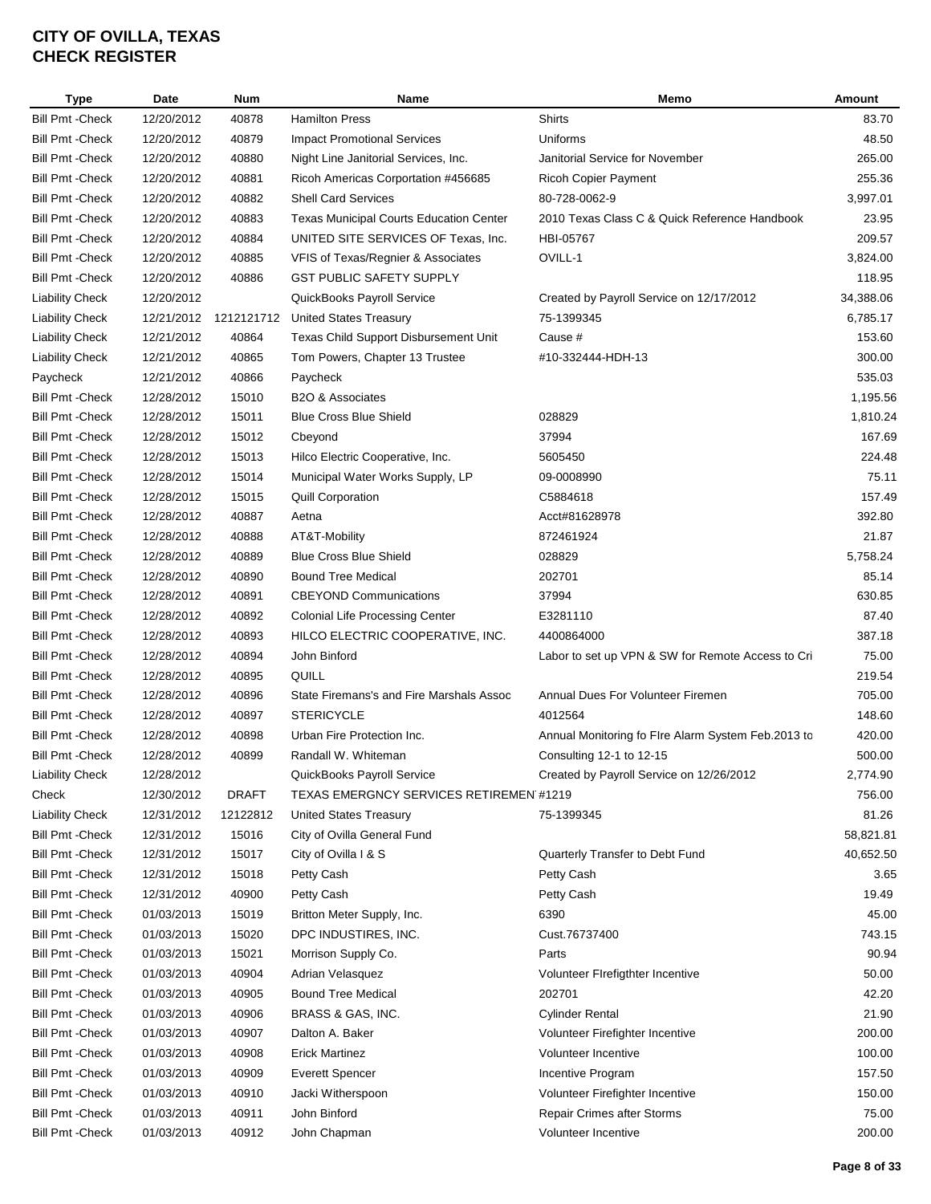# CITY OF OVILLA, TEXAS
# CHECK REGISTER

| Type | Date | Num | Name | Memo | Amount |
|---|---|---|---|---|---|
| Bill Pmt -Check | 12/20/2012 | 40878 | Hamilton Press | Shirts | 83.70 |
| Bill Pmt -Check | 12/20/2012 | 40879 | Impact Promotional Services | Uniforms | 48.50 |
| Bill Pmt -Check | 12/20/2012 | 40880 | Night Line Janitorial Services, Inc. | Janitorial Service for November | 265.00 |
| Bill Pmt -Check | 12/20/2012 | 40881 | Ricoh Americas Corportation #456685 | Ricoh Copier Payment | 255.36 |
| Bill Pmt -Check | 12/20/2012 | 40882 | Shell Card Services | 80-728-0062-9 | 3,997.01 |
| Bill Pmt -Check | 12/20/2012 | 40883 | Texas Municipal Courts Education Center | 2010 Texas Class C & Quick Reference Handbook | 23.95 |
| Bill Pmt -Check | 12/20/2012 | 40884 | UNITED SITE SERVICES OF Texas, Inc. | HBI-05767 | 209.57 |
| Bill Pmt -Check | 12/20/2012 | 40885 | VFIS of Texas/Regnier & Associates | OVILL-1 | 3,824.00 |
| Bill Pmt -Check | 12/20/2012 | 40886 | GST PUBLIC SAFETY SUPPLY | | 118.95 |
| Liability Check | 12/20/2012 | | QuickBooks Payroll Service | Created by Payroll Service on 12/17/2012 | 34,388.06 |
| Liability Check | 12/21/2012 | 1212121712 | United States Treasury | 75-1399345 | 6,785.17 |
| Liability Check | 12/21/2012 | 40864 | Texas Child Support Disbursement Unit | Cause # | 153.60 |
| Liability Check | 12/21/2012 | 40865 | Tom Powers, Chapter 13 Trustee | #10-332444-HDH-13 | 300.00 |
| Paycheck | 12/21/2012 | 40866 | Paycheck | | 535.03 |
| Bill Pmt -Check | 12/28/2012 | 15010 | B2O & Associates | | 1,195.56 |
| Bill Pmt -Check | 12/28/2012 | 15011 | Blue Cross Blue Shield | 028829 | 1,810.24 |
| Bill Pmt -Check | 12/28/2012 | 15012 | Cbeyond | 37994 | 167.69 |
| Bill Pmt -Check | 12/28/2012 | 15013 | Hilco Electric Cooperative, Inc. | 5605450 | 224.48 |
| Bill Pmt -Check | 12/28/2012 | 15014 | Municipal Water Works Supply, LP | 09-0008990 | 75.11 |
| Bill Pmt -Check | 12/28/2012 | 15015 | Quill Corporation | C5884618 | 157.49 |
| Bill Pmt -Check | 12/28/2012 | 40887 | Aetna | Acct#81628978 | 392.80 |
| Bill Pmt -Check | 12/28/2012 | 40888 | AT&T-Mobility | 872461924 | 21.87 |
| Bill Pmt -Check | 12/28/2012 | 40889 | Blue Cross Blue Shield | 028829 | 5,758.24 |
| Bill Pmt -Check | 12/28/2012 | 40890 | Bound Tree Medical | 202701 | 85.14 |
| Bill Pmt -Check | 12/28/2012 | 40891 | CBEYOND Communications | 37994 | 630.85 |
| Bill Pmt -Check | 12/28/2012 | 40892 | Colonial Life Processing Center | E3281110 | 87.40 |
| Bill Pmt -Check | 12/28/2012 | 40893 | HILCO ELECTRIC COOPERATIVE, INC. | 4400864000 | 387.18 |
| Bill Pmt -Check | 12/28/2012 | 40894 | John Binford | Labor to set up VPN & SW for Remote Access to Cri | 75.00 |
| Bill Pmt -Check | 12/28/2012 | 40895 | QUILL | | 219.54 |
| Bill Pmt -Check | 12/28/2012 | 40896 | State Firemans's and Fire Marshals Assoc | Annual Dues For Volunteer Firemen | 705.00 |
| Bill Pmt -Check | 12/28/2012 | 40897 | STERICYCLE | 4012564 | 148.60 |
| Bill Pmt -Check | 12/28/2012 | 40898 | Urban Fire Protection Inc. | Annual Monitoring fo FIre Alarm System Feb.2013 to | 420.00 |
| Bill Pmt -Check | 12/28/2012 | 40899 | Randall W. Whiteman | Consulting 12-1 to 12-15 | 500.00 |
| Liability Check | 12/28/2012 | | QuickBooks Payroll Service | Created by Payroll Service on 12/26/2012 | 2,774.90 |
| Check | 12/30/2012 | DRAFT | TEXAS EMERGNCY SERVICES RETIREMENT | #1219 | 756.00 |
| Liability Check | 12/31/2012 | 12122812 | United States Treasury | 75-1399345 | 81.26 |
| Bill Pmt -Check | 12/31/2012 | 15016 | City of Ovilla General Fund | | 58,821.81 |
| Bill Pmt -Check | 12/31/2012 | 15017 | City of Ovilla I & S | Quarterly Transfer to Debt Fund | 40,652.50 |
| Bill Pmt -Check | 12/31/2012 | 15018 | Petty Cash | Petty Cash | 3.65 |
| Bill Pmt -Check | 12/31/2012 | 40900 | Petty Cash | Petty Cash | 19.49 |
| Bill Pmt -Check | 01/03/2013 | 15019 | Britton Meter Supply, Inc. | 6390 | 45.00 |
| Bill Pmt -Check | 01/03/2013 | 15020 | DPC INDUSTIRES, INC. | Cust.76737400 | 743.15 |
| Bill Pmt -Check | 01/03/2013 | 15021 | Morrison Supply Co. | Parts | 90.94 |
| Bill Pmt -Check | 01/03/2013 | 40904 | Adrian Velasquez | Volunteer FIrefigthter Incentive | 50.00 |
| Bill Pmt -Check | 01/03/2013 | 40905 | Bound Tree Medical | 202701 | 42.20 |
| Bill Pmt -Check | 01/03/2013 | 40906 | BRASS & GAS, INC. | Cylinder Rental | 21.90 |
| Bill Pmt -Check | 01/03/2013 | 40907 | Dalton A. Baker | Volunteer Firefighter Incentive | 200.00 |
| Bill Pmt -Check | 01/03/2013 | 40908 | Erick Martinez | Volunteer Incentive | 100.00 |
| Bill Pmt -Check | 01/03/2013 | 40909 | Everett Spencer | Incentive Program | 157.50 |
| Bill Pmt -Check | 01/03/2013 | 40910 | Jacki Witherspoon | Volunteer Firefighter Incentive | 150.00 |
| Bill Pmt -Check | 01/03/2013 | 40911 | John Binford | Repair Crimes after Storms | 75.00 |
| Bill Pmt -Check | 01/03/2013 | 40912 | John Chapman | Volunteer Incentive | 200.00 |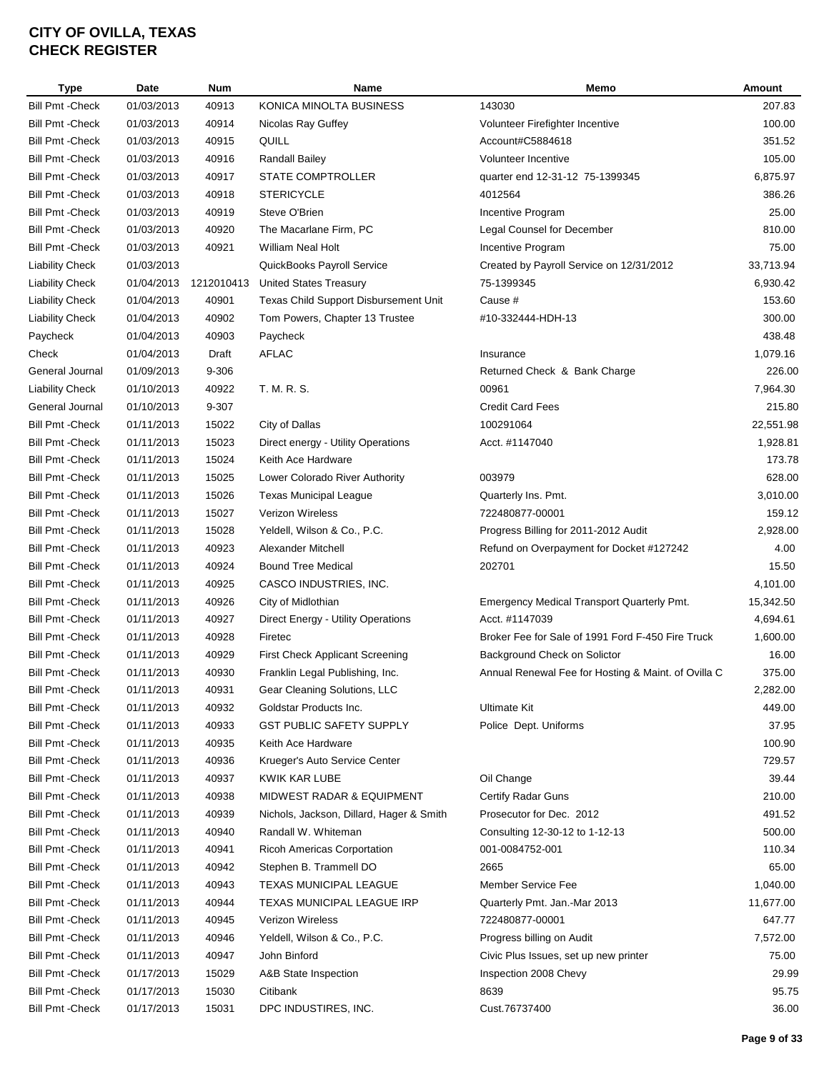# CITY OF OVILLA, TEXAS
# CHECK REGISTER

| Type | Date | Num | Name | Memo | Amount |
|---|---|---|---|---|---|
| Bill Pmt -Check | 01/03/2013 | 40913 | KONICA MINOLTA BUSINESS | 143030 | 207.83 |
| Bill Pmt -Check | 01/03/2013 | 40914 | Nicolas Ray Guffey | Volunteer Firefighter Incentive | 100.00 |
| Bill Pmt -Check | 01/03/2013 | 40915 | QUILL | Account#C5884618 | 351.52 |
| Bill Pmt -Check | 01/03/2013 | 40916 | Randall Bailey | Volunteer Incentive | 105.00 |
| Bill Pmt -Check | 01/03/2013 | 40917 | STATE COMPTROLLER | quarter end 12-31-12 75-1399345 | 6,875.97 |
| Bill Pmt -Check | 01/03/2013 | 40918 | STERICYCLE | 4012564 | 386.26 |
| Bill Pmt -Check | 01/03/2013 | 40919 | Steve O'Brien | Incentive Program | 25.00 |
| Bill Pmt -Check | 01/03/2013 | 40920 | The Macarlane Firm, PC | Legal Counsel for December | 810.00 |
| Bill Pmt -Check | 01/03/2013 | 40921 | William Neal Holt | Incentive Program | 75.00 |
| Liability Check | 01/03/2013 | | QuickBooks Payroll Service | Created by Payroll Service on 12/31/2012 | 33,713.94 |
| Liability Check | 01/04/2013 | 1212010413 | United States Treasury | 75-1399345 | 6,930.42 |
| Liability Check | 01/04/2013 | 40901 | Texas Child Support Disbursement Unit | Cause # | 153.60 |
| Liability Check | 01/04/2013 | 40902 | Tom Powers, Chapter 13 Trustee | #10-332444-HDH-13 | 300.00 |
| Paycheck | 01/04/2013 | 40903 | Paycheck | | 438.48 |
| Check | 01/04/2013 | Draft | AFLAC | Insurance | 1,079.16 |
| General Journal | 01/09/2013 | 9-306 | | Returned Check & Bank Charge | 226.00 |
| Liability Check | 01/10/2013 | 40922 | T. M. R. S. | 00961 | 7,964.30 |
| General Journal | 01/10/2013 | 9-307 | | Credit Card Fees | 215.80 |
| Bill Pmt -Check | 01/11/2013 | 15022 | City of Dallas | 100291064 | 22,551.98 |
| Bill Pmt -Check | 01/11/2013 | 15023 | Direct energy - Utility Operations | Acct. #1147040 | 1,928.81 |
| Bill Pmt -Check | 01/11/2013 | 15024 | Keith Ace Hardware | | 173.78 |
| Bill Pmt -Check | 01/11/2013 | 15025 | Lower Colorado River Authority | 003979 | 628.00 |
| Bill Pmt -Check | 01/11/2013 | 15026 | Texas Municipal League | Quarterly Ins. Pmt. | 3,010.00 |
| Bill Pmt -Check | 01/11/2013 | 15027 | Verizon Wireless | 722480877-00001 | 159.12 |
| Bill Pmt -Check | 01/11/2013 | 15028 | Yeldell, Wilson & Co., P.C. | Progress Billing for 2011-2012 Audit | 2,928.00 |
| Bill Pmt -Check | 01/11/2013 | 40923 | Alexander Mitchell | Refund on Overpayment for Docket #127242 | 4.00 |
| Bill Pmt -Check | 01/11/2013 | 40924 | Bound Tree Medical | 202701 | 15.50 |
| Bill Pmt -Check | 01/11/2013 | 40925 | CASCO INDUSTRIES, INC. | | 4,101.00 |
| Bill Pmt -Check | 01/11/2013 | 40926 | City of Midlothian | Emergency Medical Transport Quarterly Pmt. | 15,342.50 |
| Bill Pmt -Check | 01/11/2013 | 40927 | Direct Energy - Utility Operations | Acct. #1147039 | 4,694.61 |
| Bill Pmt -Check | 01/11/2013 | 40928 | Firetec | Broker Fee for Sale of 1991 Ford F-450 Fire Truck | 1,600.00 |
| Bill Pmt -Check | 01/11/2013 | 40929 | First Check Applicant Screening | Background Check on Solictor | 16.00 |
| Bill Pmt -Check | 01/11/2013 | 40930 | Franklin Legal Publishing, Inc. | Annual Renewal Fee for Hosting & Maint. of Ovilla C | 375.00 |
| Bill Pmt -Check | 01/11/2013 | 40931 | Gear Cleaning Solutions, LLC | | 2,282.00 |
| Bill Pmt -Check | 01/11/2013 | 40932 | Goldstar Products Inc. | Ultimate Kit | 449.00 |
| Bill Pmt -Check | 01/11/2013 | 40933 | GST PUBLIC SAFETY SUPPLY | Police Dept. Uniforms | 37.95 |
| Bill Pmt -Check | 01/11/2013 | 40935 | Keith Ace Hardware | | 100.90 |
| Bill Pmt -Check | 01/11/2013 | 40936 | Krueger's Auto Service Center | | 729.57 |
| Bill Pmt -Check | 01/11/2013 | 40937 | KWIK KAR LUBE | Oil Change | 39.44 |
| Bill Pmt -Check | 01/11/2013 | 40938 | MIDWEST RADAR & EQUIPMENT | Certify Radar Guns | 210.00 |
| Bill Pmt -Check | 01/11/2013 | 40939 | Nichols, Jackson, Dillard, Hager & Smith | Prosecutor for Dec. 2012 | 491.52 |
| Bill Pmt -Check | 01/11/2013 | 40940 | Randall W. Whiteman | Consulting 12-30-12 to 1-12-13 | 500.00 |
| Bill Pmt -Check | 01/11/2013 | 40941 | Ricoh Americas Corportation | 001-0084752-001 | 110.34 |
| Bill Pmt -Check | 01/11/2013 | 40942 | Stephen B. Trammell DO | 2665 | 65.00 |
| Bill Pmt -Check | 01/11/2013 | 40943 | TEXAS MUNICIPAL LEAGUE | Member Service Fee | 1,040.00 |
| Bill Pmt -Check | 01/11/2013 | 40944 | TEXAS MUNICIPAL LEAGUE IRP | Quarterly Pmt. Jan.-Mar 2013 | 11,677.00 |
| Bill Pmt -Check | 01/11/2013 | 40945 | Verizon Wireless | 722480877-00001 | 647.77 |
| Bill Pmt -Check | 01/11/2013 | 40946 | Yeldell, Wilson & Co., P.C. | Progress billing on Audit | 7,572.00 |
| Bill Pmt -Check | 01/11/2013 | 40947 | John Binford | Civic Plus Issues, set up new printer | 75.00 |
| Bill Pmt -Check | 01/17/2013 | 15029 | A&B State Inspection | Inspection 2008 Chevy | 29.99 |
| Bill Pmt -Check | 01/17/2013 | 15030 | Citibank | 8639 | 95.75 |
| Bill Pmt -Check | 01/17/2013 | 15031 | DPC INDUSTIRES, INC. | Cust.76737400 | 36.00 |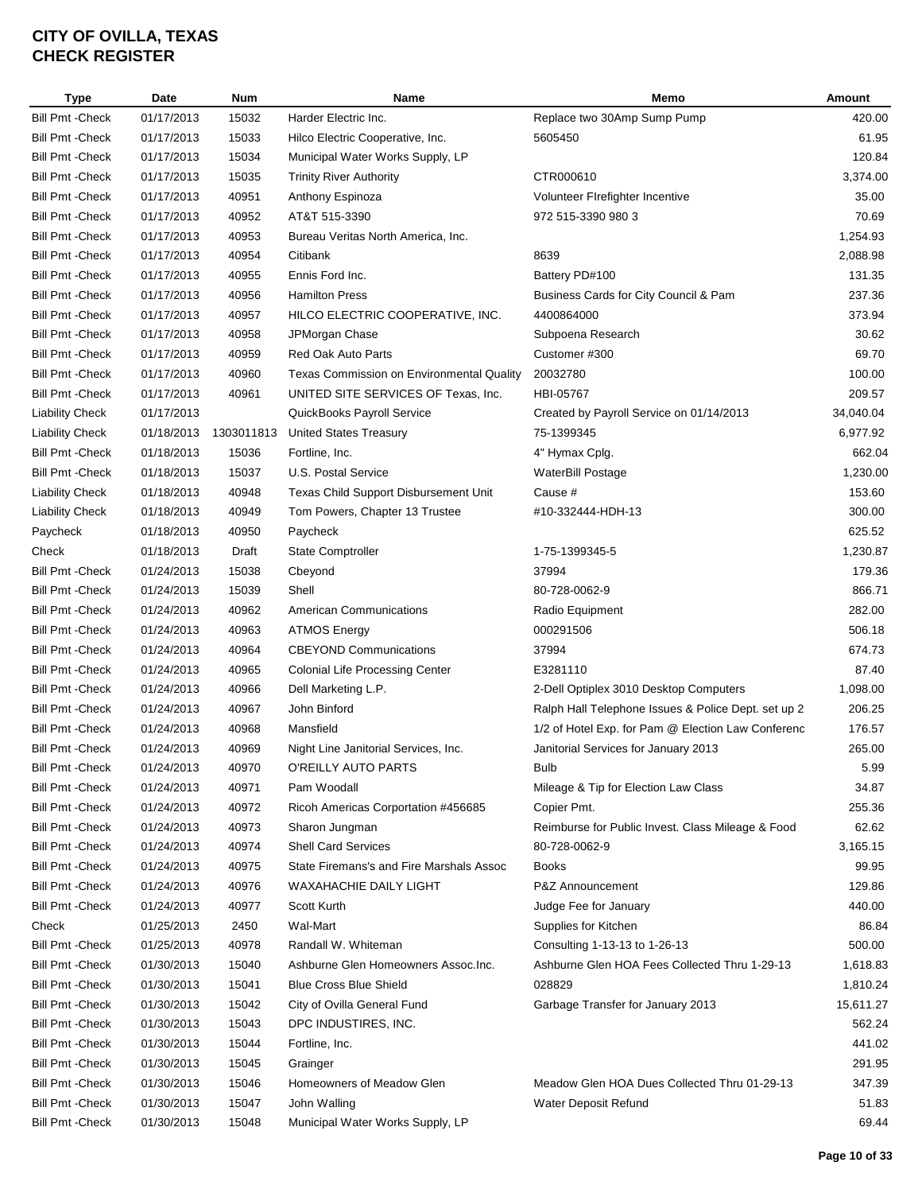# CITY OF OVILLA, TEXAS
# CHECK REGISTER

| Type | Date | Num | Name | Memo | Amount |
|---|---|---|---|---|---|
| Bill Pmt -Check | 01/17/2013 | 15032 | Harder Electric Inc. | Replace two 30Amp Sump Pump | 420.00 |
| Bill Pmt -Check | 01/17/2013 | 15033 | Hilco Electric Cooperative, Inc. | 5605450 | 61.95 |
| Bill Pmt -Check | 01/17/2013 | 15034 | Municipal Water Works Supply, LP | | 120.84 |
| Bill Pmt -Check | 01/17/2013 | 15035 | Trinity River Authority | CTR000610 | 3,374.00 |
| Bill Pmt -Check | 01/17/2013 | 40951 | Anthony Espinoza | Volunteer FIrefighter Incentive | 35.00 |
| Bill Pmt -Check | 01/17/2013 | 40952 | AT&T 515-3390 | 972 515-3390 980 3 | 70.69 |
| Bill Pmt -Check | 01/17/2013 | 40953 | Bureau Veritas North America, Inc. | | 1,254.93 |
| Bill Pmt -Check | 01/17/2013 | 40954 | Citibank | 8639 | 2,088.98 |
| Bill Pmt -Check | 01/17/2013 | 40955 | Ennis Ford Inc. | Battery PD#100 | 131.35 |
| Bill Pmt -Check | 01/17/2013 | 40956 | Hamilton Press | Business Cards for City Council & Pam | 237.36 |
| Bill Pmt -Check | 01/17/2013 | 40957 | HILCO ELECTRIC COOPERATIVE, INC. | 4400864000 | 373.94 |
| Bill Pmt -Check | 01/17/2013 | 40958 | JPMorgan Chase | Subpoena Research | 30.62 |
| Bill Pmt -Check | 01/17/2013 | 40959 | Red Oak Auto Parts | Customer #300 | 69.70 |
| Bill Pmt -Check | 01/17/2013 | 40960 | Texas Commission on Environmental Quality | 20032780 | 100.00 |
| Bill Pmt -Check | 01/17/2013 | 40961 | UNITED SITE SERVICES OF Texas, Inc. | HBI-05767 | 209.57 |
| Liability Check | 01/17/2013 | | QuickBooks Payroll Service | Created by Payroll Service on 01/14/2013 | 34,040.04 |
| Liability Check | 01/18/2013 | 1303011813 | United States Treasury | 75-1399345 | 6,977.92 |
| Bill Pmt -Check | 01/18/2013 | 15036 | Fortline, Inc. | 4" Hymax Cplg. | 662.04 |
| Bill Pmt -Check | 01/18/2013 | 15037 | U.S. Postal Service | WaterBill Postage | 1,230.00 |
| Liability Check | 01/18/2013 | 40948 | Texas Child Support Disbursement Unit | Cause # | 153.60 |
| Liability Check | 01/18/2013 | 40949 | Tom Powers, Chapter 13 Trustee | #10-332444-HDH-13 | 300.00 |
| Paycheck | 01/18/2013 | 40950 | Paycheck | | 625.52 |
| Check | 01/18/2013 | Draft | State Comptroller | 1-75-1399345-5 | 1,230.87 |
| Bill Pmt -Check | 01/24/2013 | 15038 | Cbeyond | 37994 | 179.36 |
| Bill Pmt -Check | 01/24/2013 | 15039 | Shell | 80-728-0062-9 | 866.71 |
| Bill Pmt -Check | 01/24/2013 | 40962 | American Communications | Radio Equipment | 282.00 |
| Bill Pmt -Check | 01/24/2013 | 40963 | ATMOS Energy | 000291506 | 506.18 |
| Bill Pmt -Check | 01/24/2013 | 40964 | CBEYOND Communications | 37994 | 674.73 |
| Bill Pmt -Check | 01/24/2013 | 40965 | Colonial Life Processing Center | E3281110 | 87.40 |
| Bill Pmt -Check | 01/24/2013 | 40966 | Dell Marketing L.P. | 2-Dell Optiplex 3010 Desktop Computers | 1,098.00 |
| Bill Pmt -Check | 01/24/2013 | 40967 | John Binford | Ralph Hall Telephone Issues & Police Dept. set up 2 | 206.25 |
| Bill Pmt -Check | 01/24/2013 | 40968 | Mansfield | 1/2 of Hotel Exp. for Pam @ Election Law Conferenc | 176.57 |
| Bill Pmt -Check | 01/24/2013 | 40969 | Night Line Janitorial Services, Inc. | Janitorial Services for January 2013 | 265.00 |
| Bill Pmt -Check | 01/24/2013 | 40970 | O'REILLY AUTO PARTS | Bulb | 5.99 |
| Bill Pmt -Check | 01/24/2013 | 40971 | Pam Woodall | Mileage & Tip for Election Law Class | 34.87 |
| Bill Pmt -Check | 01/24/2013 | 40972 | Ricoh Americas Corportation #456685 | Copier Pmt. | 255.36 |
| Bill Pmt -Check | 01/24/2013 | 40973 | Sharon Jungman | Reimburse for Public Invest. Class Mileage & Food | 62.62 |
| Bill Pmt -Check | 01/24/2013 | 40974 | Shell Card Services | 80-728-0062-9 | 3,165.15 |
| Bill Pmt -Check | 01/24/2013 | 40975 | State Firemans's and Fire Marshals Assoc | Books | 99.95 |
| Bill Pmt -Check | 01/24/2013 | 40976 | WAXAHACHIE DAILY LIGHT | P&Z Announcement | 129.86 |
| Bill Pmt -Check | 01/24/2013 | 40977 | Scott Kurth | Judge Fee for January | 440.00 |
| Check | 01/25/2013 | 2450 | Wal-Mart | Supplies for Kitchen | 86.84 |
| Bill Pmt -Check | 01/25/2013 | 40978 | Randall W. Whiteman | Consulting 1-13-13 to 1-26-13 | 500.00 |
| Bill Pmt -Check | 01/30/2013 | 15040 | Ashburne Glen Homeowners Assoc.Inc. | Ashburne Glen HOA Fees Collected Thru 1-29-13 | 1,618.83 |
| Bill Pmt -Check | 01/30/2013 | 15041 | Blue Cross Blue Shield | 028829 | 1,810.24 |
| Bill Pmt -Check | 01/30/2013 | 15042 | City of Ovilla General Fund | Garbage Transfer for January 2013 | 15,611.27 |
| Bill Pmt -Check | 01/30/2013 | 15043 | DPC INDUSTIRES, INC. | | 562.24 |
| Bill Pmt -Check | 01/30/2013 | 15044 | Fortline, Inc. | | 441.02 |
| Bill Pmt -Check | 01/30/2013 | 15045 | Grainger | | 291.95 |
| Bill Pmt -Check | 01/30/2013 | 15046 | Homeowners of Meadow Glen | Meadow Glen HOA Dues Collected Thru 01-29-13 | 347.39 |
| Bill Pmt -Check | 01/30/2013 | 15047 | John Walling | Water Deposit Refund | 51.83 |
| Bill Pmt -Check | 01/30/2013 | 15048 | Municipal Water Works Supply, LP | | 69.44 |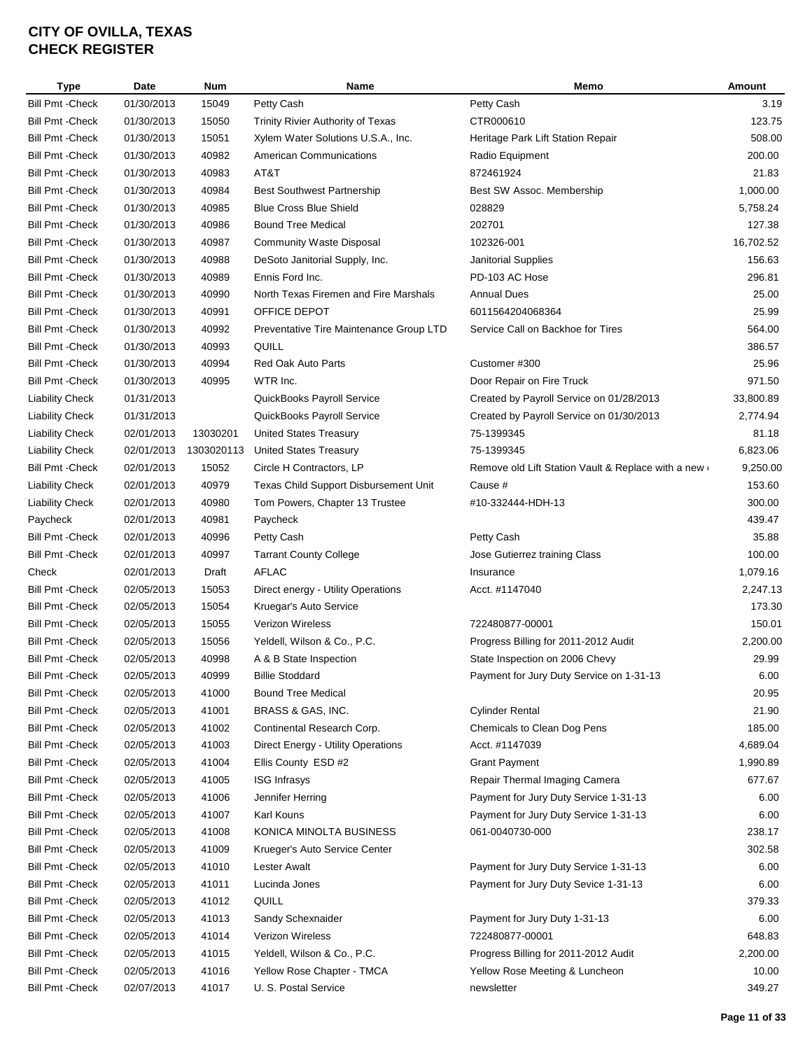# CITY OF OVILLA, TEXAS
# CHECK REGISTER

| Type | Date | Num | Name | Memo | Amount |
|---|---|---|---|---|---|
| Bill Pmt -Check | 01/30/2013 | 15049 | Petty Cash | Petty Cash | 3.19 |
| Bill Pmt -Check | 01/30/2013 | 15050 | Trinity Rivier Authority of Texas | CTR000610 | 123.75 |
| Bill Pmt -Check | 01/30/2013 | 15051 | Xylem Water Solutions U.S.A., Inc. | Heritage Park Lift Station Repair | 508.00 |
| Bill Pmt -Check | 01/30/2013 | 40982 | American Communications | Radio Equipment | 200.00 |
| Bill Pmt -Check | 01/30/2013 | 40983 | AT&T | 872461924 | 21.83 |
| Bill Pmt -Check | 01/30/2013 | 40984 | Best Southwest Partnership | Best SW Assoc. Membership | 1,000.00 |
| Bill Pmt -Check | 01/30/2013 | 40985 | Blue Cross Blue Shield | 028829 | 5,758.24 |
| Bill Pmt -Check | 01/30/2013 | 40986 | Bound Tree Medical | 202701 | 127.38 |
| Bill Pmt -Check | 01/30/2013 | 40987 | Community Waste Disposal | 102326-001 | 16,702.52 |
| Bill Pmt -Check | 01/30/2013 | 40988 | DeSoto Janitorial Supply, Inc. | Janitorial Supplies | 156.63 |
| Bill Pmt -Check | 01/30/2013 | 40989 | Ennis Ford Inc. | PD-103 AC Hose | 296.81 |
| Bill Pmt -Check | 01/30/2013 | 40990 | North Texas Firemen and Fire Marshals | Annual Dues | 25.00 |
| Bill Pmt -Check | 01/30/2013 | 40991 | OFFICE DEPOT | 6011564204068364 | 25.99 |
| Bill Pmt -Check | 01/30/2013 | 40992 | Preventative Tire Maintenance Group LTD | Service Call on Backhoe for Tires | 564.00 |
| Bill Pmt -Check | 01/30/2013 | 40993 | QUILL | | 386.57 |
| Bill Pmt -Check | 01/30/2013 | 40994 | Red Oak Auto Parts | Customer #300 | 25.96 |
| Bill Pmt -Check | 01/30/2013 | 40995 | WTR Inc. | Door Repair on Fire Truck | 971.50 |
| Liability Check | 01/31/2013 | | QuickBooks Payroll Service | Created by Payroll Service on 01/28/2013 | 33,800.89 |
| Liability Check | 01/31/2013 | | QuickBooks Payroll Service | Created by Payroll Service on 01/30/2013 | 2,774.94 |
| Liability Check | 02/01/2013 | 13030201 | United States Treasury | 75-1399345 | 81.18 |
| Liability Check | 02/01/2013 | 1303020113 | United States Treasury | 75-1399345 | 6,823.06 |
| Bill Pmt -Check | 02/01/2013 | 15052 | Circle H Contractors, LP | Remove old Lift Station Vault & Replace with a new | 9,250.00 |
| Liability Check | 02/01/2013 | 40979 | Texas Child Support Disbursement Unit | Cause # | 153.60 |
| Liability Check | 02/01/2013 | 40980 | Tom Powers, Chapter 13 Trustee | #10-332444-HDH-13 | 300.00 |
| Paycheck | 02/01/2013 | 40981 | Paycheck | | 439.47 |
| Bill Pmt -Check | 02/01/2013 | 40996 | Petty Cash | Petty Cash | 35.88 |
| Bill Pmt -Check | 02/01/2013 | 40997 | Tarrant County College | Jose Gutierrez training Class | 100.00 |
| Check | 02/01/2013 | Draft | AFLAC | Insurance | 1,079.16 |
| Bill Pmt -Check | 02/05/2013 | 15053 | Direct energy - Utility Operations | Acct. #1147040 | 2,247.13 |
| Bill Pmt -Check | 02/05/2013 | 15054 | Kruegar's Auto Service | | 173.30 |
| Bill Pmt -Check | 02/05/2013 | 15055 | Verizon Wireless | 722480877-00001 | 150.01 |
| Bill Pmt -Check | 02/05/2013 | 15056 | Yeldell, Wilson & Co., P.C. | Progress Billing for 2011-2012 Audit | 2,200.00 |
| Bill Pmt -Check | 02/05/2013 | 40998 | A & B State Inspection | State Inspection on 2006 Chevy | 29.99 |
| Bill Pmt -Check | 02/05/2013 | 40999 | Billie Stoddard | Payment for Jury Duty Service on 1-31-13 | 6.00 |
| Bill Pmt -Check | 02/05/2013 | 41000 | Bound Tree Medical | | 20.95 |
| Bill Pmt -Check | 02/05/2013 | 41001 | BRASS & GAS, INC. | Cylinder Rental | 21.90 |
| Bill Pmt -Check | 02/05/2013 | 41002 | Continental Research Corp. | Chemicals to Clean Dog Pens | 185.00 |
| Bill Pmt -Check | 02/05/2013 | 41003 | Direct Energy - Utility Operations | Acct. #1147039 | 4,689.04 |
| Bill Pmt -Check | 02/05/2013 | 41004 | Ellis County ESD #2 | Grant Payment | 1,990.89 |
| Bill Pmt -Check | 02/05/2013 | 41005 | ISG Infrasys | Repair Thermal Imaging Camera | 677.67 |
| Bill Pmt -Check | 02/05/2013 | 41006 | Jennifer Herring | Payment for Jury Duty Service 1-31-13 | 6.00 |
| Bill Pmt -Check | 02/05/2013 | 41007 | Karl Kouns | Payment for Jury Duty Service 1-31-13 | 6.00 |
| Bill Pmt -Check | 02/05/2013 | 41008 | KONICA MINOLTA BUSINESS | 061-0040730-000 | 238.17 |
| Bill Pmt -Check | 02/05/2013 | 41009 | Krueger's Auto Service Center | | 302.58 |
| Bill Pmt -Check | 02/05/2013 | 41010 | Lester Awalt | Payment for Jury Duty Service 1-31-13 | 6.00 |
| Bill Pmt -Check | 02/05/2013 | 41011 | Lucinda Jones | Payment for Jury Duty Sevice 1-31-13 | 6.00 |
| Bill Pmt -Check | 02/05/2013 | 41012 | QUILL | | 379.33 |
| Bill Pmt -Check | 02/05/2013 | 41013 | Sandy Schexnaider | Payment for Jury Duty 1-31-13 | 6.00 |
| Bill Pmt -Check | 02/05/2013 | 41014 | Verizon Wireless | 722480877-00001 | 648.83 |
| Bill Pmt -Check | 02/05/2013 | 41015 | Yeldell, Wilson & Co., P.C. | Progress Billing for 2011-2012 Audit | 2,200.00 |
| Bill Pmt -Check | 02/05/2013 | 41016 | Yellow Rose Chapter - TMCA | Yellow Rose Meeting & Luncheon | 10.00 |
| Bill Pmt -Check | 02/07/2013 | 41017 | U. S. Postal Service | newsletter | 349.27 |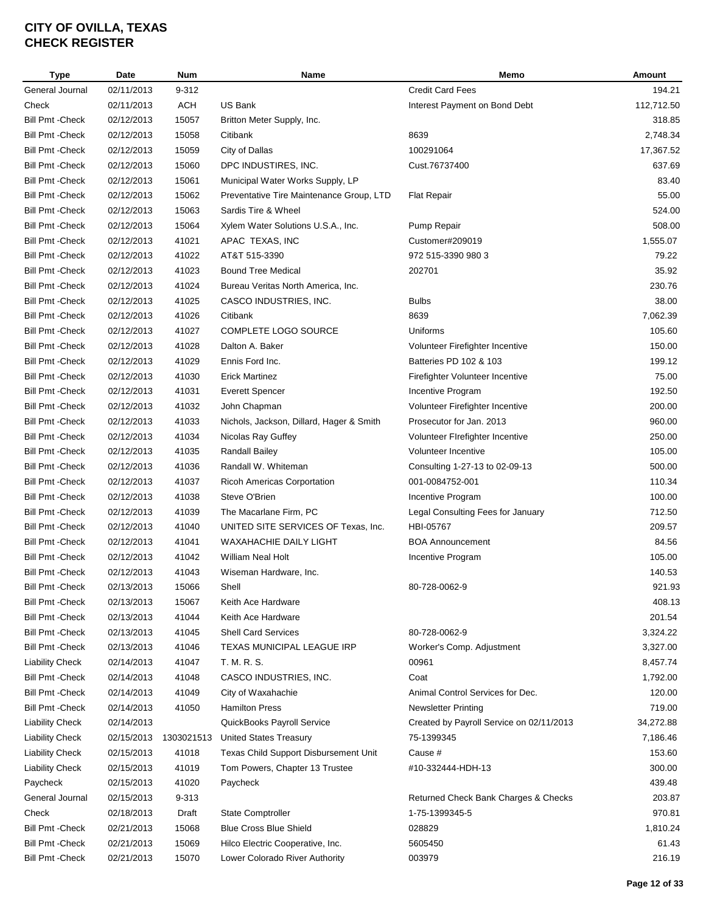# CITY OF OVILLA, TEXAS
# CHECK REGISTER

| Type | Date | Num | Name | Memo | Amount |
|---|---|---|---|---|---|
| General Journal | 02/11/2013 | 9-312 | | Credit Card Fees | 194.21 |
| Check | 02/11/2013 | ACH | US Bank | Interest Payment on Bond Debt | 112,712.50 |
| Bill Pmt -Check | 02/12/2013 | 15057 | Britton Meter Supply, Inc. | | 318.85 |
| Bill Pmt -Check | 02/12/2013 | 15058 | Citibank | 8639 | 2,748.34 |
| Bill Pmt -Check | 02/12/2013 | 15059 | City of Dallas | 100291064 | 17,367.52 |
| Bill Pmt -Check | 02/12/2013 | 15060 | DPC INDUSTIRES, INC. | Cust.76737400 | 637.69 |
| Bill Pmt -Check | 02/12/2013 | 15061 | Municipal Water Works Supply, LP | | 83.40 |
| Bill Pmt -Check | 02/12/2013 | 15062 | Preventative Tire Maintenance Group, LTD | Flat Repair | 55.00 |
| Bill Pmt -Check | 02/12/2013 | 15063 | Sardis Tire & Wheel | | 524.00 |
| Bill Pmt -Check | 02/12/2013 | 15064 | Xylem Water Solutions U.S.A., Inc. | Pump Repair | 508.00 |
| Bill Pmt -Check | 02/12/2013 | 41021 | APAC TEXAS, INC | Customer#209019 | 1,555.07 |
| Bill Pmt -Check | 02/12/2013 | 41022 | AT&T 515-3390 | 972 515-3390 980 3 | 79.22 |
| Bill Pmt -Check | 02/12/2013 | 41023 | Bound Tree Medical | 202701 | 35.92 |
| Bill Pmt -Check | 02/12/2013 | 41024 | Bureau Veritas North America, Inc. | | 230.76 |
| Bill Pmt -Check | 02/12/2013 | 41025 | CASCO INDUSTRIES, INC. | Bulbs | 38.00 |
| Bill Pmt -Check | 02/12/2013 | 41026 | Citibank | 8639 | 7,062.39 |
| Bill Pmt -Check | 02/12/2013 | 41027 | COMPLETE LOGO SOURCE | Uniforms | 105.60 |
| Bill Pmt -Check | 02/12/2013 | 41028 | Dalton A. Baker | Volunteer Firefighter Incentive | 150.00 |
| Bill Pmt -Check | 02/12/2013 | 41029 | Ennis Ford Inc. | Batteries PD 102 & 103 | 199.12 |
| Bill Pmt -Check | 02/12/2013 | 41030 | Erick Martinez | Firefighter Volunteer Incentive | 75.00 |
| Bill Pmt -Check | 02/12/2013 | 41031 | Everett Spencer | Incentive Program | 192.50 |
| Bill Pmt -Check | 02/12/2013 | 41032 | John Chapman | Volunteer Firefighter Incentive | 200.00 |
| Bill Pmt -Check | 02/12/2013 | 41033 | Nichols, Jackson, Dillard, Hager & Smith | Prosecutor for Jan. 2013 | 960.00 |
| Bill Pmt -Check | 02/12/2013 | 41034 | Nicolas Ray Guffey | Volunteer FIrefighter Incentive | 250.00 |
| Bill Pmt -Check | 02/12/2013 | 41035 | Randall Bailey | Volunteer Incentive | 105.00 |
| Bill Pmt -Check | 02/12/2013 | 41036 | Randall W. Whiteman | Consulting 1-27-13 to 02-09-13 | 500.00 |
| Bill Pmt -Check | 02/12/2013 | 41037 | Ricoh Americas Corportation | 001-0084752-001 | 110.34 |
| Bill Pmt -Check | 02/12/2013 | 41038 | Steve O'Brien | Incentive Program | 100.00 |
| Bill Pmt -Check | 02/12/2013 | 41039 | The Macarlane Firm, PC | Legal Consulting Fees for January | 712.50 |
| Bill Pmt -Check | 02/12/2013 | 41040 | UNITED SITE SERVICES OF Texas, Inc. | HBI-05767 | 209.57 |
| Bill Pmt -Check | 02/12/2013 | 41041 | WAXAHACHIE DAILY LIGHT | BOA Announcement | 84.56 |
| Bill Pmt -Check | 02/12/2013 | 41042 | William Neal Holt | Incentive Program | 105.00 |
| Bill Pmt -Check | 02/12/2013 | 41043 | Wiseman Hardware, Inc. | | 140.53 |
| Bill Pmt -Check | 02/13/2013 | 15066 | Shell | 80-728-0062-9 | 921.93 |
| Bill Pmt -Check | 02/13/2013 | 15067 | Keith Ace Hardware | | 408.13 |
| Bill Pmt -Check | 02/13/2013 | 41044 | Keith Ace Hardware | | 201.54 |
| Bill Pmt -Check | 02/13/2013 | 41045 | Shell Card Services | 80-728-0062-9 | 3,324.22 |
| Bill Pmt -Check | 02/13/2013 | 41046 | TEXAS MUNICIPAL LEAGUE IRP | Worker's Comp. Adjustment | 3,327.00 |
| Liability Check | 02/14/2013 | 41047 | T. M. R. S. | 00961 | 8,457.74 |
| Bill Pmt -Check | 02/14/2013 | 41048 | CASCO INDUSTRIES, INC. | Coat | 1,792.00 |
| Bill Pmt -Check | 02/14/2013 | 41049 | City of Waxahachie | Animal Control Services for Dec. | 120.00 |
| Bill Pmt -Check | 02/14/2013 | 41050 | Hamilton Press | Newsletter Printing | 719.00 |
| Liability Check | 02/14/2013 | | QuickBooks Payroll Service | Created by Payroll Service on 02/11/2013 | 34,272.88 |
| Liability Check | 02/15/2013 | 1303021513 | United States Treasury | 75-1399345 | 7,186.46 |
| Liability Check | 02/15/2013 | 41018 | Texas Child Support Disbursement Unit | Cause # | 153.60 |
| Liability Check | 02/15/2013 | 41019 | Tom Powers, Chapter 13 Trustee | #10-332444-HDH-13 | 300.00 |
| Paycheck | 02/15/2013 | 41020 | Paycheck | | 439.48 |
| General Journal | 02/15/2013 | 9-313 | | Returned Check Bank Charges & Checks | 203.87 |
| Check | 02/18/2013 | Draft | State Comptroller | 1-75-1399345-5 | 970.81 |
| Bill Pmt -Check | 02/21/2013 | 15068 | Blue Cross Blue Shield | 028829 | 1,810.24 |
| Bill Pmt -Check | 02/21/2013 | 15069 | Hilco Electric Cooperative, Inc. | 5605450 | 61.43 |
| Bill Pmt -Check | 02/21/2013 | 15070 | Lower Colorado River Authority | 003979 | 216.19 |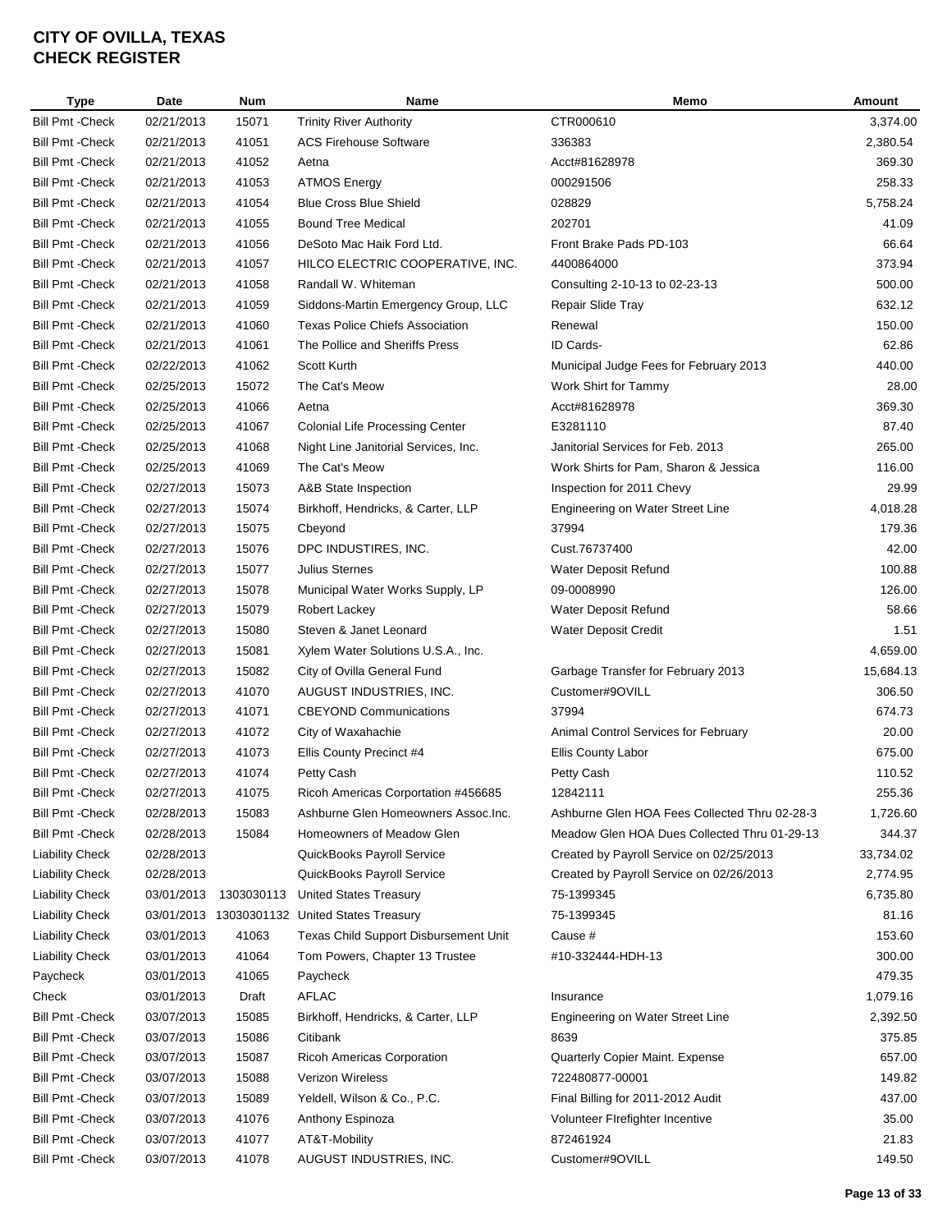# CITY OF OVILLA, TEXAS
# CHECK REGISTER

| Type | Date | Num | Name | Memo | Amount |
|---|---|---|---|---|---|
| Bill Pmt -Check | 02/21/2013 | 15071 | Trinity River Authority | CTR000610 | 3,374.00 |
| Bill Pmt -Check | 02/21/2013 | 41051 | ACS Firehouse Software | 336383 | 2,380.54 |
| Bill Pmt -Check | 02/21/2013 | 41052 | Aetna | Acct#81628978 | 369.30 |
| Bill Pmt -Check | 02/21/2013 | 41053 | ATMOS Energy | 000291506 | 258.33 |
| Bill Pmt -Check | 02/21/2013 | 41054 | Blue Cross Blue Shield | 028829 | 5,758.24 |
| Bill Pmt -Check | 02/21/2013 | 41055 | Bound Tree Medical | 202701 | 41.09 |
| Bill Pmt -Check | 02/21/2013 | 41056 | DeSoto Mac Haik Ford Ltd. | Front Brake Pads PD-103 | 66.64 |
| Bill Pmt -Check | 02/21/2013 | 41057 | HILCO ELECTRIC COOPERATIVE, INC. | 4400864000 | 373.94 |
| Bill Pmt -Check | 02/21/2013 | 41058 | Randall W. Whiteman | Consulting 2-10-13 to 02-23-13 | 500.00 |
| Bill Pmt -Check | 02/21/2013 | 41059 | Siddons-Martin Emergency Group, LLC | Repair Slide Tray | 632.12 |
| Bill Pmt -Check | 02/21/2013 | 41060 | Texas Police Chiefs Association | Renewal | 150.00 |
| Bill Pmt -Check | 02/21/2013 | 41061 | The Pollice and Sheriffs Press | ID Cards- | 62.86 |
| Bill Pmt -Check | 02/22/2013 | 41062 | Scott Kurth | Municipal Judge Fees for February 2013 | 440.00 |
| Bill Pmt -Check | 02/25/2013 | 15072 | The Cat's Meow | Work Shirt for Tammy | 28.00 |
| Bill Pmt -Check | 02/25/2013 | 41066 | Aetna | Acct#81628978 | 369.30 |
| Bill Pmt -Check | 02/25/2013 | 41067 | Colonial Life Processing Center | E3281110 | 87.40 |
| Bill Pmt -Check | 02/25/2013 | 41068 | Night Line Janitorial Services, Inc. | Janitorial Services for Feb. 2013 | 265.00 |
| Bill Pmt -Check | 02/25/2013 | 41069 | The Cat's Meow | Work Shirts for Pam, Sharon & Jessica | 116.00 |
| Bill Pmt -Check | 02/27/2013 | 15073 | A&B State Inspection | Inspection for 2011 Chevy | 29.99 |
| Bill Pmt -Check | 02/27/2013 | 15074 | Birkhoff, Hendricks, & Carter, LLP | Engineering on Water Street Line | 4,018.28 |
| Bill Pmt -Check | 02/27/2013 | 15075 | Cbeyond | 37994 | 179.36 |
| Bill Pmt -Check | 02/27/2013 | 15076 | DPC INDUSTIRES, INC. | Cust.76737400 | 42.00 |
| Bill Pmt -Check | 02/27/2013 | 15077 | Julius Sternes | Water Deposit Refund | 100.88 |
| Bill Pmt -Check | 02/27/2013 | 15078 | Municipal Water Works Supply, LP | 09-0008990 | 126.00 |
| Bill Pmt -Check | 02/27/2013 | 15079 | Robert Lackey | Water Deposit Refund | 58.66 |
| Bill Pmt -Check | 02/27/2013 | 15080 | Steven & Janet Leonard | Water Deposit Credit | 1.51 |
| Bill Pmt -Check | 02/27/2013 | 15081 | Xylem Water Solutions U.S.A., Inc. | | 4,659.00 |
| Bill Pmt -Check | 02/27/2013 | 15082 | City of Ovilla General Fund | Garbage Transfer for February 2013 | 15,684.13 |
| Bill Pmt -Check | 02/27/2013 | 41070 | AUGUST INDUSTRIES, INC. | Customer#9OVILL | 306.50 |
| Bill Pmt -Check | 02/27/2013 | 41071 | CBEYOND Communications | 37994 | 674.73 |
| Bill Pmt -Check | 02/27/2013 | 41072 | City of Waxahachie | Animal Control Services for February | 20.00 |
| Bill Pmt -Check | 02/27/2013 | 41073 | Ellis County Precinct #4 | Ellis County Labor | 675.00 |
| Bill Pmt -Check | 02/27/2013 | 41074 | Petty Cash | Petty Cash | 110.52 |
| Bill Pmt -Check | 02/27/2013 | 41075 | Ricoh Americas Corportation #456685 | 12842111 | 255.36 |
| Bill Pmt -Check | 02/28/2013 | 15083 | Ashburne Glen Homeowners Assoc.Inc. | Ashburne Glen HOA Fees Collected Thru 02-28-3 | 1,726.60 |
| Bill Pmt -Check | 02/28/2013 | 15084 | Homeowners of Meadow Glen | Meadow Glen HOA Dues Collected Thru 01-29-13 | 344.37 |
| Liability Check | 02/28/2013 | | QuickBooks Payroll Service | Created by Payroll Service on 02/25/2013 | 33,734.02 |
| Liability Check | 02/28/2013 | | QuickBooks Payroll Service | Created by Payroll Service on 02/26/2013 | 2,774.95 |
| Liability Check | 03/01/2013 | 1303030113 | United States Treasury | 75-1399345 | 6,735.80 |
| Liability Check | 03/01/2013 | 13030301132 | United States Treasury | 75-1399345 | 81.16 |
| Liability Check | 03/01/2013 | 41063 | Texas Child Support Disbursement Unit | Cause # | 153.60 |
| Liability Check | 03/01/2013 | 41064 | Tom Powers, Chapter 13 Trustee | #10-332444-HDH-13 | 300.00 |
| Paycheck | 03/01/2013 | 41065 | Paycheck | | 479.35 |
| Check | 03/01/2013 | Draft | AFLAC | Insurance | 1,079.16 |
| Bill Pmt -Check | 03/07/2013 | 15085 | Birkhoff, Hendricks, & Carter, LLP | Engineering on Water Street Line | 2,392.50 |
| Bill Pmt -Check | 03/07/2013 | 15086 | Citibank | 8639 | 375.85 |
| Bill Pmt -Check | 03/07/2013 | 15087 | Ricoh Americas Corporation | Quarterly Copier Maint. Expense | 657.00 |
| Bill Pmt -Check | 03/07/2013 | 15088 | Verizon Wireless | 722480877-00001 | 149.82 |
| Bill Pmt -Check | 03/07/2013 | 15089 | Yeldell, Wilson & Co., P.C. | Final Billing for 2011-2012 Audit | 437.00 |
| Bill Pmt -Check | 03/07/2013 | 41076 | Anthony Espinoza | Volunteer FIrefighter Incentive | 35.00 |
| Bill Pmt -Check | 03/07/2013 | 41077 | AT&T-Mobility | 872461924 | 21.83 |
| Bill Pmt -Check | 03/07/2013 | 41078 | AUGUST INDUSTRIES, INC. | Customer#9OVILL | 149.50 |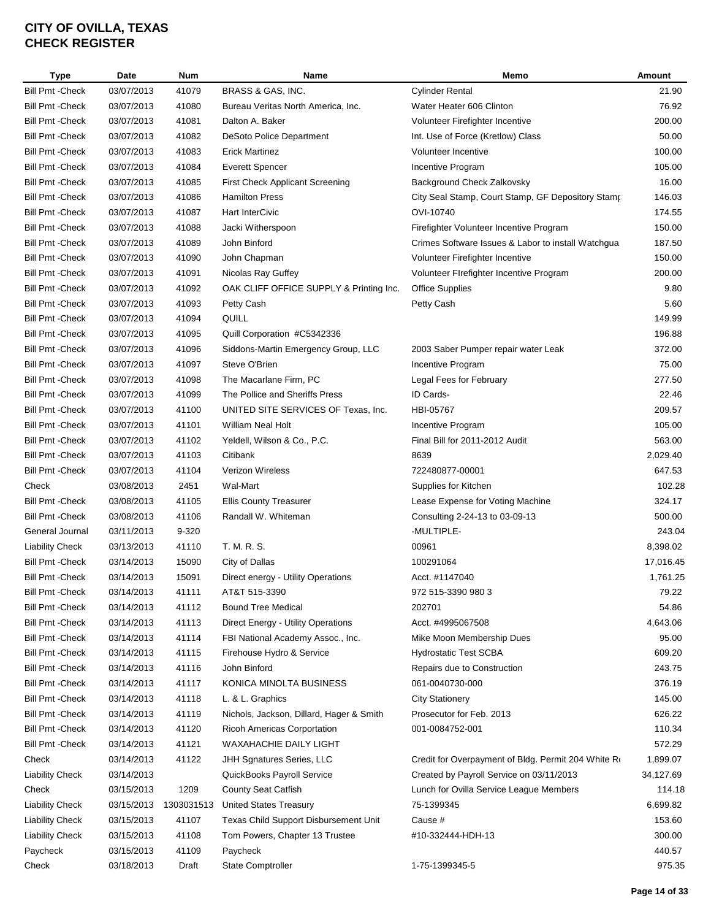# CITY OF OVILLA, TEXAS
# CHECK REGISTER

| Type | Date | Num | Name | Memo | Amount |
|---|---|---|---|---|---|
| Bill Pmt -Check | 03/07/2013 | 41079 | BRASS & GAS, INC. | Cylinder Rental | 21.90 |
| Bill Pmt -Check | 03/07/2013 | 41080 | Bureau Veritas North America, Inc. | Water Heater 606 Clinton | 76.92 |
| Bill Pmt -Check | 03/07/2013 | 41081 | Dalton A. Baker | Volunteer Firefighter Incentive | 200.00 |
| Bill Pmt -Check | 03/07/2013 | 41082 | DeSoto Police Department | Int. Use of Force (Kretlow) Class | 50.00 |
| Bill Pmt -Check | 03/07/2013 | 41083 | Erick Martinez | Volunteer Incentive | 100.00 |
| Bill Pmt -Check | 03/07/2013 | 41084 | Everett Spencer | Incentive Program | 105.00 |
| Bill Pmt -Check | 03/07/2013 | 41085 | First Check Applicant Screening | Background Check Zalkovsky | 16.00 |
| Bill Pmt -Check | 03/07/2013 | 41086 | Hamilton Press | City Seal Stamp, Court Stamp, GF Depository Stamp | 146.03 |
| Bill Pmt -Check | 03/07/2013 | 41087 | Hart InterCivic | OVI-10740 | 174.55 |
| Bill Pmt -Check | 03/07/2013 | 41088 | Jacki Witherspoon | Firefighter Volunteer Incentive Program | 150.00 |
| Bill Pmt -Check | 03/07/2013 | 41089 | John Binford | Crimes Software Issues & Labor to install Watchgua | 187.50 |
| Bill Pmt -Check | 03/07/2013 | 41090 | John Chapman | Volunteer Firefighter Incentive | 150.00 |
| Bill Pmt -Check | 03/07/2013 | 41091 | Nicolas Ray Guffey | Volunteer FIrefighter Incentive Program | 200.00 |
| Bill Pmt -Check | 03/07/2013 | 41092 | OAK CLIFF OFFICE SUPPLY & Printing Inc. | Office Supplies | 9.80 |
| Bill Pmt -Check | 03/07/2013 | 41093 | Petty Cash | Petty Cash | 5.60 |
| Bill Pmt -Check | 03/07/2013 | 41094 | QUILL | | 149.99 |
| Bill Pmt -Check | 03/07/2013 | 41095 | Quill Corporation #C5342336 | | 196.88 |
| Bill Pmt -Check | 03/07/2013 | 41096 | Siddons-Martin Emergency Group, LLC | 2003 Saber Pumper repair water Leak | 372.00 |
| Bill Pmt -Check | 03/07/2013 | 41097 | Steve O'Brien | Incentive Program | 75.00 |
| Bill Pmt -Check | 03/07/2013 | 41098 | The Macarlane Firm, PC | Legal Fees for February | 277.50 |
| Bill Pmt -Check | 03/07/2013 | 41099 | The Pollice and Sheriffs Press | ID Cards- | 22.46 |
| Bill Pmt -Check | 03/07/2013 | 41100 | UNITED SITE SERVICES OF Texas, Inc. | HBI-05767 | 209.57 |
| Bill Pmt -Check | 03/07/2013 | 41101 | William Neal Holt | Incentive Program | 105.00 |
| Bill Pmt -Check | 03/07/2013 | 41102 | Yeldell, Wilson & Co., P.C. | Final Bill for 2011-2012 Audit | 563.00 |
| Bill Pmt -Check | 03/07/2013 | 41103 | Citibank | 8639 | 2,029.40 |
| Bill Pmt -Check | 03/07/2013 | 41104 | Verizon Wireless | 722480877-00001 | 647.53 |
| Check | 03/08/2013 | 2451 | Wal-Mart | Supplies for Kitchen | 102.28 |
| Bill Pmt -Check | 03/08/2013 | 41105 | Ellis County Treasurer | Lease Expense for Voting Machine | 324.17 |
| Bill Pmt -Check | 03/08/2013 | 41106 | Randall W. Whiteman | Consulting 2-24-13 to 03-09-13 | 500.00 |
| General Journal | 03/11/2013 | 9-320 | | -MULTIPLE- | 243.04 |
| Liability Check | 03/13/2013 | 41110 | T. M. R. S. | 00961 | 8,398.02 |
| Bill Pmt -Check | 03/14/2013 | 15090 | City of Dallas | 100291064 | 17,016.45 |
| Bill Pmt -Check | 03/14/2013 | 15091 | Direct energy - Utility Operations | Acct. #1147040 | 1,761.25 |
| Bill Pmt -Check | 03/14/2013 | 41111 | AT&T 515-3390 | 972 515-3390 980 3 | 79.22 |
| Bill Pmt -Check | 03/14/2013 | 41112 | Bound Tree Medical | 202701 | 54.86 |
| Bill Pmt -Check | 03/14/2013 | 41113 | Direct Energy - Utility Operations | Acct. #4995067508 | 4,643.06 |
| Bill Pmt -Check | 03/14/2013 | 41114 | FBI National Academy Assoc., Inc. | Mike Moon Membership Dues | 95.00 |
| Bill Pmt -Check | 03/14/2013 | 41115 | Firehouse Hydro & Service | Hydrostatic Test SCBA | 609.20 |
| Bill Pmt -Check | 03/14/2013 | 41116 | John Binford | Repairs due to Construction | 243.75 |
| Bill Pmt -Check | 03/14/2013 | 41117 | KONICA MINOLTA BUSINESS | 061-0040730-000 | 376.19 |
| Bill Pmt -Check | 03/14/2013 | 41118 | L. & L. Graphics | City Stationery | 145.00 |
| Bill Pmt -Check | 03/14/2013 | 41119 | Nichols, Jackson, Dillard, Hager & Smith | Prosecutor for Feb. 2013 | 626.22 |
| Bill Pmt -Check | 03/14/2013 | 41120 | Ricoh Americas Corportation | 001-0084752-001 | 110.34 |
| Bill Pmt -Check | 03/14/2013 | 41121 | WAXAHACHIE DAILY LIGHT | | 572.29 |
| Check | 03/14/2013 | 41122 | JHH Sgnatures Series, LLC | Credit for Overpayment of Bldg. Permit 204 White Ro | 1,899.07 |
| Liability Check | 03/14/2013 | | QuickBooks Payroll Service | Created by Payroll Service on 03/11/2013 | 34,127.69 |
| Check | 03/15/2013 | 1209 | County Seat Catfish | Lunch for Ovilla Service League Members | 114.18 |
| Liability Check | 03/15/2013 | 1303031513 | United States Treasury | 75-1399345 | 6,699.82 |
| Liability Check | 03/15/2013 | 41107 | Texas Child Support Disbursement Unit | Cause # | 153.60 |
| Liability Check | 03/15/2013 | 41108 | Tom Powers, Chapter 13 Trustee | #10-332444-HDH-13 | 300.00 |
| Paycheck | 03/15/2013 | 41109 | Paycheck | | 440.57 |
| Check | 03/18/2013 | Draft | State Comptroller | 1-75-1399345-5 | 975.35 |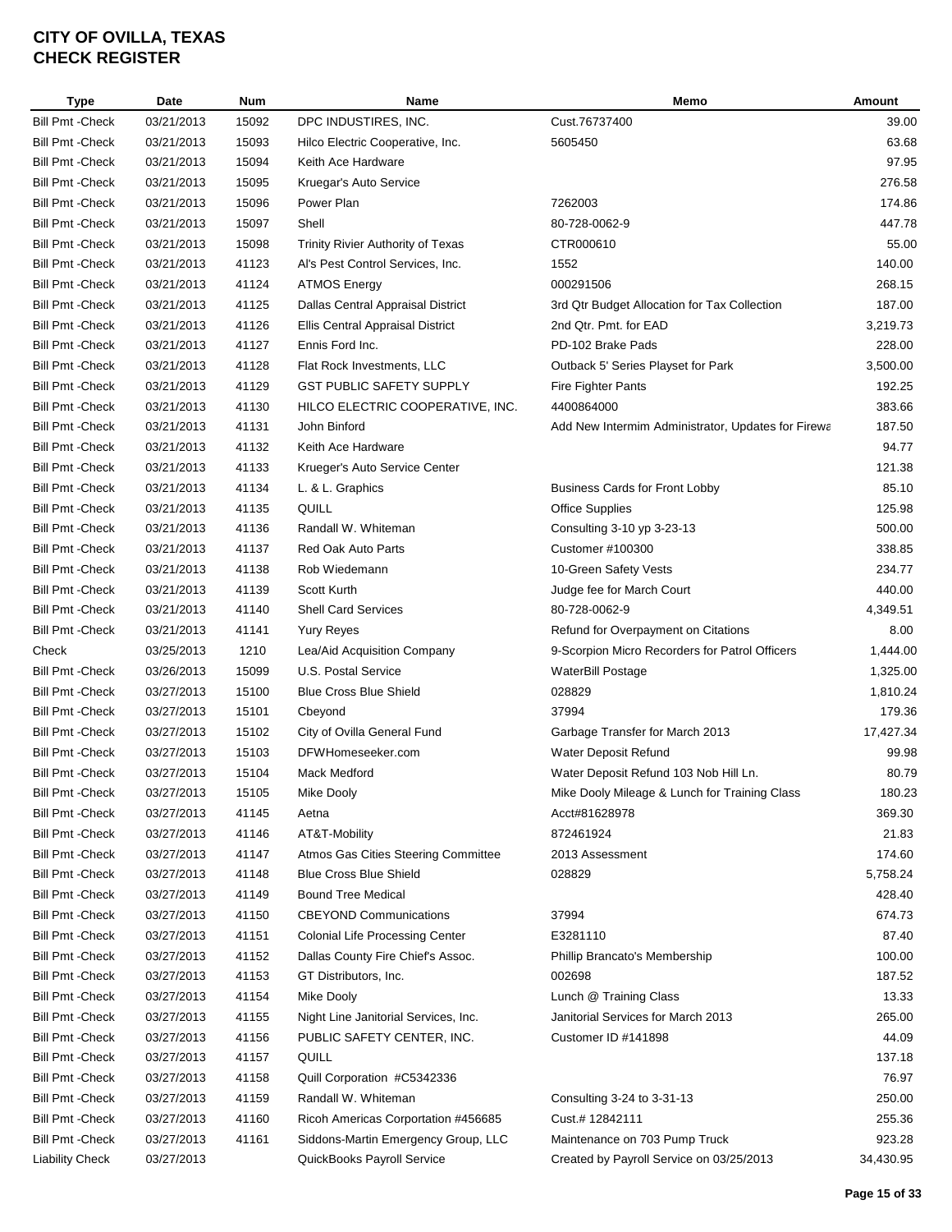# CITY OF OVILLA, TEXAS
# CHECK REGISTER

| Type | Date | Num | Name | Memo | Amount |
|---|---|---|---|---|---|
| Bill Pmt -Check | 03/21/2013 | 15092 | DPC INDUSTIRES, INC. | Cust.76737400 | 39.00 |
| Bill Pmt -Check | 03/21/2013 | 15093 | Hilco Electric Cooperative, Inc. | 5605450 | 63.68 |
| Bill Pmt -Check | 03/21/2013 | 15094 | Keith Ace Hardware | | 97.95 |
| Bill Pmt -Check | 03/21/2013 | 15095 | Kruegar's Auto Service | | 276.58 |
| Bill Pmt -Check | 03/21/2013 | 15096 | Power Plan | 7262003 | 174.86 |
| Bill Pmt -Check | 03/21/2013 | 15097 | Shell | 80-728-0062-9 | 447.78 |
| Bill Pmt -Check | 03/21/2013 | 15098 | Trinity Rivier Authority of Texas | CTR000610 | 55.00 |
| Bill Pmt -Check | 03/21/2013 | 41123 | Al's Pest Control Services, Inc. | 1552 | 140.00 |
| Bill Pmt -Check | 03/21/2013 | 41124 | ATMOS Energy | 000291506 | 268.15 |
| Bill Pmt -Check | 03/21/2013 | 41125 | Dallas Central Appraisal District | 3rd Qtr Budget Allocation for Tax Collection | 187.00 |
| Bill Pmt -Check | 03/21/2013 | 41126 | Ellis Central Appraisal District | 2nd Qtr. Pmt. for EAD | 3,219.73 |
| Bill Pmt -Check | 03/21/2013 | 41127 | Ennis Ford Inc. | PD-102 Brake Pads | 228.00 |
| Bill Pmt -Check | 03/21/2013 | 41128 | Flat Rock Investments, LLC | Outback 5' Series Playset for Park | 3,500.00 |
| Bill Pmt -Check | 03/21/2013 | 41129 | GST PUBLIC SAFETY SUPPLY | Fire Fighter Pants | 192.25 |
| Bill Pmt -Check | 03/21/2013 | 41130 | HILCO ELECTRIC COOPERATIVE, INC. | 4400864000 | 383.66 |
| Bill Pmt -Check | 03/21/2013 | 41131 | John Binford | Add New Intermim Administrator, Updates for Firewa | 187.50 |
| Bill Pmt -Check | 03/21/2013 | 41132 | Keith Ace Hardware | | 94.77 |
| Bill Pmt -Check | 03/21/2013 | 41133 | Krueger's Auto Service Center | | 121.38 |
| Bill Pmt -Check | 03/21/2013 | 41134 | L. & L. Graphics | Business Cards for Front Lobby | 85.10 |
| Bill Pmt -Check | 03/21/2013 | 41135 | QUILL | Office Supplies | 125.98 |
| Bill Pmt -Check | 03/21/2013 | 41136 | Randall W. Whiteman | Consulting 3-10 yp 3-23-13 | 500.00 |
| Bill Pmt -Check | 03/21/2013 | 41137 | Red Oak Auto Parts | Customer #100300 | 338.85 |
| Bill Pmt -Check | 03/21/2013 | 41138 | Rob Wiedemann | 10-Green Safety Vests | 234.77 |
| Bill Pmt -Check | 03/21/2013 | 41139 | Scott Kurth | Judge fee for March Court | 440.00 |
| Bill Pmt -Check | 03/21/2013 | 41140 | Shell Card Services | 80-728-0062-9 | 4,349.51 |
| Bill Pmt -Check | 03/21/2013 | 41141 | Yury Reyes | Refund for Overpayment on Citations | 8.00 |
| Check | 03/25/2013 | 1210 | Lea/Aid Acquisition Company | 9-Scorpion Micro Recorders for Patrol Officers | 1,444.00 |
| Bill Pmt -Check | 03/26/2013 | 15099 | U.S. Postal Service | WaterBill Postage | 1,325.00 |
| Bill Pmt -Check | 03/27/2013 | 15100 | Blue Cross Blue Shield | 028829 | 1,810.24 |
| Bill Pmt -Check | 03/27/2013 | 15101 | Cbeyond | 37994 | 179.36 |
| Bill Pmt -Check | 03/27/2013 | 15102 | City of Ovilla General Fund | Garbage Transfer for March 2013 | 17,427.34 |
| Bill Pmt -Check | 03/27/2013 | 15103 | DFWHomeseeker.com | Water Deposit Refund | 99.98 |
| Bill Pmt -Check | 03/27/2013 | 15104 | Mack Medford | Water Deposit Refund 103 Nob Hill Ln. | 80.79 |
| Bill Pmt -Check | 03/27/2013 | 15105 | Mike Dooly | Mike Dooly Mileage & Lunch for Training Class | 180.23 |
| Bill Pmt -Check | 03/27/2013 | 41145 | Aetna | Acct#81628978 | 369.30 |
| Bill Pmt -Check | 03/27/2013 | 41146 | AT&T-Mobility | 872461924 | 21.83 |
| Bill Pmt -Check | 03/27/2013 | 41147 | Atmos Gas Cities Steering Committee | 2013 Assessment | 174.60 |
| Bill Pmt -Check | 03/27/2013 | 41148 | Blue Cross Blue Shield | 028829 | 5,758.24 |
| Bill Pmt -Check | 03/27/2013 | 41149 | Bound Tree Medical | | 428.40 |
| Bill Pmt -Check | 03/27/2013 | 41150 | CBEYOND Communications | 37994 | 674.73 |
| Bill Pmt -Check | 03/27/2013 | 41151 | Colonial Life Processing Center | E3281110 | 87.40 |
| Bill Pmt -Check | 03/27/2013 | 41152 | Dallas County Fire Chief's Assoc. | Phillip Brancato's Membership | 100.00 |
| Bill Pmt -Check | 03/27/2013 | 41153 | GT Distributors, Inc. | 002698 | 187.52 |
| Bill Pmt -Check | 03/27/2013 | 41154 | Mike Dooly | Lunch @ Training Class | 13.33 |
| Bill Pmt -Check | 03/27/2013 | 41155 | Night Line Janitorial Services, Inc. | Janitorial Services for March 2013 | 265.00 |
| Bill Pmt -Check | 03/27/2013 | 41156 | PUBLIC SAFETY CENTER, INC. | Customer ID #141898 | 44.09 |
| Bill Pmt -Check | 03/27/2013 | 41157 | QUILL | | 137.18 |
| Bill Pmt -Check | 03/27/2013 | 41158 | Quill Corporation #C5342336 | | 76.97 |
| Bill Pmt -Check | 03/27/2013 | 41159 | Randall W. Whiteman | Consulting 3-24 to 3-31-13 | 250.00 |
| Bill Pmt -Check | 03/27/2013 | 41160 | Ricoh Americas Corportation #456685 | Cust.# 12842111 | 255.36 |
| Bill Pmt -Check | 03/27/2013 | 41161 | Siddons-Martin Emergency Group, LLC | Maintenance on 703 Pump Truck | 923.28 |
| Liability Check | 03/27/2013 | | QuickBooks Payroll Service | Created by Payroll Service on 03/25/2013 | 34,430.95 |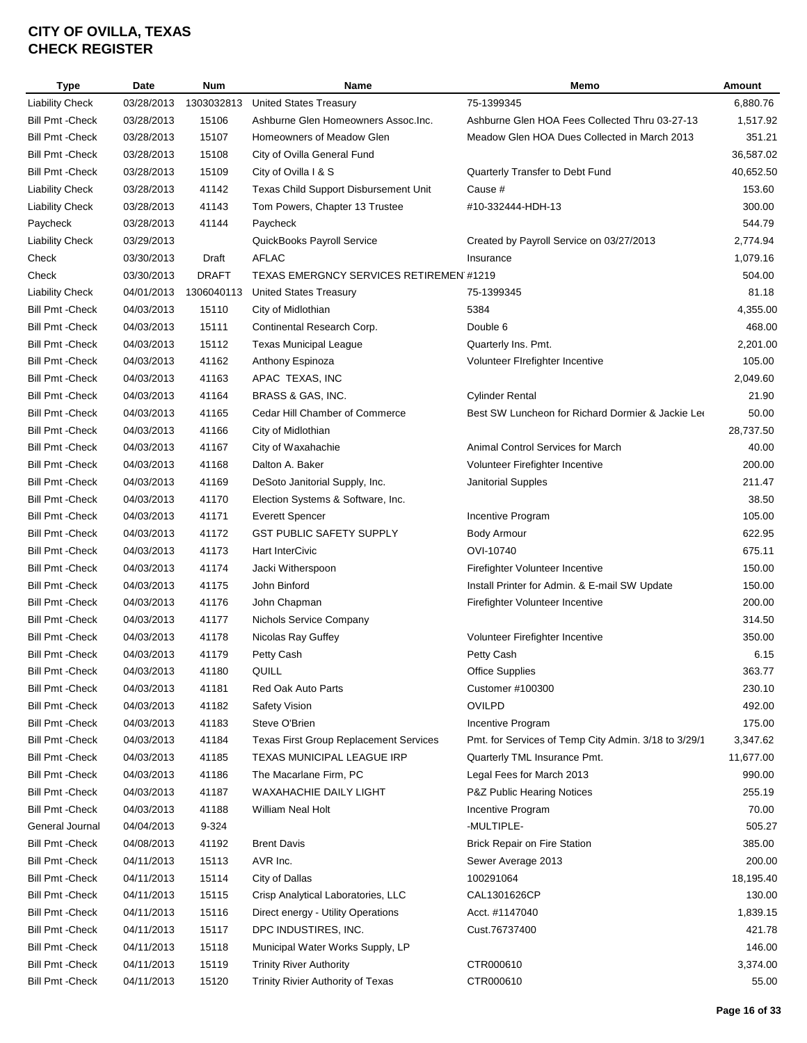# CITY OF OVILLA, TEXAS
# CHECK REGISTER

| Type | Date | Num | Name | Memo | Amount |
|---|---|---|---|---|---|
| Liability Check | 03/28/2013 | 1303032813 | United States Treasury | 75-1399345 | 6,880.76 |
| Bill Pmt -Check | 03/28/2013 | 15106 | Ashburne Glen Homeowners Assoc.Inc. | Ashburne Glen HOA Fees Collected Thru 03-27-13 | 1,517.92 |
| Bill Pmt -Check | 03/28/2013 | 15107 | Homeowners of Meadow Glen | Meadow Glen HOA Dues Collected in March 2013 | 351.21 |
| Bill Pmt -Check | 03/28/2013 | 15108 | City of Ovilla General Fund | | 36,587.02 |
| Bill Pmt -Check | 03/28/2013 | 15109 | City of Ovilla I & S | Quarterly Transfer to Debt Fund | 40,652.50 |
| Liability Check | 03/28/2013 | 41142 | Texas Child Support Disbursement Unit | Cause # | 153.60 |
| Liability Check | 03/28/2013 | 41143 | Tom Powers, Chapter 13 Trustee | #10-332444-HDH-13 | 300.00 |
| Paycheck | 03/28/2013 | 41144 | Paycheck | | 544.79 |
| Liability Check | 03/29/2013 | | QuickBooks Payroll Service | Created by Payroll Service on 03/27/2013 | 2,774.94 |
| Check | 03/30/2013 | Draft | AFLAC | Insurance | 1,079.16 |
| Check | 03/30/2013 | DRAFT | TEXAS EMERGNCY SERVICES RETIREMEN | #1219 | 504.00 |
| Liability Check | 04/01/2013 | 1306040113 | United States Treasury | 75-1399345 | 81.18 |
| Bill Pmt -Check | 04/03/2013 | 15110 | City of Midlothian | 5384 | 4,355.00 |
| Bill Pmt -Check | 04/03/2013 | 15111 | Continental Research Corp. | Double 6 | 468.00 |
| Bill Pmt -Check | 04/03/2013 | 15112 | Texas Municipal League | Quarterly Ins. Pmt. | 2,201.00 |
| Bill Pmt -Check | 04/03/2013 | 41162 | Anthony Espinoza | Volunteer FIrefighter Incentive | 105.00 |
| Bill Pmt -Check | 04/03/2013 | 41163 | APAC TEXAS, INC | | 2,049.60 |
| Bill Pmt -Check | 04/03/2013 | 41164 | BRASS & GAS, INC. | Cylinder Rental | 21.90 |
| Bill Pmt -Check | 04/03/2013 | 41165 | Cedar Hill Chamber of Commerce | Best SW Luncheon for Richard Dormier & Jackie Lee | 50.00 |
| Bill Pmt -Check | 04/03/2013 | 41166 | City of Midlothian | | 28,737.50 |
| Bill Pmt -Check | 04/03/2013 | 41167 | City of Waxahachie | Animal Control Services for March | 40.00 |
| Bill Pmt -Check | 04/03/2013 | 41168 | Dalton A. Baker | Volunteer Firefighter Incentive | 200.00 |
| Bill Pmt -Check | 04/03/2013 | 41169 | DeSoto Janitorial Supply, Inc. | Janitorial Supples | 211.47 |
| Bill Pmt -Check | 04/03/2013 | 41170 | Election Systems & Software, Inc. | | 38.50 |
| Bill Pmt -Check | 04/03/2013 | 41171 | Everett Spencer | Incentive Program | 105.00 |
| Bill Pmt -Check | 04/03/2013 | 41172 | GST PUBLIC SAFETY SUPPLY | Body Armour | 622.95 |
| Bill Pmt -Check | 04/03/2013 | 41173 | Hart InterCivic | OVI-10740 | 675.11 |
| Bill Pmt -Check | 04/03/2013 | 41174 | Jacki Witherspoon | Firefighter Volunteer Incentive | 150.00 |
| Bill Pmt -Check | 04/03/2013 | 41175 | John Binford | Install Printer for Admin. & E-mail SW Update | 150.00 |
| Bill Pmt -Check | 04/03/2013 | 41176 | John Chapman | Firefighter Volunteer Incentive | 200.00 |
| Bill Pmt -Check | 04/03/2013 | 41177 | Nichols Service Company | | 314.50 |
| Bill Pmt -Check | 04/03/2013 | 41178 | Nicolas Ray Guffey | Volunteer Firefighter Incentive | 350.00 |
| Bill Pmt -Check | 04/03/2013 | 41179 | Petty Cash | Petty Cash | 6.15 |
| Bill Pmt -Check | 04/03/2013 | 41180 | QUILL | Office Supplies | 363.77 |
| Bill Pmt -Check | 04/03/2013 | 41181 | Red Oak Auto Parts | Customer #100300 | 230.10 |
| Bill Pmt -Check | 04/03/2013 | 41182 | Safety Vision | OVILPD | 492.00 |
| Bill Pmt -Check | 04/03/2013 | 41183 | Steve O'Brien | Incentive Program | 175.00 |
| Bill Pmt -Check | 04/03/2013 | 41184 | Texas First Group Replacement Services | Pmt. for Services of Temp City Admin. 3/18 to 3/29/1 | 3,347.62 |
| Bill Pmt -Check | 04/03/2013 | 41185 | TEXAS MUNICIPAL LEAGUE IRP | Quarterly TML Insurance Pmt. | 11,677.00 |
| Bill Pmt -Check | 04/03/2013 | 41186 | The Macarlane Firm, PC | Legal Fees for March 2013 | 990.00 |
| Bill Pmt -Check | 04/03/2013 | 41187 | WAXAHACHIE DAILY LIGHT | P&Z Public Hearing Notices | 255.19 |
| Bill Pmt -Check | 04/03/2013 | 41188 | William Neal Holt | Incentive Program | 70.00 |
| General Journal | 04/04/2013 | 9-324 | | -MULTIPLE- | 505.27 |
| Bill Pmt -Check | 04/08/2013 | 41192 | Brent Davis | Brick Repair on Fire Station | 385.00 |
| Bill Pmt -Check | 04/11/2013 | 15113 | AVR Inc. | Sewer Average 2013 | 200.00 |
| Bill Pmt -Check | 04/11/2013 | 15114 | City of Dallas | 100291064 | 18,195.40 |
| Bill Pmt -Check | 04/11/2013 | 15115 | Crisp Analytical Laboratories, LLC | CAL1301626CP | 130.00 |
| Bill Pmt -Check | 04/11/2013 | 15116 | Direct energy - Utility Operations | Acct. #1147040 | 1,839.15 |
| Bill Pmt -Check | 04/11/2013 | 15117 | DPC INDUSTIRES, INC. | Cust.76737400 | 421.78 |
| Bill Pmt -Check | 04/11/2013 | 15118 | Municipal Water Works Supply, LP | | 146.00 |
| Bill Pmt -Check | 04/11/2013 | 15119 | Trinity River Authority | CTR000610 | 3,374.00 |
| Bill Pmt -Check | 04/11/2013 | 15120 | Trinity Rivier Authority of Texas | CTR000610 | 55.00 |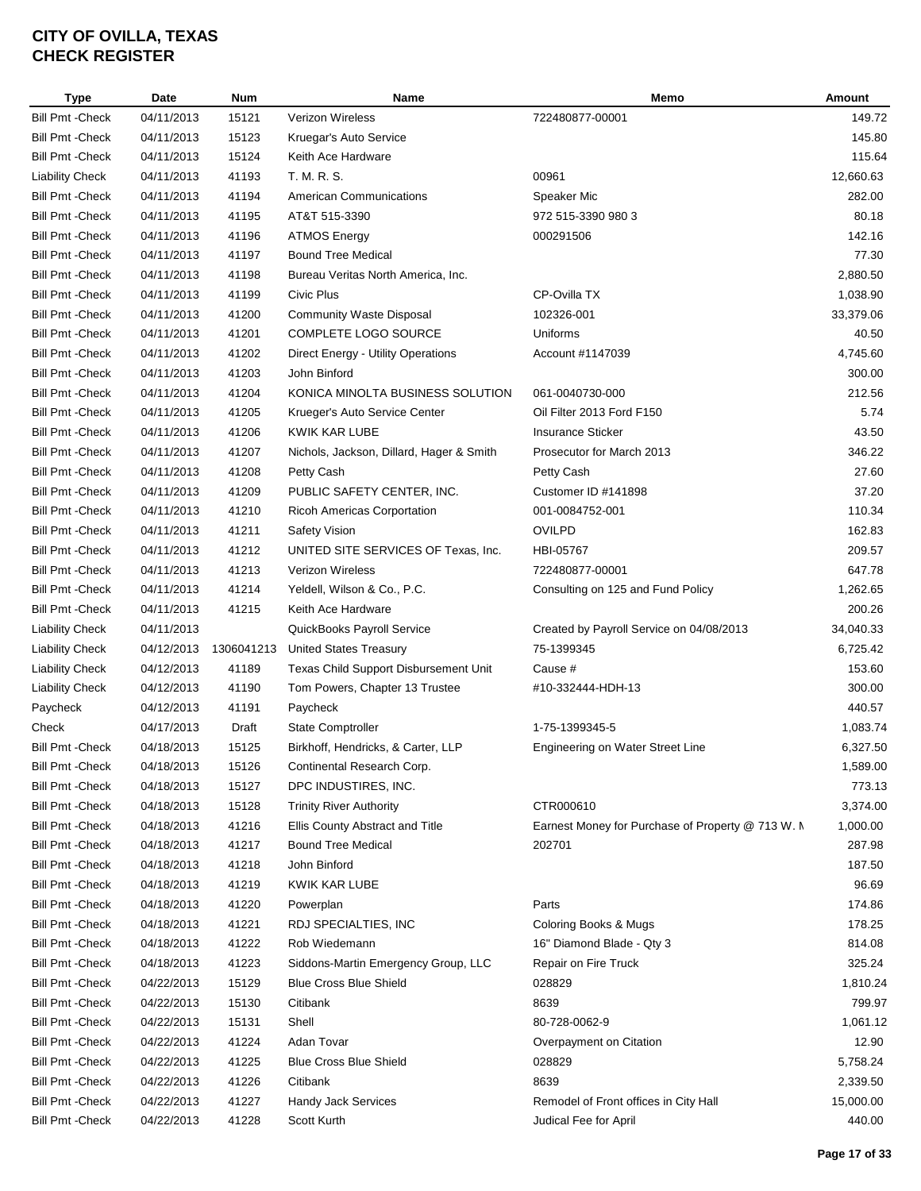# CITY OF OVILLA, TEXAS
# CHECK REGISTER

| Type | Date | Num | Name | Memo | Amount |
|---|---|---|---|---|---|
| Bill Pmt -Check | 04/11/2013 | 15121 | Verizon Wireless | 722480877-00001 | 149.72 |
| Bill Pmt -Check | 04/11/2013 | 15123 | Kruegar's Auto Service | | 145.80 |
| Bill Pmt -Check | 04/11/2013 | 15124 | Keith Ace Hardware | | 115.64 |
| Liability Check | 04/11/2013 | 41193 | T. M. R. S. | 00961 | 12,660.63 |
| Bill Pmt -Check | 04/11/2013 | 41194 | American Communications | Speaker Mic | 282.00 |
| Bill Pmt -Check | 04/11/2013 | 41195 | AT&T 515-3390 | 972 515-3390 980 3 | 80.18 |
| Bill Pmt -Check | 04/11/2013 | 41196 | ATMOS Energy | 000291506 | 142.16 |
| Bill Pmt -Check | 04/11/2013 | 41197 | Bound Tree Medical | | 77.30 |
| Bill Pmt -Check | 04/11/2013 | 41198 | Bureau Veritas North America, Inc. | | 2,880.50 |
| Bill Pmt -Check | 04/11/2013 | 41199 | Civic Plus | CP-Ovilla TX | 1,038.90 |
| Bill Pmt -Check | 04/11/2013 | 41200 | Community Waste Disposal | 102326-001 | 33,379.06 |
| Bill Pmt -Check | 04/11/2013 | 41201 | COMPLETE LOGO SOURCE | Uniforms | 40.50 |
| Bill Pmt -Check | 04/11/2013 | 41202 | Direct Energy - Utility Operations | Account #1147039 | 4,745.60 |
| Bill Pmt -Check | 04/11/2013 | 41203 | John Binford | | 300.00 |
| Bill Pmt -Check | 04/11/2013 | 41204 | KONICA MINOLTA BUSINESS SOLUTION | 061-0040730-000 | 212.56 |
| Bill Pmt -Check | 04/11/2013 | 41205 | Krueger's Auto Service Center | Oil Filter 2013 Ford F150 | 5.74 |
| Bill Pmt -Check | 04/11/2013 | 41206 | KWIK KAR LUBE | Insurance Sticker | 43.50 |
| Bill Pmt -Check | 04/11/2013 | 41207 | Nichols, Jackson, Dillard, Hager & Smith | Prosecutor for March 2013 | 346.22 |
| Bill Pmt -Check | 04/11/2013 | 41208 | Petty Cash | Petty Cash | 27.60 |
| Bill Pmt -Check | 04/11/2013 | 41209 | PUBLIC SAFETY CENTER, INC. | Customer ID #141898 | 37.20 |
| Bill Pmt -Check | 04/11/2013 | 41210 | Ricoh Americas Corportation | 001-0084752-001 | 110.34 |
| Bill Pmt -Check | 04/11/2013 | 41211 | Safety Vision | OVILPD | 162.83 |
| Bill Pmt -Check | 04/11/2013 | 41212 | UNITED SITE SERVICES OF Texas, Inc. | HBI-05767 | 209.57 |
| Bill Pmt -Check | 04/11/2013 | 41213 | Verizon Wireless | 722480877-00001 | 647.78 |
| Bill Pmt -Check | 04/11/2013 | 41214 | Yeldell, Wilson & Co., P.C. | Consulting on 125 and Fund Policy | 1,262.65 |
| Bill Pmt -Check | 04/11/2013 | 41215 | Keith Ace Hardware | | 200.26 |
| Liability Check | 04/11/2013 | | QuickBooks Payroll Service | Created by Payroll Service on 04/08/2013 | 34,040.33 |
| Liability Check | 04/12/2013 | 1306041213 | United States Treasury | 75-1399345 | 6,725.42 |
| Liability Check | 04/12/2013 | 41189 | Texas Child Support Disbursement Unit | Cause # | 153.60 |
| Liability Check | 04/12/2013 | 41190 | Tom Powers, Chapter 13 Trustee | #10-332444-HDH-13 | 300.00 |
| Paycheck | 04/12/2013 | 41191 | Paycheck | | 440.57 |
| Check | 04/17/2013 | Draft | State Comptroller | 1-75-1399345-5 | 1,083.74 |
| Bill Pmt -Check | 04/18/2013 | 15125 | Birkhoff, Hendricks, & Carter, LLP | Engineering on Water Street Line | 6,327.50 |
| Bill Pmt -Check | 04/18/2013 | 15126 | Continental Research Corp. | | 1,589.00 |
| Bill Pmt -Check | 04/18/2013 | 15127 | DPC INDUSTIRES, INC. | | 773.13 |
| Bill Pmt -Check | 04/18/2013 | 15128 | Trinity River Authority | CTR000610 | 3,374.00 |
| Bill Pmt -Check | 04/18/2013 | 41216 | Ellis County Abstract and Title | Earnest Money for Purchase of Property @ 713 W. M | 1,000.00 |
| Bill Pmt -Check | 04/18/2013 | 41217 | Bound Tree Medical | 202701 | 287.98 |
| Bill Pmt -Check | 04/18/2013 | 41218 | John Binford | | 187.50 |
| Bill Pmt -Check | 04/18/2013 | 41219 | KWIK KAR LUBE | | 96.69 |
| Bill Pmt -Check | 04/18/2013 | 41220 | Powerplan | Parts | 174.86 |
| Bill Pmt -Check | 04/18/2013 | 41221 | RDJ SPECIALTIES, INC | Coloring Books & Mugs | 178.25 |
| Bill Pmt -Check | 04/18/2013 | 41222 | Rob Wiedemann | 16" Diamond Blade - Qty 3 | 814.08 |
| Bill Pmt -Check | 04/18/2013 | 41223 | Siddons-Martin Emergency Group, LLC | Repair on Fire Truck | 325.24 |
| Bill Pmt -Check | 04/22/2013 | 15129 | Blue Cross Blue Shield | 028829 | 1,810.24 |
| Bill Pmt -Check | 04/22/2013 | 15130 | Citibank | 8639 | 799.97 |
| Bill Pmt -Check | 04/22/2013 | 15131 | Shell | 80-728-0062-9 | 1,061.12 |
| Bill Pmt -Check | 04/22/2013 | 41224 | Adan Tovar | Overpayment on Citation | 12.90 |
| Bill Pmt -Check | 04/22/2013 | 41225 | Blue Cross Blue Shield | 028829 | 5,758.24 |
| Bill Pmt -Check | 04/22/2013 | 41226 | Citibank | 8639 | 2,339.50 |
| Bill Pmt -Check | 04/22/2013 | 41227 | Handy Jack Services | Remodel of Front offices in City Hall | 15,000.00 |
| Bill Pmt -Check | 04/22/2013 | 41228 | Scott Kurth | Judical Fee for April | 440.00 |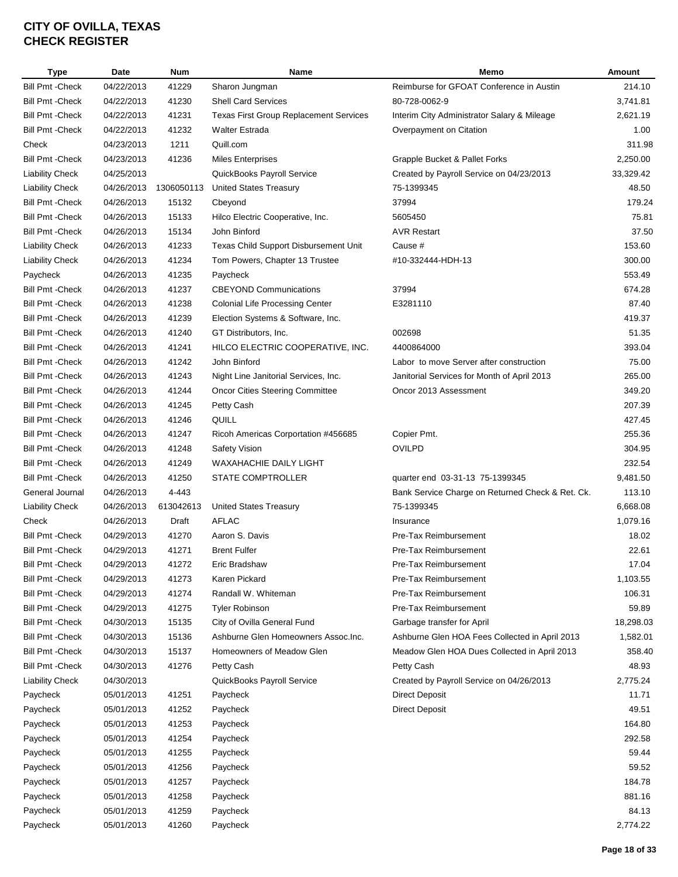# CITY OF OVILLA, TEXAS
# CHECK REGISTER

| Type | Date | Num | Name | Memo | Amount |
|---|---|---|---|---|---|
| Bill Pmt -Check | 04/22/2013 | 41229 | Sharon Jungman | Reimburse for GFOAT Conference in Austin | 214.10 |
| Bill Pmt -Check | 04/22/2013 | 41230 | Shell Card Services | 80-728-0062-9 | 3,741.81 |
| Bill Pmt -Check | 04/22/2013 | 41231 | Texas First Group Replacement Services | Interim City Administrator Salary & Mileage | 2,621.19 |
| Bill Pmt -Check | 04/22/2013 | 41232 | Walter Estrada | Overpayment on Citation | 1.00 |
| Check | 04/23/2013 | 1211 | Quill.com | | 311.98 |
| Bill Pmt -Check | 04/23/2013 | 41236 | Miles Enterprises | Grapple Bucket & Pallet Forks | 2,250.00 |
| Liability Check | 04/25/2013 | | QuickBooks Payroll Service | Created by Payroll Service on 04/23/2013 | 33,329.42 |
| Liability Check | 04/26/2013 | 1306050113 | United States Treasury | 75-1399345 | 48.50 |
| Bill Pmt -Check | 04/26/2013 | 15132 | Cbeyond | 37994 | 179.24 |
| Bill Pmt -Check | 04/26/2013 | 15133 | Hilco Electric Cooperative, Inc. | 5605450 | 75.81 |
| Bill Pmt -Check | 04/26/2013 | 15134 | John Binford | AVR Restart | 37.50 |
| Liability Check | 04/26/2013 | 41233 | Texas Child Support Disbursement Unit | Cause # | 153.60 |
| Liability Check | 04/26/2013 | 41234 | Tom Powers, Chapter 13 Trustee | #10-332444-HDH-13 | 300.00 |
| Paycheck | 04/26/2013 | 41235 | Paycheck | | 553.49 |
| Bill Pmt -Check | 04/26/2013 | 41237 | CBEYOND Communications | 37994 | 674.28 |
| Bill Pmt -Check | 04/26/2013 | 41238 | Colonial Life Processing Center | E3281110 | 87.40 |
| Bill Pmt -Check | 04/26/2013 | 41239 | Election Systems & Software, Inc. | | 419.37 |
| Bill Pmt -Check | 04/26/2013 | 41240 | GT Distributors, Inc. | 002698 | 51.35 |
| Bill Pmt -Check | 04/26/2013 | 41241 | HILCO ELECTRIC COOPERATIVE, INC. | 4400864000 | 393.04 |
| Bill Pmt -Check | 04/26/2013 | 41242 | John Binford | Labor to move Server after construction | 75.00 |
| Bill Pmt -Check | 04/26/2013 | 41243 | Night Line Janitorial Services, Inc. | Janitorial Services for Month of April 2013 | 265.00 |
| Bill Pmt -Check | 04/26/2013 | 41244 | Oncor Cities Steering Committee | Oncor 2013 Assessment | 349.20 |
| Bill Pmt -Check | 04/26/2013 | 41245 | Petty Cash | | 207.39 |
| Bill Pmt -Check | 04/26/2013 | 41246 | QUILL | | 427.45 |
| Bill Pmt -Check | 04/26/2013 | 41247 | Ricoh Americas Corportation #456685 | Copier Pmt. | 255.36 |
| Bill Pmt -Check | 04/26/2013 | 41248 | Safety Vision | OVILPD | 304.95 |
| Bill Pmt -Check | 04/26/2013 | 41249 | WAXAHACHIE DAILY LIGHT | | 232.54 |
| Bill Pmt -Check | 04/26/2013 | 41250 | STATE COMPTROLLER | quarter end 03-31-13 75-1399345 | 9,481.50 |
| General Journal | 04/26/2013 | 4-443 | | Bank Service Charge on Returned Check & Ret. Ck. | 113.10 |
| Liability Check | 04/26/2013 | 613042613 | United States Treasury | 75-1399345 | 6,668.08 |
| Check | 04/26/2013 | Draft | AFLAC | Insurance | 1,079.16 |
| Bill Pmt -Check | 04/29/2013 | 41270 | Aaron S. Davis | Pre-Tax Reimbursement | 18.02 |
| Bill Pmt -Check | 04/29/2013 | 41271 | Brent Fulfer | Pre-Tax Reimbursement | 22.61 |
| Bill Pmt -Check | 04/29/2013 | 41272 | Eric Bradshaw | Pre-Tax Reimbursement | 17.04 |
| Bill Pmt -Check | 04/29/2013 | 41273 | Karen Pickard | Pre-Tax Reimbursement | 1,103.55 |
| Bill Pmt -Check | 04/29/2013 | 41274 | Randall W. Whiteman | Pre-Tax Reimbursement | 106.31 |
| Bill Pmt -Check | 04/29/2013 | 41275 | Tyler Robinson | Pre-Tax Reimbursement | 59.89 |
| Bill Pmt -Check | 04/30/2013 | 15135 | City of Ovilla General Fund | Garbage transfer for April | 18,298.03 |
| Bill Pmt -Check | 04/30/2013 | 15136 | Ashburne Glen Homeowners Assoc.Inc. | Ashburne Glen HOA Fees Collected in April 2013 | 1,582.01 |
| Bill Pmt -Check | 04/30/2013 | 15137 | Homeowners of Meadow Glen | Meadow Glen HOA Dues Collected in April 2013 | 358.40 |
| Bill Pmt -Check | 04/30/2013 | 41276 | Petty Cash | Petty Cash | 48.93 |
| Liability Check | 04/30/2013 | | QuickBooks Payroll Service | Created by Payroll Service on 04/26/2013 | 2,775.24 |
| Paycheck | 05/01/2013 | 41251 | Paycheck | Direct Deposit | 11.71 |
| Paycheck | 05/01/2013 | 41252 | Paycheck | Direct Deposit | 49.51 |
| Paycheck | 05/01/2013 | 41253 | Paycheck | | 164.80 |
| Paycheck | 05/01/2013 | 41254 | Paycheck | | 292.58 |
| Paycheck | 05/01/2013 | 41255 | Paycheck | | 59.44 |
| Paycheck | 05/01/2013 | 41256 | Paycheck | | 59.52 |
| Paycheck | 05/01/2013 | 41257 | Paycheck | | 184.78 |
| Paycheck | 05/01/2013 | 41258 | Paycheck | | 881.16 |
| Paycheck | 05/01/2013 | 41259 | Paycheck | | 84.13 |
| Paycheck | 05/01/2013 | 41260 | Paycheck | | 2,774.22 |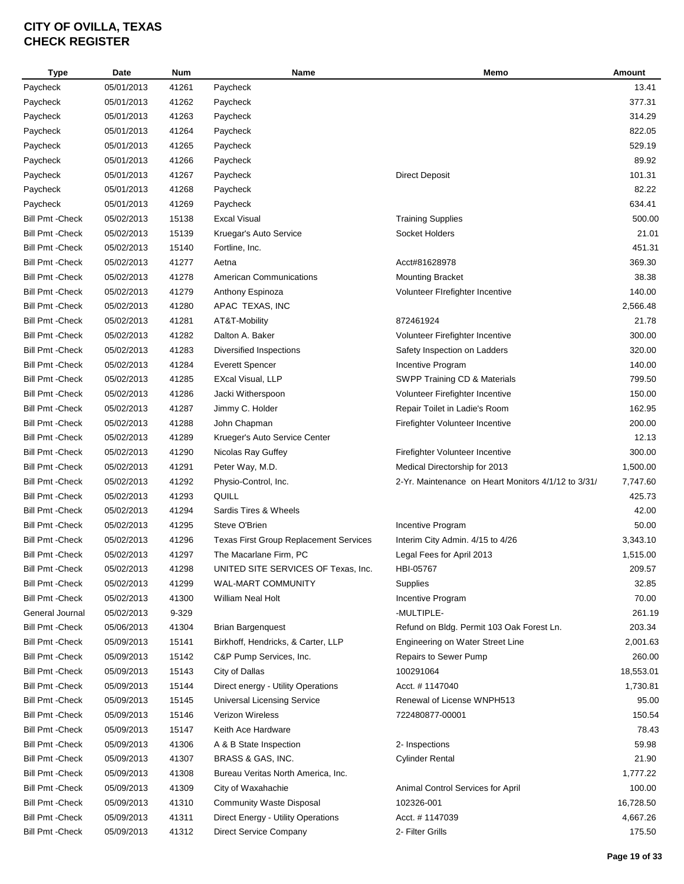# CITY OF OVILLA, TEXAS
# CHECK REGISTER

| Type | Date | Num | Name | Memo | Amount |
|---|---|---|---|---|---|
| Paycheck | 05/01/2013 | 41261 | Paycheck | | 13.41 |
| Paycheck | 05/01/2013 | 41262 | Paycheck | | 377.31 |
| Paycheck | 05/01/2013 | 41263 | Paycheck | | 314.29 |
| Paycheck | 05/01/2013 | 41264 | Paycheck | | 822.05 |
| Paycheck | 05/01/2013 | 41265 | Paycheck | | 529.19 |
| Paycheck | 05/01/2013 | 41266 | Paycheck | | 89.92 |
| Paycheck | 05/01/2013 | 41267 | Paycheck | Direct Deposit | 101.31 |
| Paycheck | 05/01/2013 | 41268 | Paycheck | | 82.22 |
| Paycheck | 05/01/2013 | 41269 | Paycheck | | 634.41 |
| Bill Pmt -Check | 05/02/2013 | 15138 | Excal Visual | Training Supplies | 500.00 |
| Bill Pmt -Check | 05/02/2013 | 15139 | Kruegar's Auto Service | Socket Holders | 21.01 |
| Bill Pmt -Check | 05/02/2013 | 15140 | Fortline, Inc. | | 451.31 |
| Bill Pmt -Check | 05/02/2013 | 41277 | Aetna | Acct#81628978 | 369.30 |
| Bill Pmt -Check | 05/02/2013 | 41278 | American Communications | Mounting Bracket | 38.38 |
| Bill Pmt -Check | 05/02/2013 | 41279 | Anthony Espinoza | Volunteer FIrefighter Incentive | 140.00 |
| Bill Pmt -Check | 05/02/2013 | 41280 | APAC TEXAS, INC | | 2,566.48 |
| Bill Pmt -Check | 05/02/2013 | 41281 | AT&T-Mobility | 872461924 | 21.78 |
| Bill Pmt -Check | 05/02/2013 | 41282 | Dalton A. Baker | Volunteer Firefighter Incentive | 300.00 |
| Bill Pmt -Check | 05/02/2013 | 41283 | Diversified Inspections | Safety Inspection on Ladders | 320.00 |
| Bill Pmt -Check | 05/02/2013 | 41284 | Everett Spencer | Incentive Program | 140.00 |
| Bill Pmt -Check | 05/02/2013 | 41285 | EXcal Visual, LLP | SWPP Training CD & Materials | 799.50 |
| Bill Pmt -Check | 05/02/2013 | 41286 | Jacki Witherspoon | Volunteer Firefighter Incentive | 150.00 |
| Bill Pmt -Check | 05/02/2013 | 41287 | Jimmy C. Holder | Repair Toilet in Ladie's Room | 162.95 |
| Bill Pmt -Check | 05/02/2013 | 41288 | John Chapman | Firefighter Volunteer Incentive | 200.00 |
| Bill Pmt -Check | 05/02/2013 | 41289 | Krueger's Auto Service Center | | 12.13 |
| Bill Pmt -Check | 05/02/2013 | 41290 | Nicolas Ray Guffey | Firefighter Volunteer Incentive | 300.00 |
| Bill Pmt -Check | 05/02/2013 | 41291 | Peter Way, M.D. | Medical Directorship for 2013 | 1,500.00 |
| Bill Pmt -Check | 05/02/2013 | 41292 | Physio-Control, Inc. | 2-Yr. Maintenance on Heart Monitors 4/1/12 to 3/31/ | 7,747.60 |
| Bill Pmt -Check | 05/02/2013 | 41293 | QUILL | | 425.73 |
| Bill Pmt -Check | 05/02/2013 | 41294 | Sardis Tires & Wheels | | 42.00 |
| Bill Pmt -Check | 05/02/2013 | 41295 | Steve O'Brien | Incentive Program | 50.00 |
| Bill Pmt -Check | 05/02/2013 | 41296 | Texas First Group Replacement Services | Interim City Admin. 4/15 to 4/26 | 3,343.10 |
| Bill Pmt -Check | 05/02/2013 | 41297 | The Macarlane Firm, PC | Legal Fees for April 2013 | 1,515.00 |
| Bill Pmt -Check | 05/02/2013 | 41298 | UNITED SITE SERVICES OF Texas, Inc. | HBI-05767 | 209.57 |
| Bill Pmt -Check | 05/02/2013 | 41299 | WAL-MART COMMUNITY | Supplies | 32.85 |
| Bill Pmt -Check | 05/02/2013 | 41300 | William Neal Holt | Incentive Program | 70.00 |
| General Journal | 05/02/2013 | 9-329 | | -MULTIPLE- | 261.19 |
| Bill Pmt -Check | 05/06/2013 | 41304 | Brian Bargenquest | Refund on Bldg. Permit 103 Oak Forest Ln. | 203.34 |
| Bill Pmt -Check | 05/09/2013 | 15141 | Birkhoff, Hendricks, & Carter, LLP | Engineering on Water Street Line | 2,001.63 |
| Bill Pmt -Check | 05/09/2013 | 15142 | C&P Pump Services, Inc. | Repairs to Sewer Pump | 260.00 |
| Bill Pmt -Check | 05/09/2013 | 15143 | City of Dallas | 100291064 | 18,553.01 |
| Bill Pmt -Check | 05/09/2013 | 15144 | Direct energy - Utility Operations | Acct. # 1147040 | 1,730.81 |
| Bill Pmt -Check | 05/09/2013 | 15145 | Universal Licensing Service | Renewal of License WNPH513 | 95.00 |
| Bill Pmt -Check | 05/09/2013 | 15146 | Verizon Wireless | 722480877-00001 | 150.54 |
| Bill Pmt -Check | 05/09/2013 | 15147 | Keith Ace Hardware | | 78.43 |
| Bill Pmt -Check | 05/09/2013 | 41306 | A & B State Inspection | 2- Inspections | 59.98 |
| Bill Pmt -Check | 05/09/2013 | 41307 | BRASS & GAS, INC. | Cylinder Rental | 21.90 |
| Bill Pmt -Check | 05/09/2013 | 41308 | Bureau Veritas North America, Inc. | | 1,777.22 |
| Bill Pmt -Check | 05/09/2013 | 41309 | City of Waxahachie | Animal Control Services for April | 100.00 |
| Bill Pmt -Check | 05/09/2013 | 41310 | Community Waste Disposal | 102326-001 | 16,728.50 |
| Bill Pmt -Check | 05/09/2013 | 41311 | Direct Energy - Utility Operations | Acct. # 1147039 | 4,667.26 |
| Bill Pmt -Check | 05/09/2013 | 41312 | Direct Service Company | 2- Filter Grills | 175.50 |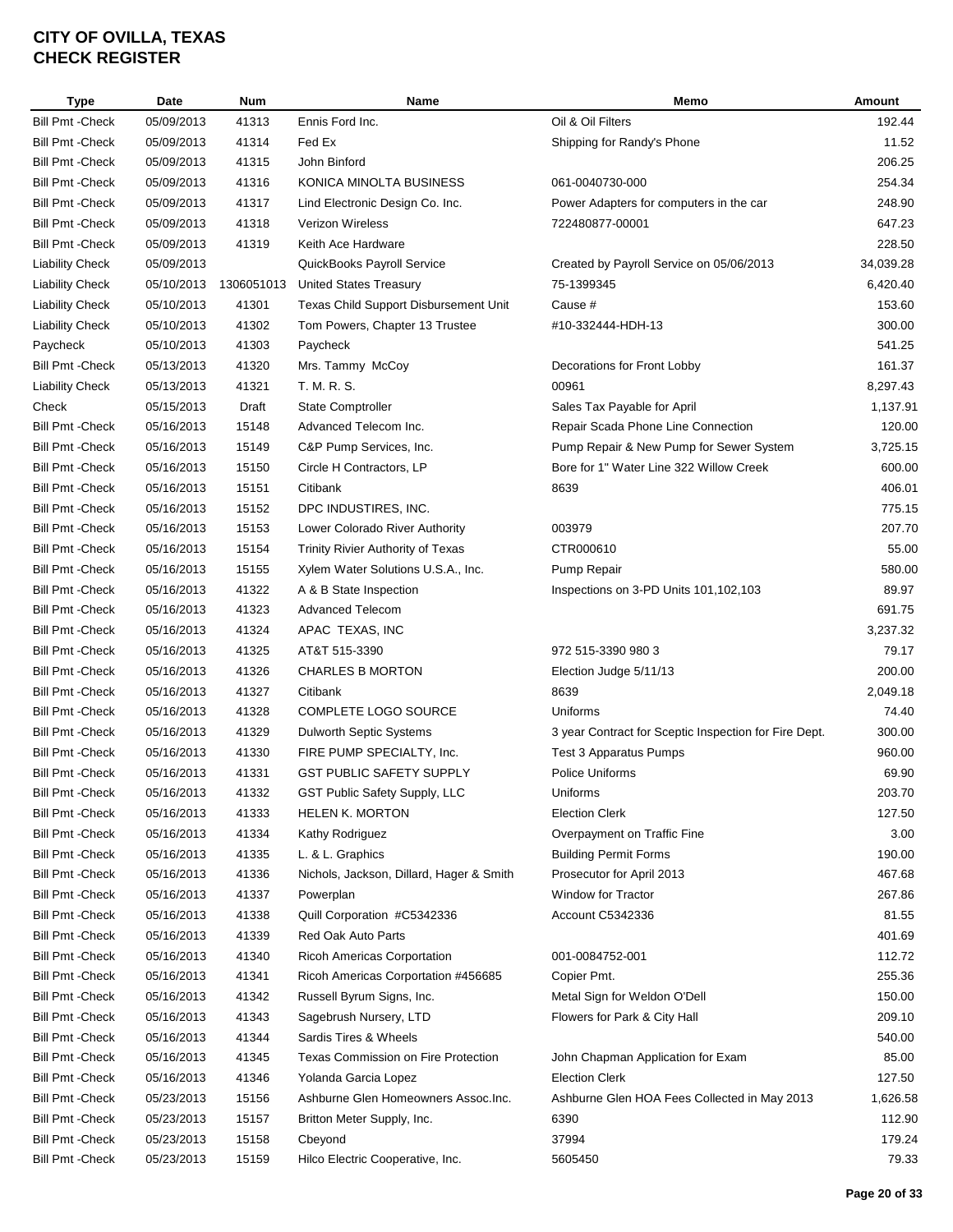# CITY OF OVILLA, TEXAS
# CHECK REGISTER

| Type | Date | Num | Name | Memo | Amount |
|---|---|---|---|---|---|
| Bill Pmt -Check | 05/09/2013 | 41313 | Ennis Ford Inc. | Oil & Oil Filters | 192.44 |
| Bill Pmt -Check | 05/09/2013 | 41314 | Fed Ex | Shipping for Randy's Phone | 11.52 |
| Bill Pmt -Check | 05/09/2013 | 41315 | John Binford | | 206.25 |
| Bill Pmt -Check | 05/09/2013 | 41316 | KONICA MINOLTA BUSINESS | 061-0040730-000 | 254.34 |
| Bill Pmt -Check | 05/09/2013 | 41317 | Lind Electronic Design Co. Inc. | Power Adapters for computers in the car | 248.90 |
| Bill Pmt -Check | 05/09/2013 | 41318 | Verizon Wireless | 722480877-00001 | 647.23 |
| Bill Pmt -Check | 05/09/2013 | 41319 | Keith Ace Hardware | | 228.50 |
| Liability Check | 05/09/2013 | | QuickBooks Payroll Service | Created by Payroll Service on 05/06/2013 | 34,039.28 |
| Liability Check | 05/10/2013 | 1306051013 | United States Treasury | 75-1399345 | 6,420.40 |
| Liability Check | 05/10/2013 | 41301 | Texas Child Support Disbursement Unit | Cause # | 153.60 |
| Liability Check | 05/10/2013 | 41302 | Tom Powers, Chapter 13 Trustee | #10-332444-HDH-13 | 300.00 |
| Paycheck | 05/10/2013 | 41303 | Paycheck | | 541.25 |
| Bill Pmt -Check | 05/13/2013 | 41320 | Mrs. Tammy McCoy | Decorations for Front Lobby | 161.37 |
| Liability Check | 05/13/2013 | 41321 | T. M. R. S. | 00961 | 8,297.43 |
| Check | 05/15/2013 | Draft | State Comptroller | Sales Tax Payable for April | 1,137.91 |
| Bill Pmt -Check | 05/16/2013 | 15148 | Advanced Telecom Inc. | Repair Scada Phone Line Connection | 120.00 |
| Bill Pmt -Check | 05/16/2013 | 15149 | C&P Pump Services, Inc. | Pump Repair & New Pump for Sewer System | 3,725.15 |
| Bill Pmt -Check | 05/16/2013 | 15150 | Circle H Contractors, LP | Bore for 1" Water Line 322 Willow Creek | 600.00 |
| Bill Pmt -Check | 05/16/2013 | 15151 | Citibank | 8639 | 406.01 |
| Bill Pmt -Check | 05/16/2013 | 15152 | DPC INDUSTIRES, INC. | | 775.15 |
| Bill Pmt -Check | 05/16/2013 | 15153 | Lower Colorado River Authority | 003979 | 207.70 |
| Bill Pmt -Check | 05/16/2013 | 15154 | Trinity Rivier Authority of Texas | CTR000610 | 55.00 |
| Bill Pmt -Check | 05/16/2013 | 15155 | Xylem Water Solutions U.S.A., Inc. | Pump Repair | 580.00 |
| Bill Pmt -Check | 05/16/2013 | 41322 | A & B State Inspection | Inspections on 3-PD Units 101,102,103 | 89.97 |
| Bill Pmt -Check | 05/16/2013 | 41323 | Advanced Telecom | | 691.75 |
| Bill Pmt -Check | 05/16/2013 | 41324 | APAC TEXAS, INC | | 3,237.32 |
| Bill Pmt -Check | 05/16/2013 | 41325 | AT&T 515-3390 | 972 515-3390 980 3 | 79.17 |
| Bill Pmt -Check | 05/16/2013 | 41326 | CHARLES B MORTON | Election Judge 5/11/13 | 200.00 |
| Bill Pmt -Check | 05/16/2013 | 41327 | Citibank | 8639 | 2,049.18 |
| Bill Pmt -Check | 05/16/2013 | 41328 | COMPLETE LOGO SOURCE | Uniforms | 74.40 |
| Bill Pmt -Check | 05/16/2013 | 41329 | Dulworth Septic Systems | 3 year Contract for Sceptic Inspection for Fire Dept. | 300.00 |
| Bill Pmt -Check | 05/16/2013 | 41330 | FIRE PUMP SPECIALTY, Inc. | Test 3 Apparatus Pumps | 960.00 |
| Bill Pmt -Check | 05/16/2013 | 41331 | GST PUBLIC SAFETY SUPPLY | Police Uniforms | 69.90 |
| Bill Pmt -Check | 05/16/2013 | 41332 | GST Public Safety Supply, LLC | Uniforms | 203.70 |
| Bill Pmt -Check | 05/16/2013 | 41333 | HELEN K. MORTON | Election Clerk | 127.50 |
| Bill Pmt -Check | 05/16/2013 | 41334 | Kathy Rodriguez | Overpayment on Traffic Fine | 3.00 |
| Bill Pmt -Check | 05/16/2013 | 41335 | L. & L. Graphics | Building Permit Forms | 190.00 |
| Bill Pmt -Check | 05/16/2013 | 41336 | Nichols, Jackson, Dillard, Hager & Smith | Prosecutor for April 2013 | 467.68 |
| Bill Pmt -Check | 05/16/2013 | 41337 | Powerplan | Window for Tractor | 267.86 |
| Bill Pmt -Check | 05/16/2013 | 41338 | Quill Corporation #C5342336 | Account C5342336 | 81.55 |
| Bill Pmt -Check | 05/16/2013 | 41339 | Red Oak Auto Parts | | 401.69 |
| Bill Pmt -Check | 05/16/2013 | 41340 | Ricoh Americas Corportation | 001-0084752-001 | 112.72 |
| Bill Pmt -Check | 05/16/2013 | 41341 | Ricoh Americas Corportation #456685 | Copier Pmt. | 255.36 |
| Bill Pmt -Check | 05/16/2013 | 41342 | Russell Byrum Signs, Inc. | Metal Sign for Weldon O'Dell | 150.00 |
| Bill Pmt -Check | 05/16/2013 | 41343 | Sagebrush Nursery, LTD | Flowers for Park & City Hall | 209.10 |
| Bill Pmt -Check | 05/16/2013 | 41344 | Sardis Tires & Wheels | | 540.00 |
| Bill Pmt -Check | 05/16/2013 | 41345 | Texas Commission on Fire Protection | John Chapman Application for Exam | 85.00 |
| Bill Pmt -Check | 05/16/2013 | 41346 | Yolanda Garcia Lopez | Election Clerk | 127.50 |
| Bill Pmt -Check | 05/23/2013 | 15156 | Ashburne Glen Homeowners Assoc.Inc. | Ashburne Glen HOA Fees Collected in May 2013 | 1,626.58 |
| Bill Pmt -Check | 05/23/2013 | 15157 | Britton Meter Supply, Inc. | 6390 | 112.90 |
| Bill Pmt -Check | 05/23/2013 | 15158 | Cbeyond | 37994 | 179.24 |
| Bill Pmt -Check | 05/23/2013 | 15159 | Hilco Electric Cooperative, Inc. | 5605450 | 79.33 |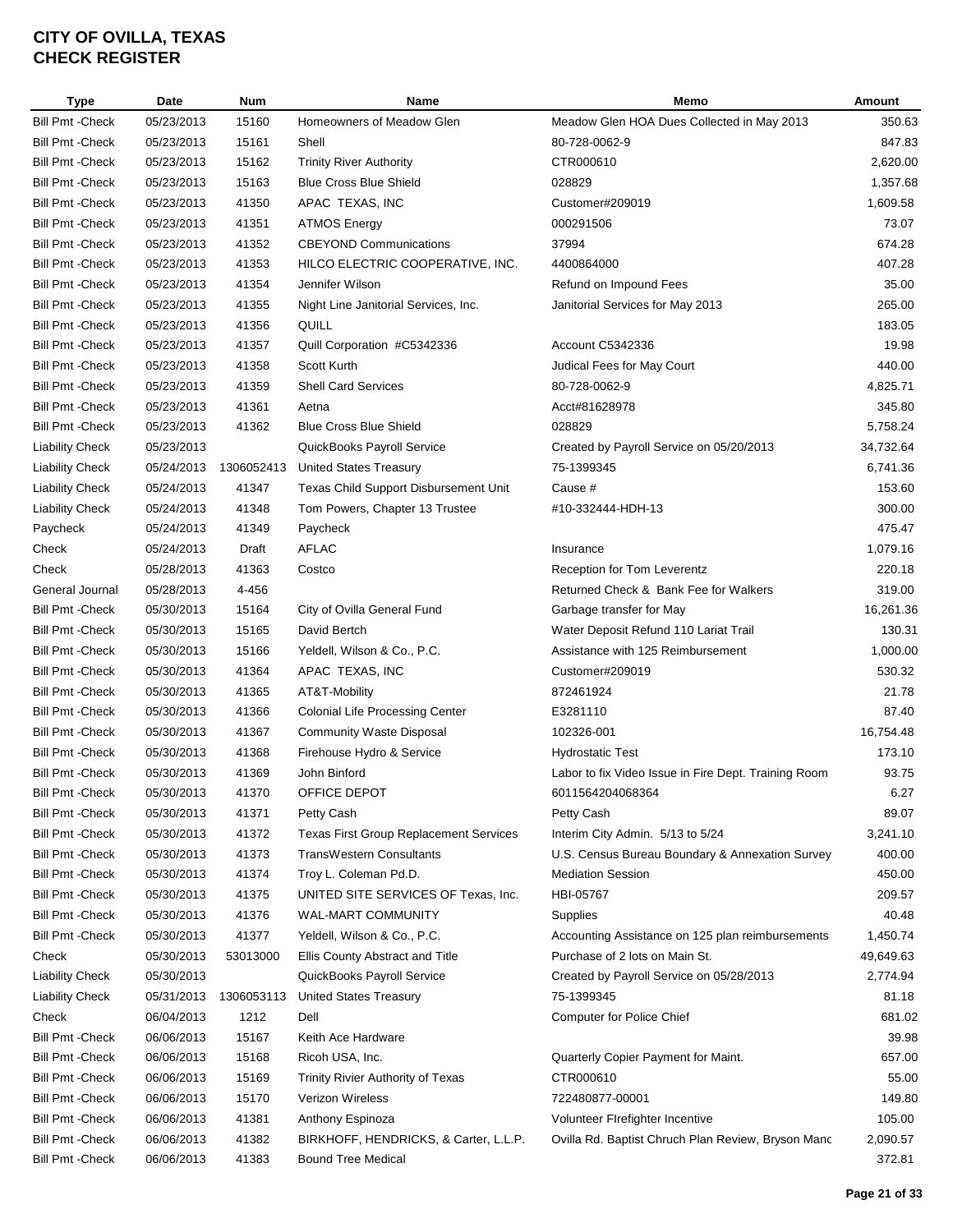# CITY OF OVILLA, TEXAS
# CHECK REGISTER

| Type | Date | Num | Name | Memo | Amount |
|---|---|---|---|---|---|
| Bill Pmt -Check | 05/23/2013 | 15160 | Homeowners of Meadow Glen | Meadow Glen HOA Dues Collected in May 2013 | 350.63 |
| Bill Pmt -Check | 05/23/2013 | 15161 | Shell | 80-728-0062-9 | 847.83 |
| Bill Pmt -Check | 05/23/2013 | 15162 | Trinity River Authority | CTR000610 | 2,620.00 |
| Bill Pmt -Check | 05/23/2013 | 15163 | Blue Cross Blue Shield | 028829 | 1,357.68 |
| Bill Pmt -Check | 05/23/2013 | 41350 | APAC TEXAS, INC | Customer#209019 | 1,609.58 |
| Bill Pmt -Check | 05/23/2013 | 41351 | ATMOS Energy | 000291506 | 73.07 |
| Bill Pmt -Check | 05/23/2013 | 41352 | CBEYOND Communications | 37994 | 674.28 |
| Bill Pmt -Check | 05/23/2013 | 41353 | HILCO ELECTRIC COOPERATIVE, INC. | 4400864000 | 407.28 |
| Bill Pmt -Check | 05/23/2013 | 41354 | Jennifer Wilson | Refund on Impound Fees | 35.00 |
| Bill Pmt -Check | 05/23/2013 | 41355 | Night Line Janitorial Services, Inc. | Janitorial Services for May 2013 | 265.00 |
| Bill Pmt -Check | 05/23/2013 | 41356 | QUILL | | 183.05 |
| Bill Pmt -Check | 05/23/2013 | 41357 | Quill Corporation #C5342336 | Account C5342336 | 19.98 |
| Bill Pmt -Check | 05/23/2013 | 41358 | Scott Kurth | Judical Fees for May Court | 440.00 |
| Bill Pmt -Check | 05/23/2013 | 41359 | Shell Card Services | 80-728-0062-9 | 4,825.71 |
| Bill Pmt -Check | 05/23/2013 | 41361 | Aetna | Acct#81628978 | 345.80 |
| Bill Pmt -Check | 05/23/2013 | 41362 | Blue Cross Blue Shield | 028829 | 5,758.24 |
| Liability Check | 05/23/2013 | | QuickBooks Payroll Service | Created by Payroll Service on 05/20/2013 | 34,732.64 |
| Liability Check | 05/24/2013 | 1306052413 | United States Treasury | 75-1399345 | 6,741.36 |
| Liability Check | 05/24/2013 | 41347 | Texas Child Support Disbursement Unit | Cause # | 153.60 |
| Liability Check | 05/24/2013 | 41348 | Tom Powers, Chapter 13 Trustee | #10-332444-HDH-13 | 300.00 |
| Paycheck | 05/24/2013 | 41349 | Paycheck | | 475.47 |
| Check | 05/24/2013 | Draft | AFLAC | Insurance | 1,079.16 |
| Check | 05/28/2013 | 41363 | Costco | Reception for Tom Leverentz | 220.18 |
| General Journal | 05/28/2013 | 4-456 | | Returned Check & Bank Fee for Walkers | 319.00 |
| Bill Pmt -Check | 05/30/2013 | 15164 | City of Ovilla General Fund | Garbage transfer for May | 16,261.36 |
| Bill Pmt -Check | 05/30/2013 | 15165 | David Bertch | Water Deposit Refund 110 Lariat Trail | 130.31 |
| Bill Pmt -Check | 05/30/2013 | 15166 | Yeldell, Wilson & Co., P.C. | Assistance with 125 Reimbursement | 1,000.00 |
| Bill Pmt -Check | 05/30/2013 | 41364 | APAC TEXAS, INC | Customer#209019 | 530.32 |
| Bill Pmt -Check | 05/30/2013 | 41365 | AT&T-Mobility | 872461924 | 21.78 |
| Bill Pmt -Check | 05/30/2013 | 41366 | Colonial Life Processing Center | E3281110 | 87.40 |
| Bill Pmt -Check | 05/30/2013 | 41367 | Community Waste Disposal | 102326-001 | 16,754.48 |
| Bill Pmt -Check | 05/30/2013 | 41368 | Firehouse Hydro & Service | Hydrostatic Test | 173.10 |
| Bill Pmt -Check | 05/30/2013 | 41369 | John Binford | Labor to fix Video Issue in Fire Dept. Training Room | 93.75 |
| Bill Pmt -Check | 05/30/2013 | 41370 | OFFICE DEPOT | 6011564204068364 | 6.27 |
| Bill Pmt -Check | 05/30/2013 | 41371 | Petty Cash | Petty Cash | 89.07 |
| Bill Pmt -Check | 05/30/2013 | 41372 | Texas First Group Replacement Services | Interim City Admin. 5/13 to 5/24 | 3,241.10 |
| Bill Pmt -Check | 05/30/2013 | 41373 | TransWestern Consultants | U.S. Census Bureau Boundary & Annexation Survey | 400.00 |
| Bill Pmt -Check | 05/30/2013 | 41374 | Troy L. Coleman Pd.D. | Mediation Session | 450.00 |
| Bill Pmt -Check | 05/30/2013 | 41375 | UNITED SITE SERVICES OF Texas, Inc. | HBI-05767 | 209.57 |
| Bill Pmt -Check | 05/30/2013 | 41376 | WAL-MART COMMUNITY | Supplies | 40.48 |
| Bill Pmt -Check | 05/30/2013 | 41377 | Yeldell, Wilson & Co., P.C. | Accounting Assistance on 125 plan reimbursements | 1,450.74 |
| Check | 05/30/2013 | 53013000 | Ellis County Abstract and Title | Purchase of 2 lots on Main St. | 49,649.63 |
| Liability Check | 05/30/2013 | | QuickBooks Payroll Service | Created by Payroll Service on 05/28/2013 | 2,774.94 |
| Liability Check | 05/31/2013 | 1306053113 | United States Treasury | 75-1399345 | 81.18 |
| Check | 06/04/2013 | 1212 | Dell | Computer for Police Chief | 681.02 |
| Bill Pmt -Check | 06/06/2013 | 15167 | Keith Ace Hardware | | 39.98 |
| Bill Pmt -Check | 06/06/2013 | 15168 | Ricoh USA, Inc. | Quarterly Copier Payment for Maint. | 657.00 |
| Bill Pmt -Check | 06/06/2013 | 15169 | Trinity Rivier Authority of Texas | CTR000610 | 55.00 |
| Bill Pmt -Check | 06/06/2013 | 15170 | Verizon Wireless | 722480877-00001 | 149.80 |
| Bill Pmt -Check | 06/06/2013 | 41381 | Anthony Espinoza | Volunteer FIrefighter Incentive | 105.00 |
| Bill Pmt -Check | 06/06/2013 | 41382 | BIRKHOFF, HENDRICKS, & Carter, L.L.P. | Ovilla Rd. Baptist Chruch Plan Review, Bryson Manc | 2,090.57 |
| Bill Pmt -Check | 06/06/2013 | 41383 | Bound Tree Medical | | 372.81 |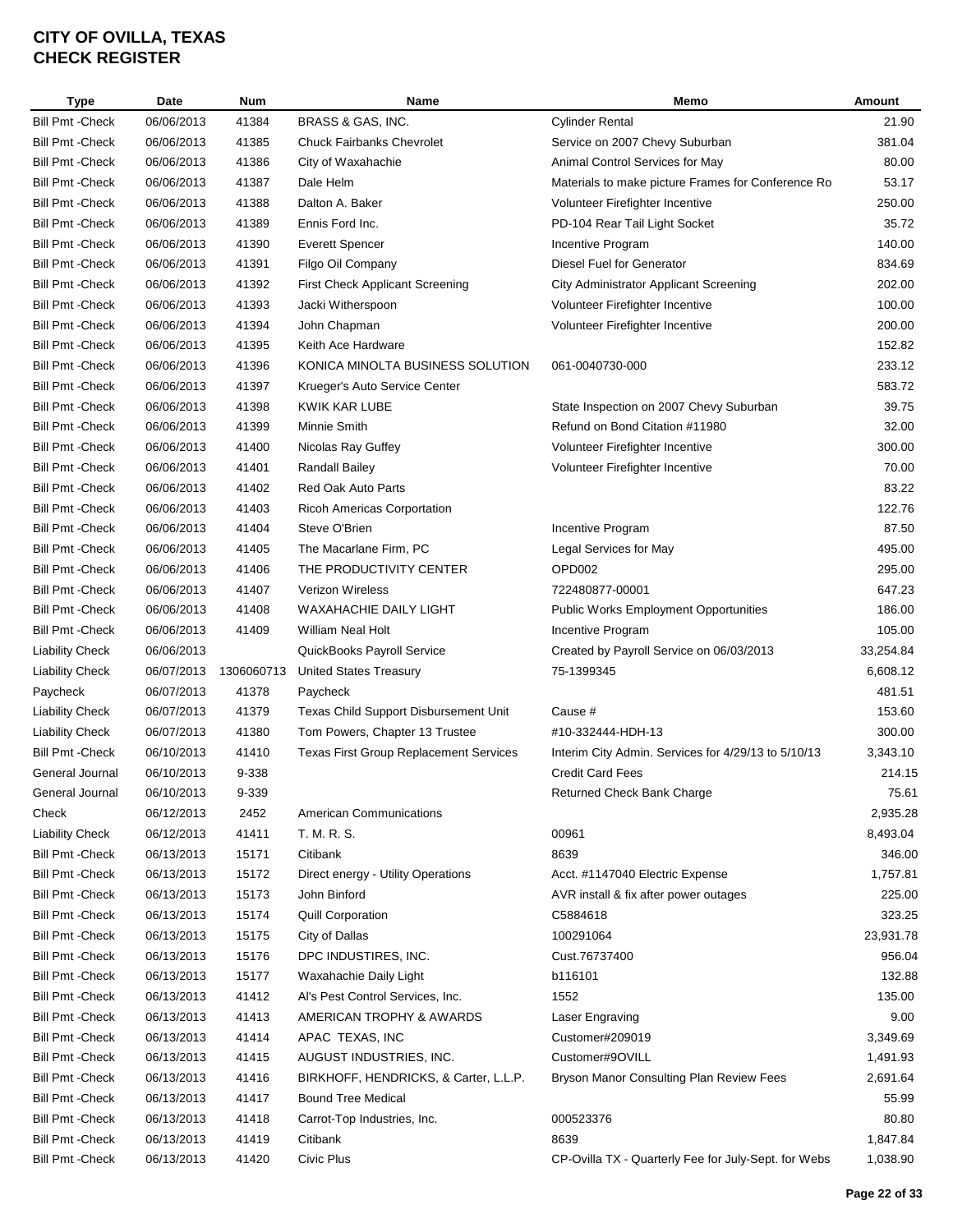# CITY OF OVILLA, TEXAS
## CHECK REGISTER

| Type | Date | Num | Name | Memo | Amount |
|---|---|---|---|---|---|
| Bill Pmt -Check | 06/06/2013 | 41384 | BRASS & GAS, INC. | Cylinder Rental | 21.90 |
| Bill Pmt -Check | 06/06/2013 | 41385 | Chuck Fairbanks Chevrolet | Service on 2007 Chevy Suburban | 381.04 |
| Bill Pmt -Check | 06/06/2013 | 41386 | City of Waxahachie | Animal Control Services for May | 80.00 |
| Bill Pmt -Check | 06/06/2013 | 41387 | Dale Helm | Materials to make picture Frames for Conference Ro | 53.17 |
| Bill Pmt -Check | 06/06/2013 | 41388 | Dalton A. Baker | Volunteer Firefighter Incentive | 250.00 |
| Bill Pmt -Check | 06/06/2013 | 41389 | Ennis Ford Inc. | PD-104 Rear Tail Light Socket | 35.72 |
| Bill Pmt -Check | 06/06/2013 | 41390 | Everett Spencer | Incentive Program | 140.00 |
| Bill Pmt -Check | 06/06/2013 | 41391 | Filgo Oil Company | Diesel Fuel for Generator | 834.69 |
| Bill Pmt -Check | 06/06/2013 | 41392 | First Check Applicant Screening | City Administrator Applicant Screening | 202.00 |
| Bill Pmt -Check | 06/06/2013 | 41393 | Jacki Witherspoon | Volunteer Firefighter Incentive | 100.00 |
| Bill Pmt -Check | 06/06/2013 | 41394 | John Chapman | Volunteer Firefighter Incentive | 200.00 |
| Bill Pmt -Check | 06/06/2013 | 41395 | Keith Ace Hardware | | 152.82 |
| Bill Pmt -Check | 06/06/2013 | 41396 | KONICA MINOLTA BUSINESS SOLUTION | 061-0040730-000 | 233.12 |
| Bill Pmt -Check | 06/06/2013 | 41397 | Krueger's Auto Service Center | | 583.72 |
| Bill Pmt -Check | 06/06/2013 | 41398 | KWIK KAR LUBE | State Inspection on 2007 Chevy Suburban | 39.75 |
| Bill Pmt -Check | 06/06/2013 | 41399 | Minnie Smith | Refund on Bond Citation #11980 | 32.00 |
| Bill Pmt -Check | 06/06/2013 | 41400 | Nicolas Ray Guffey | Volunteer Firefighter Incentive | 300.00 |
| Bill Pmt -Check | 06/06/2013 | 41401 | Randall Bailey | Volunteer Firefighter Incentive | 70.00 |
| Bill Pmt -Check | 06/06/2013 | 41402 | Red Oak Auto Parts | | 83.22 |
| Bill Pmt -Check | 06/06/2013 | 41403 | Ricoh Americas Corportation | | 122.76 |
| Bill Pmt -Check | 06/06/2013 | 41404 | Steve O'Brien | Incentive Program | 87.50 |
| Bill Pmt -Check | 06/06/2013 | 41405 | The Macarlane Firm, PC | Legal Services for May | 495.00 |
| Bill Pmt -Check | 06/06/2013 | 41406 | THE PRODUCTIVITY CENTER | OPD002 | 295.00 |
| Bill Pmt -Check | 06/06/2013 | 41407 | Verizon Wireless | 722480877-00001 | 647.23 |
| Bill Pmt -Check | 06/06/2013 | 41408 | WAXAHACHIE DAILY LIGHT | Public Works Employment Opportunities | 186.00 |
| Bill Pmt -Check | 06/06/2013 | 41409 | William Neal Holt | Incentive Program | 105.00 |
| Liability Check | 06/06/2013 | | QuickBooks Payroll Service | Created by Payroll Service on 06/03/2013 | 33,254.84 |
| Liability Check | 06/07/2013 | 1306060713 | United States Treasury | 75-1399345 | 6,608.12 |
| Paycheck | 06/07/2013 | 41378 | Paycheck | | 481.51 |
| Liability Check | 06/07/2013 | 41379 | Texas Child Support Disbursement Unit | Cause # | 153.60 |
| Liability Check | 06/07/2013 | 41380 | Tom Powers, Chapter 13 Trustee | #10-332444-HDH-13 | 300.00 |
| Bill Pmt -Check | 06/10/2013 | 41410 | Texas First Group Replacement Services | Interim City Admin. Services for 4/29/13 to 5/10/13 | 3,343.10 |
| General Journal | 06/10/2013 | 9-338 | | Credit Card Fees | 214.15 |
| General Journal | 06/10/2013 | 9-339 | | Returned Check Bank Charge | 75.61 |
| Check | 06/12/2013 | 2452 | American Communications | | 2,935.28 |
| Liability Check | 06/12/2013 | 41411 | T. M. R. S. | 00961 | 8,493.04 |
| Bill Pmt -Check | 06/13/2013 | 15171 | Citibank | 8639 | 346.00 |
| Bill Pmt -Check | 06/13/2013 | 15172 | Direct energy - Utility Operations | Acct. #1147040 Electric Expense | 1,757.81 |
| Bill Pmt -Check | 06/13/2013 | 15173 | John Binford | AVR install & fix after power outages | 225.00 |
| Bill Pmt -Check | 06/13/2013 | 15174 | Quill Corporation | C5884618 | 323.25 |
| Bill Pmt -Check | 06/13/2013 | 15175 | City of Dallas | 100291064 | 23,931.78 |
| Bill Pmt -Check | 06/13/2013 | 15176 | DPC INDUSTIRES, INC. | Cust.76737400 | 956.04 |
| Bill Pmt -Check | 06/13/2013 | 15177 | Waxahachie Daily Light | b116101 | 132.88 |
| Bill Pmt -Check | 06/13/2013 | 41412 | Al's Pest Control Services, Inc. | 1552 | 135.00 |
| Bill Pmt -Check | 06/13/2013 | 41413 | AMERICAN TROPHY & AWARDS | Laser Engraving | 9.00 |
| Bill Pmt -Check | 06/13/2013 | 41414 | APAC TEXAS, INC | Customer#209019 | 3,349.69 |
| Bill Pmt -Check | 06/13/2013 | 41415 | AUGUST INDUSTRIES, INC. | Customer#9OVILL | 1,491.93 |
| Bill Pmt -Check | 06/13/2013 | 41416 | BIRKHOFF, HENDRICKS, & Carter, L.L.P. | Bryson Manor Consulting Plan Review Fees | 2,691.64 |
| Bill Pmt -Check | 06/13/2013 | 41417 | Bound Tree Medical | | 55.99 |
| Bill Pmt -Check | 06/13/2013 | 41418 | Carrot-Top Industries, Inc. | 000523376 | 80.80 |
| Bill Pmt -Check | 06/13/2013 | 41419 | Citibank | 8639 | 1,847.84 |
| Bill Pmt -Check | 06/13/2013 | 41420 | Civic Plus | CP-Ovilla TX - Quarterly Fee for July-Sept. for Webs | 1,038.90 |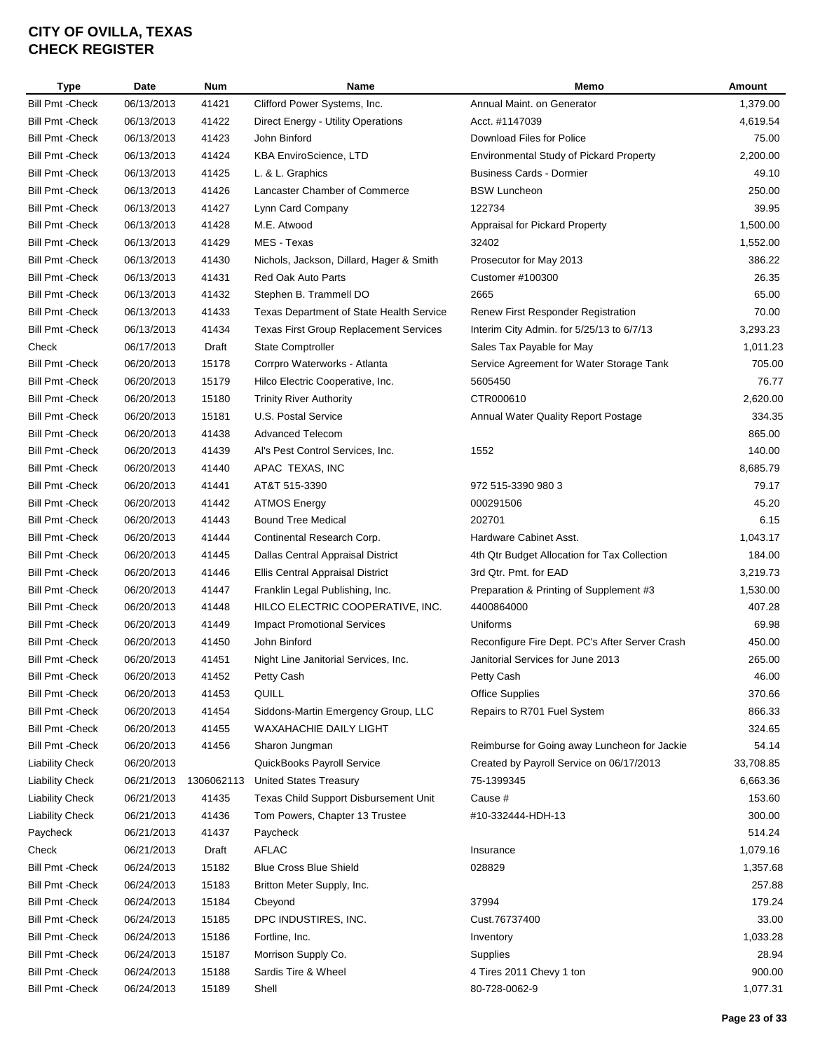# CITY OF OVILLA, TEXAS
## CHECK REGISTER

| Type | Date | Num | Name | Memo | Amount |
|---|---|---|---|---|---|
| Bill Pmt -Check | 06/13/2013 | 41421 | Clifford Power Systems, Inc. | Annual Maint. on Generator | 1,379.00 |
| Bill Pmt -Check | 06/13/2013 | 41422 | Direct Energy - Utility Operations | Acct. #1147039 | 4,619.54 |
| Bill Pmt -Check | 06/13/2013 | 41423 | John Binford | Download Files for Police | 75.00 |
| Bill Pmt -Check | 06/13/2013 | 41424 | KBA EnviroScience, LTD | Environmental Study of Pickard Property | 2,200.00 |
| Bill Pmt -Check | 06/13/2013 | 41425 | L. & L. Graphics | Business Cards - Dormier | 49.10 |
| Bill Pmt -Check | 06/13/2013 | 41426 | Lancaster Chamber of Commerce | BSW Luncheon | 250.00 |
| Bill Pmt -Check | 06/13/2013 | 41427 | Lynn Card Company | 122734 | 39.95 |
| Bill Pmt -Check | 06/13/2013 | 41428 | M.E. Atwood | Appraisal for Pickard Property | 1,500.00 |
| Bill Pmt -Check | 06/13/2013 | 41429 | MES - Texas | 32402 | 1,552.00 |
| Bill Pmt -Check | 06/13/2013 | 41430 | Nichols, Jackson, Dillard, Hager & Smith | Prosecutor for May 2013 | 386.22 |
| Bill Pmt -Check | 06/13/2013 | 41431 | Red Oak Auto Parts | Customer #100300 | 26.35 |
| Bill Pmt -Check | 06/13/2013 | 41432 | Stephen B. Trammell DO | 2665 | 65.00 |
| Bill Pmt -Check | 06/13/2013 | 41433 | Texas Department of State Health Service | Renew First Responder Registration | 70.00 |
| Bill Pmt -Check | 06/13/2013 | 41434 | Texas First Group Replacement Services | Interim City Admin. for 5/25/13 to 6/7/13 | 3,293.23 |
| Check | 06/17/2013 | Draft | State Comptroller | Sales Tax Payable for May | 1,011.23 |
| Bill Pmt -Check | 06/20/2013 | 15178 | Corrpro Waterworks - Atlanta | Service Agreement for Water Storage Tank | 705.00 |
| Bill Pmt -Check | 06/20/2013 | 15179 | Hilco Electric Cooperative, Inc. | 5605450 | 76.77 |
| Bill Pmt -Check | 06/20/2013 | 15180 | Trinity River Authority | CTR000610 | 2,620.00 |
| Bill Pmt -Check | 06/20/2013 | 15181 | U.S. Postal Service | Annual Water Quality Report Postage | 334.35 |
| Bill Pmt -Check | 06/20/2013 | 41438 | Advanced Telecom | | 865.00 |
| Bill Pmt -Check | 06/20/2013 | 41439 | Al's Pest Control Services, Inc. | 1552 | 140.00 |
| Bill Pmt -Check | 06/20/2013 | 41440 | APAC TEXAS, INC | | 8,685.79 |
| Bill Pmt -Check | 06/20/2013 | 41441 | AT&T 515-3390 | 972 515-3390 980 3 | 79.17 |
| Bill Pmt -Check | 06/20/2013 | 41442 | ATMOS Energy | 000291506 | 45.20 |
| Bill Pmt -Check | 06/20/2013 | 41443 | Bound Tree Medical | 202701 | 6.15 |
| Bill Pmt -Check | 06/20/2013 | 41444 | Continental Research Corp. | Hardware Cabinet Asst. | 1,043.17 |
| Bill Pmt -Check | 06/20/2013 | 41445 | Dallas Central Appraisal District | 4th Qtr Budget Allocation for Tax Collection | 184.00 |
| Bill Pmt -Check | 06/20/2013 | 41446 | Ellis Central Appraisal District | 3rd Qtr. Pmt. for EAD | 3,219.73 |
| Bill Pmt -Check | 06/20/2013 | 41447 | Franklin Legal Publishing, Inc. | Preparation & Printing of Supplement #3 | 1,530.00 |
| Bill Pmt -Check | 06/20/2013 | 41448 | HILCO ELECTRIC COOPERATIVE, INC. | 4400864000 | 407.28 |
| Bill Pmt -Check | 06/20/2013 | 41449 | Impact Promotional Services | Uniforms | 69.98 |
| Bill Pmt -Check | 06/20/2013 | 41450 | John Binford | Reconfigure Fire Dept. PC's After Server Crash | 450.00 |
| Bill Pmt -Check | 06/20/2013 | 41451 | Night Line Janitorial Services, Inc. | Janitorial Services for June 2013 | 265.00 |
| Bill Pmt -Check | 06/20/2013 | 41452 | Petty Cash | Petty Cash | 46.00 |
| Bill Pmt -Check | 06/20/2013 | 41453 | QUILL | Office Supplies | 370.66 |
| Bill Pmt -Check | 06/20/2013 | 41454 | Siddons-Martin Emergency Group, LLC | Repairs to R701 Fuel System | 866.33 |
| Bill Pmt -Check | 06/20/2013 | 41455 | WAXAHACHIE DAILY LIGHT | | 324.65 |
| Bill Pmt -Check | 06/20/2013 | 41456 | Sharon Jungman | Reimburse for Going away Luncheon for Jackie | 54.14 |
| Liability Check | 06/20/2013 | | QuickBooks Payroll Service | Created by Payroll Service on 06/17/2013 | 33,708.85 |
| Liability Check | 06/21/2013 | 1306062113 | United States Treasury | 75-1399345 | 6,663.36 |
| Liability Check | 06/21/2013 | 41435 | Texas Child Support Disbursement Unit | Cause # | 153.60 |
| Liability Check | 06/21/2013 | 41436 | Tom Powers, Chapter 13 Trustee | #10-332444-HDH-13 | 300.00 |
| Paycheck | 06/21/2013 | 41437 | Paycheck | | 514.24 |
| Check | 06/21/2013 | Draft | AFLAC | Insurance | 1,079.16 |
| Bill Pmt -Check | 06/24/2013 | 15182 | Blue Cross Blue Shield | 028829 | 1,357.68 |
| Bill Pmt -Check | 06/24/2013 | 15183 | Britton Meter Supply, Inc. | | 257.88 |
| Bill Pmt -Check | 06/24/2013 | 15184 | Cbeyond | 37994 | 179.24 |
| Bill Pmt -Check | 06/24/2013 | 15185 | DPC INDUSTIRES, INC. | Cust.76737400 | 33.00 |
| Bill Pmt -Check | 06/24/2013 | 15186 | Fortline, Inc. | Inventory | 1,033.28 |
| Bill Pmt -Check | 06/24/2013 | 15187 | Morrison Supply Co. | Supplies | 28.94 |
| Bill Pmt -Check | 06/24/2013 | 15188 | Sardis Tire & Wheel | 4 Tires 2011 Chevy 1 ton | 900.00 |
| Bill Pmt -Check | 06/24/2013 | 15189 | Shell | 80-728-0062-9 | 1,077.31 |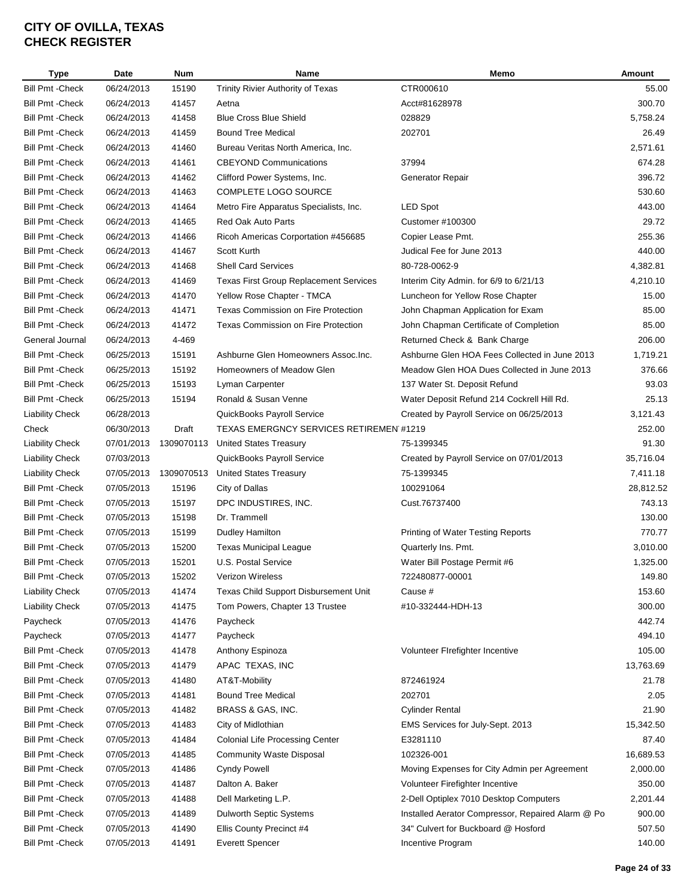# CITY OF OVILLA, TEXAS
# CHECK REGISTER

| Type | Date | Num | Name | Memo | Amount |
|---|---|---|---|---|---|
| Bill Pmt -Check | 06/24/2013 | 15190 | Trinity Rivier Authority of Texas | CTR000610 | 55.00 |
| Bill Pmt -Check | 06/24/2013 | 41457 | Aetna | Acct#81628978 | 300.70 |
| Bill Pmt -Check | 06/24/2013 | 41458 | Blue Cross Blue Shield | 028829 | 5,758.24 |
| Bill Pmt -Check | 06/24/2013 | 41459 | Bound Tree Medical | 202701 | 26.49 |
| Bill Pmt -Check | 06/24/2013 | 41460 | Bureau Veritas North America, Inc. | | 2,571.61 |
| Bill Pmt -Check | 06/24/2013 | 41461 | CBEYOND Communications | 37994 | 674.28 |
| Bill Pmt -Check | 06/24/2013 | 41462 | Clifford Power Systems, Inc. | Generator Repair | 396.72 |
| Bill Pmt -Check | 06/24/2013 | 41463 | COMPLETE LOGO SOURCE | | 530.60 |
| Bill Pmt -Check | 06/24/2013 | 41464 | Metro Fire Apparatus Specialists, Inc. | LED Spot | 443.00 |
| Bill Pmt -Check | 06/24/2013 | 41465 | Red Oak Auto Parts | Customer #100300 | 29.72 |
| Bill Pmt -Check | 06/24/2013 | 41466 | Ricoh Americas Corportation #456685 | Copier Lease Pmt. | 255.36 |
| Bill Pmt -Check | 06/24/2013 | 41467 | Scott Kurth | Judical Fee for June 2013 | 440.00 |
| Bill Pmt -Check | 06/24/2013 | 41468 | Shell Card Services | 80-728-0062-9 | 4,382.81 |
| Bill Pmt -Check | 06/24/2013 | 41469 | Texas First Group Replacement Services | Interim City Admin. for 6/9 to 6/21/13 | 4,210.10 |
| Bill Pmt -Check | 06/24/2013 | 41470 | Yellow Rose Chapter - TMCA | Luncheon for Yellow Rose Chapter | 15.00 |
| Bill Pmt -Check | 06/24/2013 | 41471 | Texas Commission on Fire Protection | John Chapman Application for Exam | 85.00 |
| Bill Pmt -Check | 06/24/2013 | 41472 | Texas Commission on Fire Protection | John Chapman Certificate of Completion | 85.00 |
| General Journal | 06/24/2013 | 4-469 | | Returned Check & Bank Charge | 206.00 |
| Bill Pmt -Check | 06/25/2013 | 15191 | Ashburne Glen Homeowners Assoc.Inc. | Ashburne Glen HOA Fees Collected in June 2013 | 1,719.21 |
| Bill Pmt -Check | 06/25/2013 | 15192 | Homeowners of Meadow Glen | Meadow Glen HOA Dues Collected in June 2013 | 376.66 |
| Bill Pmt -Check | 06/25/2013 | 15193 | Lyman Carpenter | 137 Water St. Deposit Refund | 93.03 |
| Bill Pmt -Check | 06/25/2013 | 15194 | Ronald & Susan Venne | Water Deposit Refund 214 Cockrell Hill Rd. | 25.13 |
| Liability Check | 06/28/2013 | | QuickBooks Payroll Service | Created by Payroll Service on 06/25/2013 | 3,121.43 |
| Check | 06/30/2013 | Draft | TEXAS EMERGNCY SERVICES RETIREMEN | #1219 | 252.00 |
| Liability Check | 07/01/2013 | 1309070113 | United States Treasury | 75-1399345 | 91.30 |
| Liability Check | 07/03/2013 | | QuickBooks Payroll Service | Created by Payroll Service on 07/01/2013 | 35,716.04 |
| Liability Check | 07/05/2013 | 1309070513 | United States Treasury | 75-1399345 | 7,411.18 |
| Bill Pmt -Check | 07/05/2013 | 15196 | City of Dallas | 100291064 | 28,812.52 |
| Bill Pmt -Check | 07/05/2013 | 15197 | DPC INDUSTIRES, INC. | Cust.76737400 | 743.13 |
| Bill Pmt -Check | 07/05/2013 | 15198 | Dr. Trammell | | 130.00 |
| Bill Pmt -Check | 07/05/2013 | 15199 | Dudley Hamilton | Printing of Water Testing Reports | 770.77 |
| Bill Pmt -Check | 07/05/2013 | 15200 | Texas Municipal League | Quarterly Ins. Pmt. | 3,010.00 |
| Bill Pmt -Check | 07/05/2013 | 15201 | U.S. Postal Service | Water Bill Postage Permit #6 | 1,325.00 |
| Bill Pmt -Check | 07/05/2013 | 15202 | Verizon Wireless | 722480877-00001 | 149.80 |
| Liability Check | 07/05/2013 | 41474 | Texas Child Support Disbursement Unit | Cause # | 153.60 |
| Liability Check | 07/05/2013 | 41475 | Tom Powers, Chapter 13 Trustee | #10-332444-HDH-13 | 300.00 |
| Paycheck | 07/05/2013 | 41476 | Paycheck | | 442.74 |
| Paycheck | 07/05/2013 | 41477 | Paycheck | | 494.10 |
| Bill Pmt -Check | 07/05/2013 | 41478 | Anthony Espinoza | Volunteer FIrefighter Incentive | 105.00 |
| Bill Pmt -Check | 07/05/2013 | 41479 | APAC TEXAS, INC | | 13,763.69 |
| Bill Pmt -Check | 07/05/2013 | 41480 | AT&T-Mobility | 872461924 | 21.78 |
| Bill Pmt -Check | 07/05/2013 | 41481 | Bound Tree Medical | 202701 | 2.05 |
| Bill Pmt -Check | 07/05/2013 | 41482 | BRASS & GAS, INC. | Cylinder Rental | 21.90 |
| Bill Pmt -Check | 07/05/2013 | 41483 | City of Midlothian | EMS Services for July-Sept. 2013 | 15,342.50 |
| Bill Pmt -Check | 07/05/2013 | 41484 | Colonial Life Processing Center | E3281110 | 87.40 |
| Bill Pmt -Check | 07/05/2013 | 41485 | Community Waste Disposal | 102326-001 | 16,689.53 |
| Bill Pmt -Check | 07/05/2013 | 41486 | Cyndy Powell | Moving Expenses for City Admin per Agreement | 2,000.00 |
| Bill Pmt -Check | 07/05/2013 | 41487 | Dalton A. Baker | Volunteer Firefighter Incentive | 350.00 |
| Bill Pmt -Check | 07/05/2013 | 41488 | Dell Marketing L.P. | 2-Dell Optiplex 7010 Desktop Computers | 2,201.44 |
| Bill Pmt -Check | 07/05/2013 | 41489 | Dulworth Septic Systems | Installed Aerator Compressor, Repaired Alarm @ Po | 900.00 |
| Bill Pmt -Check | 07/05/2013 | 41490 | Ellis County Precinct #4 | 34" Culvert for Buckboard @ Hosford | 507.50 |
| Bill Pmt -Check | 07/05/2013 | 41491 | Everett Spencer | Incentive Program | 140.00 |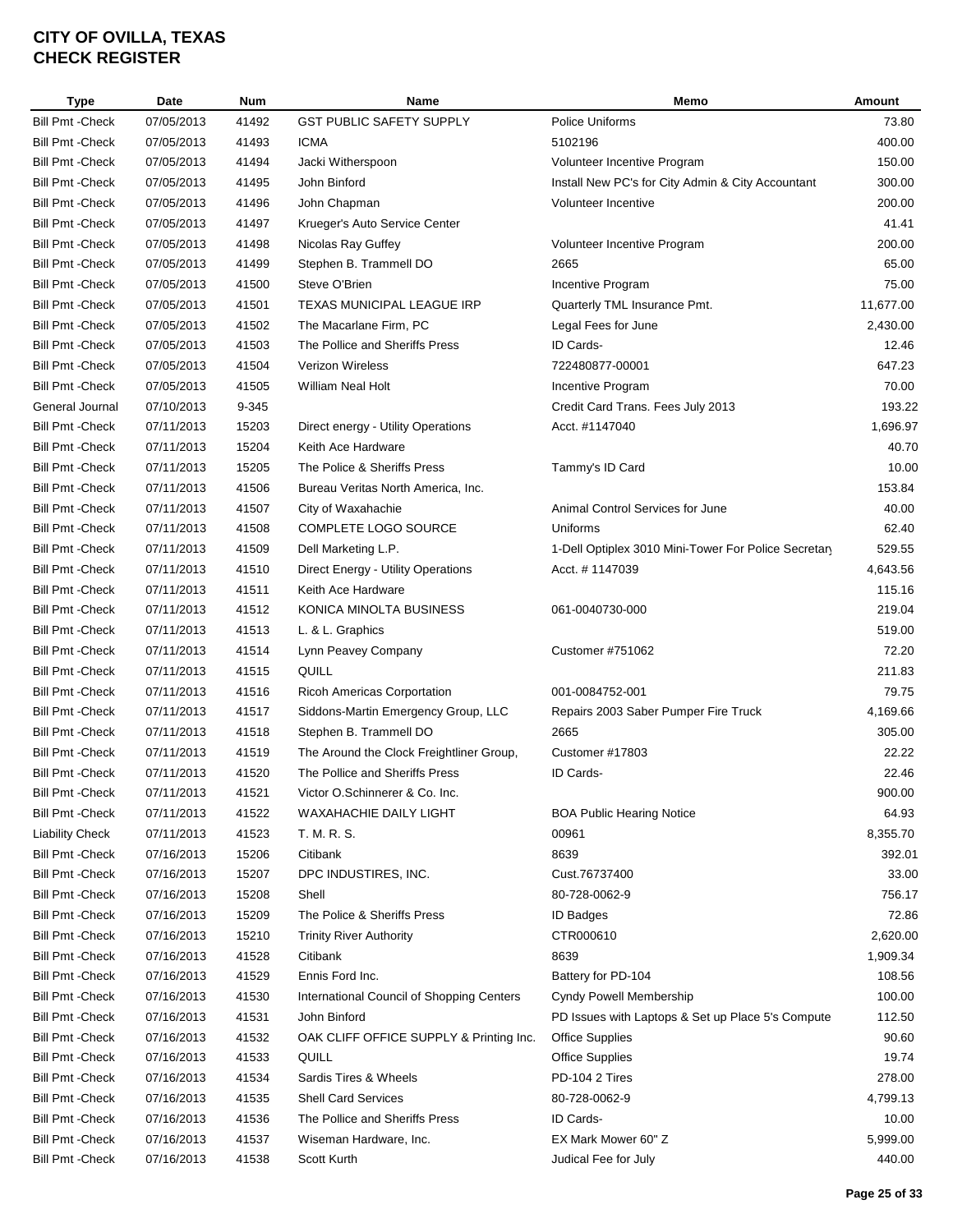# CITY OF OVILLA, TEXAS
# CHECK REGISTER

| Type | Date | Num | Name | Memo | Amount |
|---|---|---|---|---|---|
| Bill Pmt -Check | 07/05/2013 | 41492 | GST PUBLIC SAFETY SUPPLY | Police Uniforms | 73.80 |
| Bill Pmt -Check | 07/05/2013 | 41493 | ICMA | 5102196 | 400.00 |
| Bill Pmt -Check | 07/05/2013 | 41494 | Jacki Witherspoon | Volunteer Incentive Program | 150.00 |
| Bill Pmt -Check | 07/05/2013 | 41495 | John Binford | Install New PC's for City Admin & City Accountant | 300.00 |
| Bill Pmt -Check | 07/05/2013 | 41496 | John Chapman | Volunteer Incentive | 200.00 |
| Bill Pmt -Check | 07/05/2013 | 41497 | Krueger's Auto Service Center | | 41.41 |
| Bill Pmt -Check | 07/05/2013 | 41498 | Nicolas Ray Guffey | Volunteer Incentive Program | 200.00 |
| Bill Pmt -Check | 07/05/2013 | 41499 | Stephen B. Trammell DO | 2665 | 65.00 |
| Bill Pmt -Check | 07/05/2013 | 41500 | Steve O'Brien | Incentive Program | 75.00 |
| Bill Pmt -Check | 07/05/2013 | 41501 | TEXAS MUNICIPAL LEAGUE IRP | Quarterly TML Insurance Pmt. | 11,677.00 |
| Bill Pmt -Check | 07/05/2013 | 41502 | The Macarlane Firm, PC | Legal Fees for June | 2,430.00 |
| Bill Pmt -Check | 07/05/2013 | 41503 | The Pollice and Sheriffs Press | ID Cards- | 12.46 |
| Bill Pmt -Check | 07/05/2013 | 41504 | Verizon Wireless | 722480877-00001 | 647.23 |
| Bill Pmt -Check | 07/05/2013 | 41505 | William Neal Holt | Incentive Program | 70.00 |
| General Journal | 07/10/2013 | 9-345 | | Credit Card Trans. Fees July 2013 | 193.22 |
| Bill Pmt -Check | 07/11/2013 | 15203 | Direct energy - Utility Operations | Acct. #1147040 | 1,696.97 |
| Bill Pmt -Check | 07/11/2013 | 15204 | Keith Ace Hardware | | 40.70 |
| Bill Pmt -Check | 07/11/2013 | 15205 | The Police & Sheriffs Press | Tammy's ID Card | 10.00 |
| Bill Pmt -Check | 07/11/2013 | 41506 | Bureau Veritas North America, Inc. | | 153.84 |
| Bill Pmt -Check | 07/11/2013 | 41507 | City of Waxahachie | Animal Control Services for June | 40.00 |
| Bill Pmt -Check | 07/11/2013 | 41508 | COMPLETE LOGO SOURCE | Uniforms | 62.40 |
| Bill Pmt -Check | 07/11/2013 | 41509 | Dell Marketing L.P. | 1-Dell Optiplex 3010 Mini-Tower For Police Secretary | 529.55 |
| Bill Pmt -Check | 07/11/2013 | 41510 | Direct Energy - Utility Operations | Acct. # 1147039 | 4,643.56 |
| Bill Pmt -Check | 07/11/2013 | 41511 | Keith Ace Hardware | | 115.16 |
| Bill Pmt -Check | 07/11/2013 | 41512 | KONICA MINOLTA BUSINESS | 061-0040730-000 | 219.04 |
| Bill Pmt -Check | 07/11/2013 | 41513 | L. & L. Graphics | | 519.00 |
| Bill Pmt -Check | 07/11/2013 | 41514 | Lynn Peavey Company | Customer #751062 | 72.20 |
| Bill Pmt -Check | 07/11/2013 | 41515 | QUILL | | 211.83 |
| Bill Pmt -Check | 07/11/2013 | 41516 | Ricoh Americas Corportation | 001-0084752-001 | 79.75 |
| Bill Pmt -Check | 07/11/2013 | 41517 | Siddons-Martin Emergency Group, LLC | Repairs 2003 Saber Pumper Fire Truck | 4,169.66 |
| Bill Pmt -Check | 07/11/2013 | 41518 | Stephen B. Trammell DO | 2665 | 305.00 |
| Bill Pmt -Check | 07/11/2013 | 41519 | The Around the Clock Freightliner Group, | Customer #17803 | 22.22 |
| Bill Pmt -Check | 07/11/2013 | 41520 | The Pollice and Sheriffs Press | ID Cards- | 22.46 |
| Bill Pmt -Check | 07/11/2013 | 41521 | Victor O.Schinnerer & Co. Inc. | | 900.00 |
| Bill Pmt -Check | 07/11/2013 | 41522 | WAXAHACHIE DAILY LIGHT | BOA Public Hearing Notice | 64.93 |
| Liability Check | 07/11/2013 | 41523 | T. M. R. S. | 00961 | 8,355.70 |
| Bill Pmt -Check | 07/16/2013 | 15206 | Citibank | 8639 | 392.01 |
| Bill Pmt -Check | 07/16/2013 | 15207 | DPC INDUSTIRES, INC. | Cust.76737400 | 33.00 |
| Bill Pmt -Check | 07/16/2013 | 15208 | Shell | 80-728-0062-9 | 756.17 |
| Bill Pmt -Check | 07/16/2013 | 15209 | The Police & Sheriffs Press | ID Badges | 72.86 |
| Bill Pmt -Check | 07/16/2013 | 15210 | Trinity River Authority | CTR000610 | 2,620.00 |
| Bill Pmt -Check | 07/16/2013 | 41528 | Citibank | 8639 | 1,909.34 |
| Bill Pmt -Check | 07/16/2013 | 41529 | Ennis Ford Inc. | Battery for PD-104 | 108.56 |
| Bill Pmt -Check | 07/16/2013 | 41530 | International Council of Shopping Centers | Cyndy Powell Membership | 100.00 |
| Bill Pmt -Check | 07/16/2013 | 41531 | John Binford | PD Issues with Laptops & Set up Place 5's Compute | 112.50 |
| Bill Pmt -Check | 07/16/2013 | 41532 | OAK CLIFF OFFICE SUPPLY & Printing Inc. | Office Supplies | 90.60 |
| Bill Pmt -Check | 07/16/2013 | 41533 | QUILL | Office Supplies | 19.74 |
| Bill Pmt -Check | 07/16/2013 | 41534 | Sardis Tires & Wheels | PD-104 2 Tires | 278.00 |
| Bill Pmt -Check | 07/16/2013 | 41535 | Shell Card Services | 80-728-0062-9 | 4,799.13 |
| Bill Pmt -Check | 07/16/2013 | 41536 | The Pollice and Sheriffs Press | ID Cards- | 10.00 |
| Bill Pmt -Check | 07/16/2013 | 41537 | Wiseman Hardware, Inc. | EX Mark Mower 60" Z | 5,999.00 |
| Bill Pmt -Check | 07/16/2013 | 41538 | Scott Kurth | Judical Fee for July | 440.00 |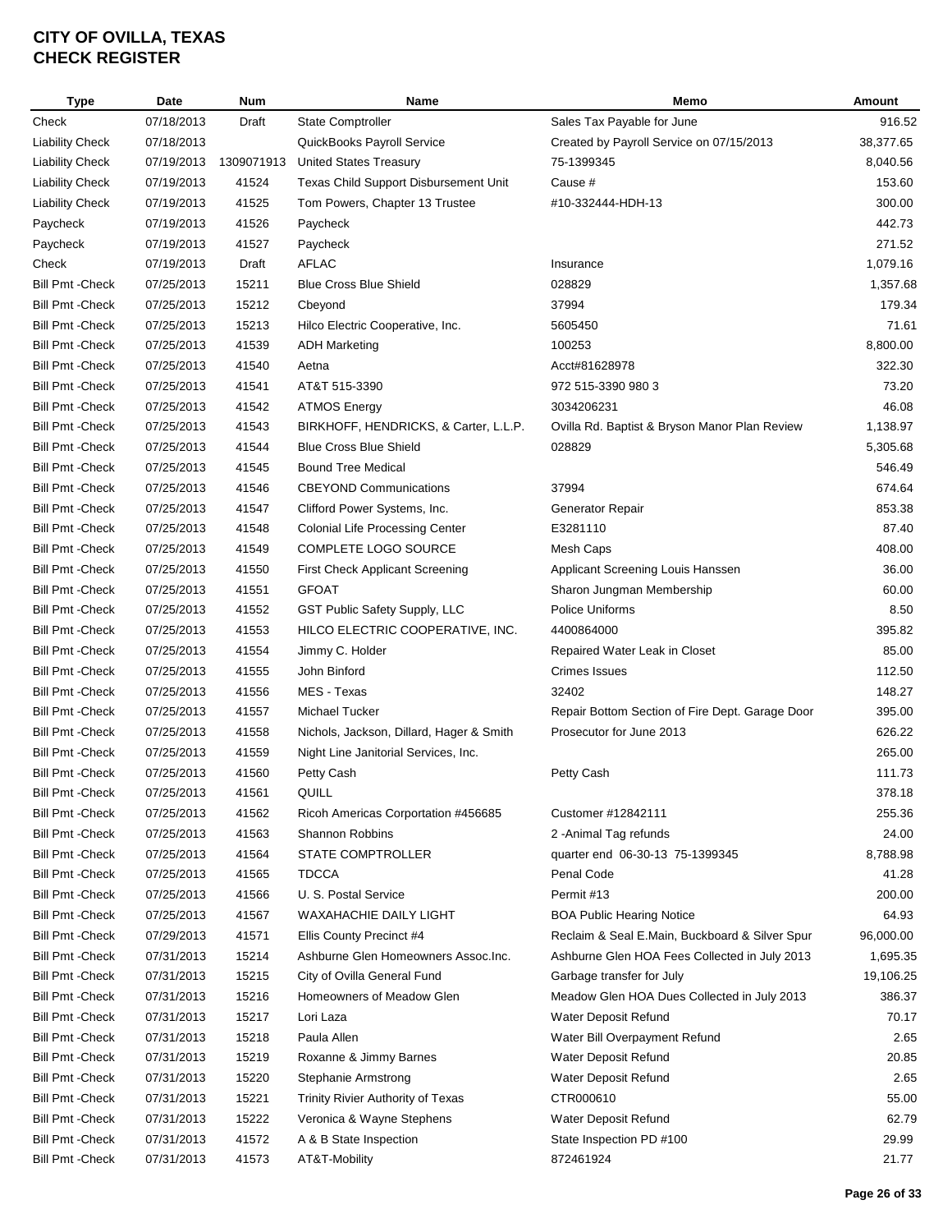# CITY OF OVILLA, TEXAS
# CHECK REGISTER

| Type | Date | Num | Name | Memo | Amount |
|---|---|---|---|---|---|
| Check | 07/18/2013 | Draft | State Comptroller | Sales Tax Payable for June | 916.52 |
| Liability Check | 07/18/2013 | | QuickBooks Payroll Service | Created by Payroll Service on 07/15/2013 | 38,377.65 |
| Liability Check | 07/19/2013 | 1309071913 | United States Treasury | 75-1399345 | 8,040.56 |
| Liability Check | 07/19/2013 | 41524 | Texas Child Support Disbursement Unit | Cause # | 153.60 |
| Liability Check | 07/19/2013 | 41525 | Tom Powers, Chapter 13 Trustee | #10-332444-HDH-13 | 300.00 |
| Paycheck | 07/19/2013 | 41526 | Paycheck | | 442.73 |
| Paycheck | 07/19/2013 | 41527 | Paycheck | | 271.52 |
| Check | 07/19/2013 | Draft | AFLAC | Insurance | 1,079.16 |
| Bill Pmt -Check | 07/25/2013 | 15211 | Blue Cross Blue Shield | 028829 | 1,357.68 |
| Bill Pmt -Check | 07/25/2013 | 15212 | Cbeyond | 37994 | 179.34 |
| Bill Pmt -Check | 07/25/2013 | 15213 | Hilco Electric Cooperative, Inc. | 5605450 | 71.61 |
| Bill Pmt -Check | 07/25/2013 | 41539 | ADH Marketing | 100253 | 8,800.00 |
| Bill Pmt -Check | 07/25/2013 | 41540 | Aetna | Acct#81628978 | 322.30 |
| Bill Pmt -Check | 07/25/2013 | 41541 | AT&T 515-3390 | 972 515-3390 980 3 | 73.20 |
| Bill Pmt -Check | 07/25/2013 | 41542 | ATMOS Energy | 3034206231 | 46.08 |
| Bill Pmt -Check | 07/25/2013 | 41543 | BIRKHOFF, HENDRICKS, & Carter, L.L.P. | Ovilla Rd. Baptist & Bryson Manor Plan Review | 1,138.97 |
| Bill Pmt -Check | 07/25/2013 | 41544 | Blue Cross Blue Shield | 028829 | 5,305.68 |
| Bill Pmt -Check | 07/25/2013 | 41545 | Bound Tree Medical | | 546.49 |
| Bill Pmt -Check | 07/25/2013 | 41546 | CBEYOND Communications | 37994 | 674.64 |
| Bill Pmt -Check | 07/25/2013 | 41547 | Clifford Power Systems, Inc. | Generator Repair | 853.38 |
| Bill Pmt -Check | 07/25/2013 | 41548 | Colonial Life Processing Center | E3281110 | 87.40 |
| Bill Pmt -Check | 07/25/2013 | 41549 | COMPLETE LOGO SOURCE | Mesh Caps | 408.00 |
| Bill Pmt -Check | 07/25/2013 | 41550 | First Check Applicant Screening | Applicant Screening Louis Hanssen | 36.00 |
| Bill Pmt -Check | 07/25/2013 | 41551 | GFOAT | Sharon Jungman Membership | 60.00 |
| Bill Pmt -Check | 07/25/2013 | 41552 | GST Public Safety Supply, LLC | Police Uniforms | 8.50 |
| Bill Pmt -Check | 07/25/2013 | 41553 | HILCO ELECTRIC COOPERATIVE, INC. | 4400864000 | 395.82 |
| Bill Pmt -Check | 07/25/2013 | 41554 | Jimmy C. Holder | Repaired Water Leak in Closet | 85.00 |
| Bill Pmt -Check | 07/25/2013 | 41555 | John Binford | Crimes Issues | 112.50 |
| Bill Pmt -Check | 07/25/2013 | 41556 | MES - Texas | 32402 | 148.27 |
| Bill Pmt -Check | 07/25/2013 | 41557 | Michael Tucker | Repair Bottom Section of Fire Dept. Garage Door | 395.00 |
| Bill Pmt -Check | 07/25/2013 | 41558 | Nichols, Jackson, Dillard, Hager & Smith | Prosecutor for June 2013 | 626.22 |
| Bill Pmt -Check | 07/25/2013 | 41559 | Night Line Janitorial Services, Inc. | | 265.00 |
| Bill Pmt -Check | 07/25/2013 | 41560 | Petty Cash | Petty Cash | 111.73 |
| Bill Pmt -Check | 07/25/2013 | 41561 | QUILL | | 378.18 |
| Bill Pmt -Check | 07/25/2013 | 41562 | Ricoh Americas Corportation #456685 | Customer #12842111 | 255.36 |
| Bill Pmt -Check | 07/25/2013 | 41563 | Shannon Robbins | 2 -Animal Tag refunds | 24.00 |
| Bill Pmt -Check | 07/25/2013 | 41564 | STATE COMPTROLLER | quarter end 06-30-13 75-1399345 | 8,788.98 |
| Bill Pmt -Check | 07/25/2013 | 41565 | TDCCA | Penal Code | 41.28 |
| Bill Pmt -Check | 07/25/2013 | 41566 | U. S. Postal Service | Permit #13 | 200.00 |
| Bill Pmt -Check | 07/25/2013 | 41567 | WAXAHACHIE DAILY LIGHT | BOA Public Hearing Notice | 64.93 |
| Bill Pmt -Check | 07/29/2013 | 41571 | Ellis County Precinct #4 | Reclaim & Seal E.Main, Buckboard & Silver Spur | 96,000.00 |
| Bill Pmt -Check | 07/31/2013 | 15214 | Ashburne Glen Homeowners Assoc.Inc. | Ashburne Glen HOA Fees Collected in July 2013 | 1,695.35 |
| Bill Pmt -Check | 07/31/2013 | 15215 | City of Ovilla General Fund | Garbage transfer for July | 19,106.25 |
| Bill Pmt -Check | 07/31/2013 | 15216 | Homeowners of Meadow Glen | Meadow Glen HOA Dues Collected in July 2013 | 386.37 |
| Bill Pmt -Check | 07/31/2013 | 15217 | Lori Laza | Water Deposit Refund | 70.17 |
| Bill Pmt -Check | 07/31/2013 | 15218 | Paula Allen | Water Bill Overpayment Refund | 2.65 |
| Bill Pmt -Check | 07/31/2013 | 15219 | Roxanne & Jimmy Barnes | Water Deposit Refund | 20.85 |
| Bill Pmt -Check | 07/31/2013 | 15220 | Stephanie Armstrong | Water Deposit Refund | 2.65 |
| Bill Pmt -Check | 07/31/2013 | 15221 | Trinity Rivier Authority of Texas | CTR000610 | 55.00 |
| Bill Pmt -Check | 07/31/2013 | 15222 | Veronica & Wayne Stephens | Water Deposit Refund | 62.79 |
| Bill Pmt -Check | 07/31/2013 | 41572 | A & B State Inspection | State Inspection PD #100 | 29.99 |
| Bill Pmt -Check | 07/31/2013 | 41573 | AT&T-Mobility | 872461924 | 21.77 |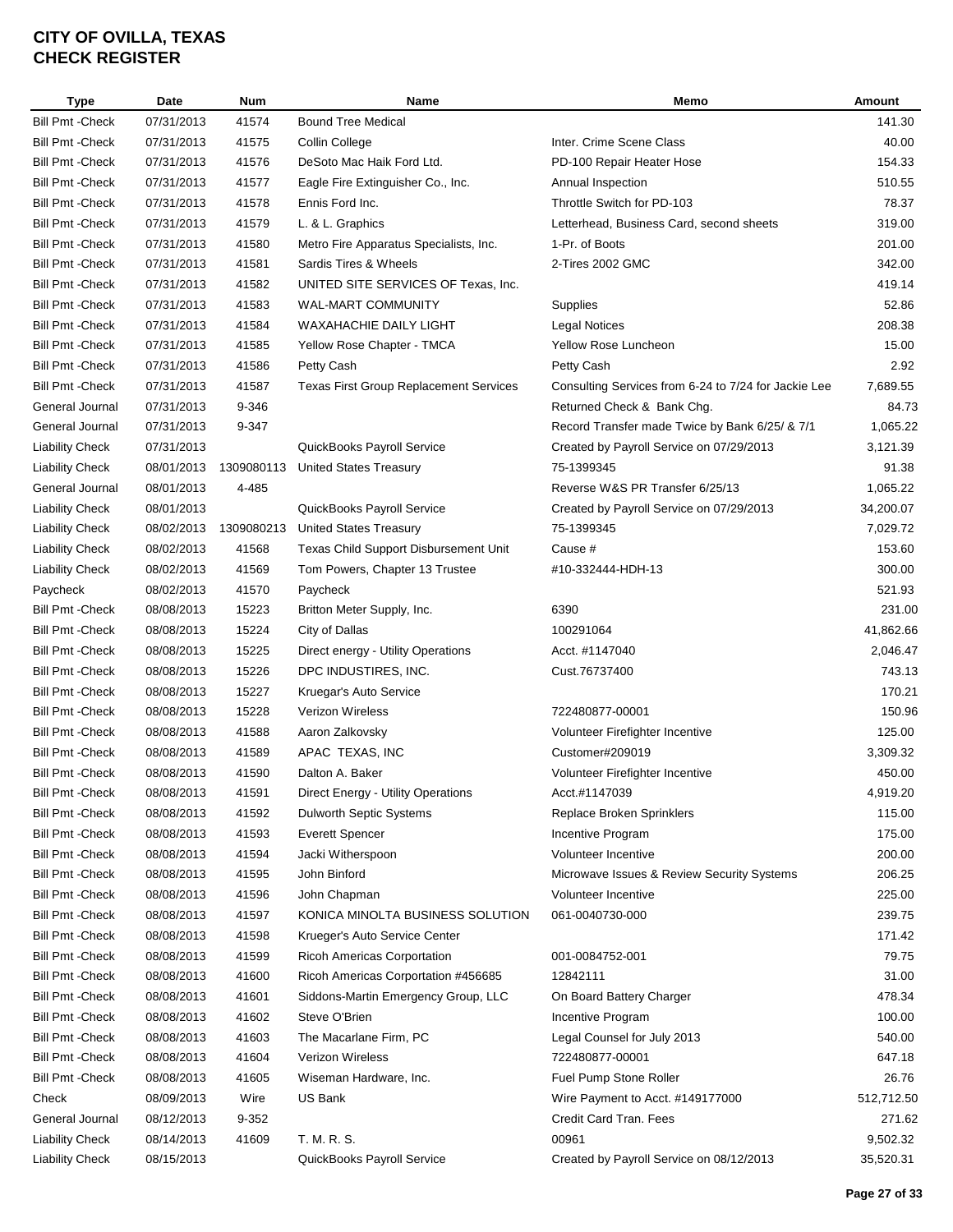# CITY OF OVILLA, TEXAS
# CHECK REGISTER

| Type | Date | Num | Name | Memo | Amount |
|---|---|---|---|---|---|
| Bill Pmt -Check | 07/31/2013 | 41574 | Bound Tree Medical | | 141.30 |
| Bill Pmt -Check | 07/31/2013 | 41575 | Collin College | Inter. Crime Scene Class | 40.00 |
| Bill Pmt -Check | 07/31/2013 | 41576 | DeSoto Mac Haik Ford Ltd. | PD-100 Repair Heater Hose | 154.33 |
| Bill Pmt -Check | 07/31/2013 | 41577 | Eagle Fire Extinguisher Co., Inc. | Annual Inspection | 510.55 |
| Bill Pmt -Check | 07/31/2013 | 41578 | Ennis Ford Inc. | Throttle Switch for PD-103 | 78.37 |
| Bill Pmt -Check | 07/31/2013 | 41579 | L. & L. Graphics | Letterhead, Business Card, second sheets | 319.00 |
| Bill Pmt -Check | 07/31/2013 | 41580 | Metro Fire Apparatus Specialists, Inc. | 1-Pr. of Boots | 201.00 |
| Bill Pmt -Check | 07/31/2013 | 41581 | Sardis Tires & Wheels | 2-Tires 2002 GMC | 342.00 |
| Bill Pmt -Check | 07/31/2013 | 41582 | UNITED SITE SERVICES OF Texas, Inc. | | 419.14 |
| Bill Pmt -Check | 07/31/2013 | 41583 | WAL-MART COMMUNITY | Supplies | 52.86 |
| Bill Pmt -Check | 07/31/2013 | 41584 | WAXAHACHIE DAILY LIGHT | Legal Notices | 208.38 |
| Bill Pmt -Check | 07/31/2013 | 41585 | Yellow Rose Chapter - TMCA | Yellow Rose Luncheon | 15.00 |
| Bill Pmt -Check | 07/31/2013 | 41586 | Petty Cash | Petty Cash | 2.92 |
| Bill Pmt -Check | 07/31/2013 | 41587 | Texas First Group Replacement Services | Consulting Services from 6-24 to 7/24 for Jackie Lee | 7,689.55 |
| General Journal | 07/31/2013 | 9-346 | | Returned Check & Bank Chg. | 84.73 |
| General Journal | 07/31/2013 | 9-347 | | Record Transfer made Twice by Bank 6/25/ & 7/1 | 1,065.22 |
| Liability Check | 07/31/2013 | | QuickBooks Payroll Service | Created by Payroll Service on 07/29/2013 | 3,121.39 |
| Liability Check | 08/01/2013 | 1309080113 | United States Treasury | 75-1399345 | 91.38 |
| General Journal | 08/01/2013 | 4-485 | | Reverse W&S PR Transfer 6/25/13 | 1,065.22 |
| Liability Check | 08/01/2013 | | QuickBooks Payroll Service | Created by Payroll Service on 07/29/2013 | 34,200.07 |
| Liability Check | 08/02/2013 | 1309080213 | United States Treasury | 75-1399345 | 7,029.72 |
| Liability Check | 08/02/2013 | 41568 | Texas Child Support Disbursement Unit | Cause # | 153.60 |
| Liability Check | 08/02/2013 | 41569 | Tom Powers, Chapter 13 Trustee | #10-332444-HDH-13 | 300.00 |
| Paycheck | 08/02/2013 | 41570 | Paycheck | | 521.93 |
| Bill Pmt -Check | 08/08/2013 | 15223 | Britton Meter Supply, Inc. | 6390 | 231.00 |
| Bill Pmt -Check | 08/08/2013 | 15224 | City of Dallas | 100291064 | 41,862.66 |
| Bill Pmt -Check | 08/08/2013 | 15225 | Direct energy - Utility Operations | Acct. #1147040 | 2,046.47 |
| Bill Pmt -Check | 08/08/2013 | 15226 | DPC INDUSTIRES, INC. | Cust.76737400 | 743.13 |
| Bill Pmt -Check | 08/08/2013 | 15227 | Kruegar's Auto Service | | 170.21 |
| Bill Pmt -Check | 08/08/2013 | 15228 | Verizon Wireless | 722480877-00001 | 150.96 |
| Bill Pmt -Check | 08/08/2013 | 41588 | Aaron Zalkovsky | Volunteer Firefighter Incentive | 125.00 |
| Bill Pmt -Check | 08/08/2013 | 41589 | APAC TEXAS, INC | Customer#209019 | 3,309.32 |
| Bill Pmt -Check | 08/08/2013 | 41590 | Dalton A. Baker | Volunteer Firefighter Incentive | 450.00 |
| Bill Pmt -Check | 08/08/2013 | 41591 | Direct Energy - Utility Operations | Acct.#1147039 | 4,919.20 |
| Bill Pmt -Check | 08/08/2013 | 41592 | Dulworth Septic Systems | Replace Broken Sprinklers | 115.00 |
| Bill Pmt -Check | 08/08/2013 | 41593 | Everett Spencer | Incentive Program | 175.00 |
| Bill Pmt -Check | 08/08/2013 | 41594 | Jacki Witherspoon | Volunteer Incentive | 200.00 |
| Bill Pmt -Check | 08/08/2013 | 41595 | John Binford | Microwave Issues & Review Security Systems | 206.25 |
| Bill Pmt -Check | 08/08/2013 | 41596 | John Chapman | Volunteer Incentive | 225.00 |
| Bill Pmt -Check | 08/08/2013 | 41597 | KONICA MINOLTA BUSINESS SOLUTION | 061-0040730-000 | 239.75 |
| Bill Pmt -Check | 08/08/2013 | 41598 | Krueger's Auto Service Center | | 171.42 |
| Bill Pmt -Check | 08/08/2013 | 41599 | Ricoh Americas Corportation | 001-0084752-001 | 79.75 |
| Bill Pmt -Check | 08/08/2013 | 41600 | Ricoh Americas Corportation #456685 | 12842111 | 31.00 |
| Bill Pmt -Check | 08/08/2013 | 41601 | Siddons-Martin Emergency Group, LLC | On Board Battery Charger | 478.34 |
| Bill Pmt -Check | 08/08/2013 | 41602 | Steve O'Brien | Incentive Program | 100.00 |
| Bill Pmt -Check | 08/08/2013 | 41603 | The Macarlane Firm, PC | Legal Counsel for July 2013 | 540.00 |
| Bill Pmt -Check | 08/08/2013 | 41604 | Verizon Wireless | 722480877-00001 | 647.18 |
| Bill Pmt -Check | 08/08/2013 | 41605 | Wiseman Hardware, Inc. | Fuel Pump Stone Roller | 26.76 |
| Check | 08/09/2013 | Wire | US Bank | Wire Payment to Acct. #149177000 | 512,712.50 |
| General Journal | 08/12/2013 | 9-352 | | Credit Card Tran. Fees | 271.62 |
| Liability Check | 08/14/2013 | 41609 | T. M. R. S. | 00961 | 9,502.32 |
| Liability Check | 08/15/2013 | | QuickBooks Payroll Service | Created by Payroll Service on 08/12/2013 | 35,520.31 |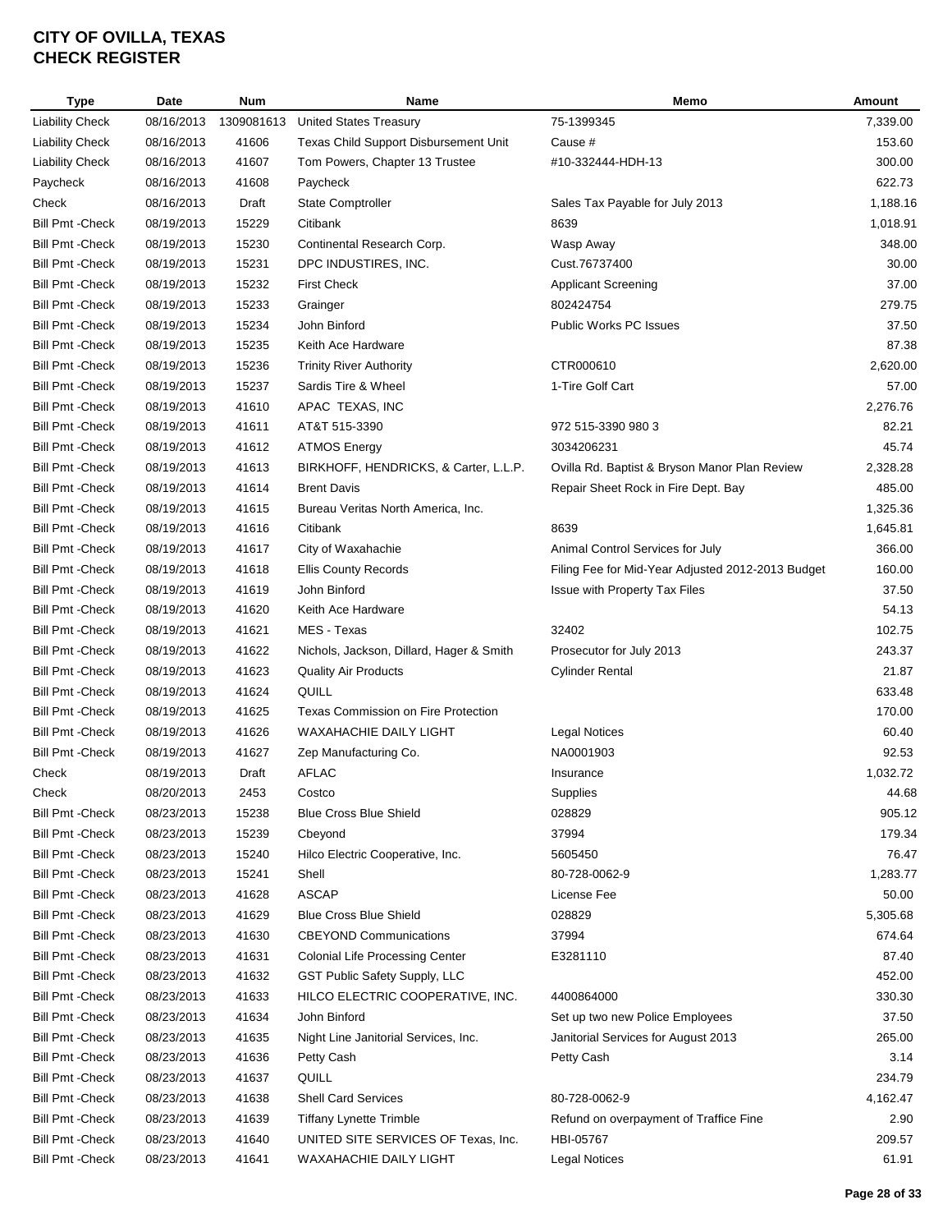# CITY OF OVILLA, TEXAS
# CHECK REGISTER

| Type | Date | Num | Name | Memo | Amount |
|---|---|---|---|---|---|
| Liability Check | 08/16/2013 | 1309081613 | United States Treasury | 75-1399345 | 7,339.00 |
| Liability Check | 08/16/2013 | 41606 | Texas Child Support Disbursement Unit | Cause # | 153.60 |
| Liability Check | 08/16/2013 | 41607 | Tom Powers, Chapter 13 Trustee | #10-332444-HDH-13 | 300.00 |
| Paycheck | 08/16/2013 | 41608 | Paycheck | | 622.73 |
| Check | 08/16/2013 | Draft | State Comptroller | Sales Tax Payable for July 2013 | 1,188.16 |
| Bill Pmt -Check | 08/19/2013 | 15229 | Citibank | 8639 | 1,018.91 |
| Bill Pmt -Check | 08/19/2013 | 15230 | Continental Research Corp. | Wasp Away | 348.00 |
| Bill Pmt -Check | 08/19/2013 | 15231 | DPC INDUSTIRES, INC. | Cust.76737400 | 30.00 |
| Bill Pmt -Check | 08/19/2013 | 15232 | First Check | Applicant Screening | 37.00 |
| Bill Pmt -Check | 08/19/2013 | 15233 | Grainger | 802424754 | 279.75 |
| Bill Pmt -Check | 08/19/2013 | 15234 | John Binford | Public Works PC Issues | 37.50 |
| Bill Pmt -Check | 08/19/2013 | 15235 | Keith Ace Hardware | | 87.38 |
| Bill Pmt -Check | 08/19/2013 | 15236 | Trinity River Authority | CTR000610 | 2,620.00 |
| Bill Pmt -Check | 08/19/2013 | 15237 | Sardis Tire & Wheel | 1-Tire Golf Cart | 57.00 |
| Bill Pmt -Check | 08/19/2013 | 41610 | APAC TEXAS, INC | | 2,276.76 |
| Bill Pmt -Check | 08/19/2013 | 41611 | AT&T 515-3390 | 972 515-3390 980 3 | 82.21 |
| Bill Pmt -Check | 08/19/2013 | 41612 | ATMOS Energy | 3034206231 | 45.74 |
| Bill Pmt -Check | 08/19/2013 | 41613 | BIRKHOFF, HENDRICKS, & Carter, L.L.P. | Ovilla Rd. Baptist & Bryson Manor Plan Review | 2,328.28 |
| Bill Pmt -Check | 08/19/2013 | 41614 | Brent Davis | Repair Sheet Rock in Fire Dept. Bay | 485.00 |
| Bill Pmt -Check | 08/19/2013 | 41615 | Bureau Veritas North America, Inc. | | 1,325.36 |
| Bill Pmt -Check | 08/19/2013 | 41616 | Citibank | 8639 | 1,645.81 |
| Bill Pmt -Check | 08/19/2013 | 41617 | City of Waxahachie | Animal Control Services for July | 366.00 |
| Bill Pmt -Check | 08/19/2013 | 41618 | Ellis County Records | Filing Fee for Mid-Year Adjusted 2012-2013 Budget | 160.00 |
| Bill Pmt -Check | 08/19/2013 | 41619 | John Binford | Issue with Property Tax Files | 37.50 |
| Bill Pmt -Check | 08/19/2013 | 41620 | Keith Ace Hardware | | 54.13 |
| Bill Pmt -Check | 08/19/2013 | 41621 | MES - Texas | 32402 | 102.75 |
| Bill Pmt -Check | 08/19/2013 | 41622 | Nichols, Jackson, Dillard, Hager & Smith | Prosecutor for July 2013 | 243.37 |
| Bill Pmt -Check | 08/19/2013 | 41623 | Quality Air Products | Cylinder Rental | 21.87 |
| Bill Pmt -Check | 08/19/2013 | 41624 | QUILL | | 633.48 |
| Bill Pmt -Check | 08/19/2013 | 41625 | Texas Commission on Fire Protection | | 170.00 |
| Bill Pmt -Check | 08/19/2013 | 41626 | WAXAHACHIE DAILY LIGHT | Legal Notices | 60.40 |
| Bill Pmt -Check | 08/19/2013 | 41627 | Zep Manufacturing Co. | NA0001903 | 92.53 |
| Check | 08/19/2013 | Draft | AFLAC | Insurance | 1,032.72 |
| Check | 08/20/2013 | 2453 | Costco | Supplies | 44.68 |
| Bill Pmt -Check | 08/23/2013 | 15238 | Blue Cross Blue Shield | 028829 | 905.12 |
| Bill Pmt -Check | 08/23/2013 | 15239 | Cbeyond | 37994 | 179.34 |
| Bill Pmt -Check | 08/23/2013 | 15240 | Hilco Electric Cooperative, Inc. | 5605450 | 76.47 |
| Bill Pmt -Check | 08/23/2013 | 15241 | Shell | 80-728-0062-9 | 1,283.77 |
| Bill Pmt -Check | 08/23/2013 | 41628 | ASCAP | License Fee | 50.00 |
| Bill Pmt -Check | 08/23/2013 | 41629 | Blue Cross Blue Shield | 028829 | 5,305.68 |
| Bill Pmt -Check | 08/23/2013 | 41630 | CBEYOND Communications | 37994 | 674.64 |
| Bill Pmt -Check | 08/23/2013 | 41631 | Colonial Life Processing Center | E3281110 | 87.40 |
| Bill Pmt -Check | 08/23/2013 | 41632 | GST Public Safety Supply, LLC | | 452.00 |
| Bill Pmt -Check | 08/23/2013 | 41633 | HILCO ELECTRIC COOPERATIVE, INC. | 4400864000 | 330.30 |
| Bill Pmt -Check | 08/23/2013 | 41634 | John Binford | Set up two new Police Employees | 37.50 |
| Bill Pmt -Check | 08/23/2013 | 41635 | Night Line Janitorial Services, Inc. | Janitorial Services for August 2013 | 265.00 |
| Bill Pmt -Check | 08/23/2013 | 41636 | Petty Cash | Petty Cash | 3.14 |
| Bill Pmt -Check | 08/23/2013 | 41637 | QUILL | | 234.79 |
| Bill Pmt -Check | 08/23/2013 | 41638 | Shell Card Services | 80-728-0062-9 | 4,162.47 |
| Bill Pmt -Check | 08/23/2013 | 41639 | Tiffany Lynette Trimble | Refund on overpayment of Traffice Fine | 2.90 |
| Bill Pmt -Check | 08/23/2013 | 41640 | UNITED SITE SERVICES OF Texas, Inc. | HBI-05767 | 209.57 |
| Bill Pmt -Check | 08/23/2013 | 41641 | WAXAHACHIE DAILY LIGHT | Legal Notices | 61.91 |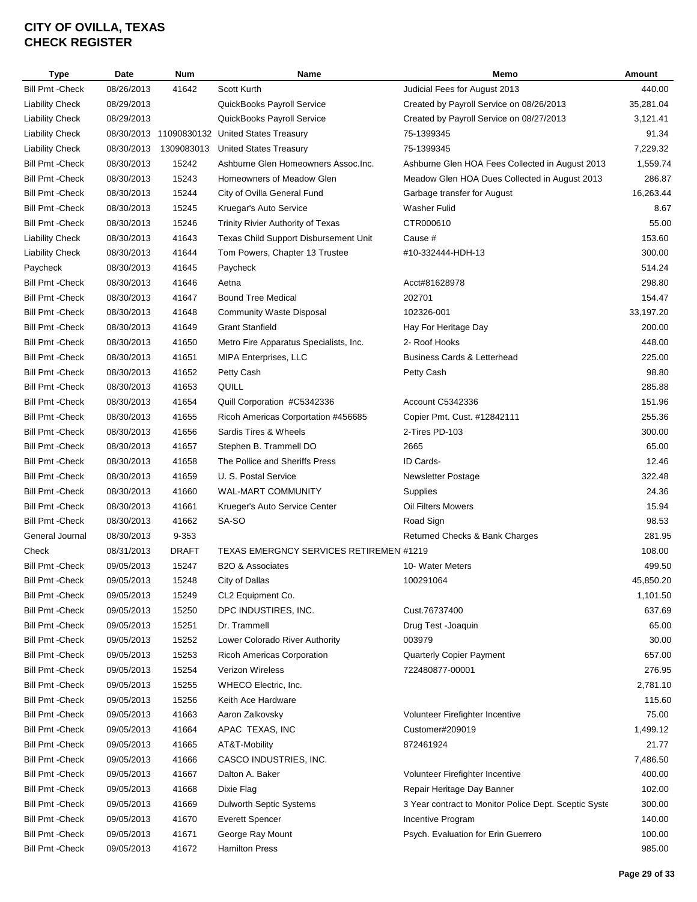# CITY OF OVILLA, TEXAS
## CHECK REGISTER

| Type | Date | Num | Name | Memo | Amount |
|---|---|---|---|---|---|
| Bill Pmt -Check | 08/26/2013 | 41642 | Scott Kurth | Judicial Fees for August 2013 | 440.00 |
| Liability Check | 08/29/2013 | | QuickBooks Payroll Service | Created by Payroll Service on 08/26/2013 | 35,281.04 |
| Liability Check | 08/29/2013 | | QuickBooks Payroll Service | Created by Payroll Service on 08/27/2013 | 3,121.41 |
| Liability Check | 08/30/2013 | 11090830132 | United States Treasury | 75-1399345 | 91.34 |
| Liability Check | 08/30/2013 | 1309083013 | United States Treasury | 75-1399345 | 7,229.32 |
| Bill Pmt -Check | 08/30/2013 | 15242 | Ashburne Glen Homeowners Assoc.Inc. | Ashburne Glen HOA Fees Collected in August 2013 | 1,559.74 |
| Bill Pmt -Check | 08/30/2013 | 15243 | Homeowners of Meadow Glen | Meadow Glen HOA Dues Collected in August 2013 | 286.87 |
| Bill Pmt -Check | 08/30/2013 | 15244 | City of Ovilla General Fund | Garbage transfer for August | 16,263.44 |
| Bill Pmt -Check | 08/30/2013 | 15245 | Kruegar's Auto Service | Washer Fulid | 8.67 |
| Bill Pmt -Check | 08/30/2013 | 15246 | Trinity Rivier Authority of Texas | CTR000610 | 55.00 |
| Liability Check | 08/30/2013 | 41643 | Texas Child Support Disbursement Unit | Cause # | 153.60 |
| Liability Check | 08/30/2013 | 41644 | Tom Powers, Chapter 13 Trustee | #10-332444-HDH-13 | 300.00 |
| Paycheck | 08/30/2013 | 41645 | Paycheck | | 514.24 |
| Bill Pmt -Check | 08/30/2013 | 41646 | Aetna | Acct#81628978 | 298.80 |
| Bill Pmt -Check | 08/30/2013 | 41647 | Bound Tree Medical | 202701 | 154.47 |
| Bill Pmt -Check | 08/30/2013 | 41648 | Community Waste Disposal | 102326-001 | 33,197.20 |
| Bill Pmt -Check | 08/30/2013 | 41649 | Grant Stanfield | Hay For Heritage Day | 200.00 |
| Bill Pmt -Check | 08/30/2013 | 41650 | Metro Fire Apparatus Specialists, Inc. | 2- Roof Hooks | 448.00 |
| Bill Pmt -Check | 08/30/2013 | 41651 | MIPA Enterprises, LLC | Business Cards & Letterhead | 225.00 |
| Bill Pmt -Check | 08/30/2013 | 41652 | Petty Cash | Petty Cash | 98.80 |
| Bill Pmt -Check | 08/30/2013 | 41653 | QUILL | | 285.88 |
| Bill Pmt -Check | 08/30/2013 | 41654 | Quill Corporation #C5342336 | Account C5342336 | 151.96 |
| Bill Pmt -Check | 08/30/2013 | 41655 | Ricoh Americas Corportation #456685 | Copier Pmt. Cust. #12842111 | 255.36 |
| Bill Pmt -Check | 08/30/2013 | 41656 | Sardis Tires & Wheels | 2-Tires PD-103 | 300.00 |
| Bill Pmt -Check | 08/30/2013 | 41657 | Stephen B. Trammell DO | 2665 | 65.00 |
| Bill Pmt -Check | 08/30/2013 | 41658 | The Pollice and Sheriffs Press | ID Cards- | 12.46 |
| Bill Pmt -Check | 08/30/2013 | 41659 | U. S. Postal Service | Newsletter Postage | 322.48 |
| Bill Pmt -Check | 08/30/2013 | 41660 | WAL-MART COMMUNITY | Supplies | 24.36 |
| Bill Pmt -Check | 08/30/2013 | 41661 | Krueger's Auto Service Center | Oil Filters Mowers | 15.94 |
| Bill Pmt -Check | 08/30/2013 | 41662 | SA-SO | Road Sign | 98.53 |
| General Journal | 08/30/2013 | 9-353 | | Returned Checks & Bank Charges | 281.95 |
| Check | 08/31/2013 | DRAFT | TEXAS EMERGNCY SERVICES RETIREMEN | #1219 | 108.00 |
| Bill Pmt -Check | 09/05/2013 | 15247 | B2O & Associates | 10- Water Meters | 499.50 |
| Bill Pmt -Check | 09/05/2013 | 15248 | City of Dallas | 100291064 | 45,850.20 |
| Bill Pmt -Check | 09/05/2013 | 15249 | CL2 Equipment Co. | | 1,101.50 |
| Bill Pmt -Check | 09/05/2013 | 15250 | DPC INDUSTIRES, INC. | Cust.76737400 | 637.69 |
| Bill Pmt -Check | 09/05/2013 | 15251 | Dr. Trammell | Drug Test -Joaquin | 65.00 |
| Bill Pmt -Check | 09/05/2013 | 15252 | Lower Colorado River Authority | 003979 | 30.00 |
| Bill Pmt -Check | 09/05/2013 | 15253 | Ricoh Americas Corporation | Quarterly Copier Payment | 657.00 |
| Bill Pmt -Check | 09/05/2013 | 15254 | Verizon Wireless | 722480877-00001 | 276.95 |
| Bill Pmt -Check | 09/05/2013 | 15255 | WHECO Electric, Inc. | | 2,781.10 |
| Bill Pmt -Check | 09/05/2013 | 15256 | Keith Ace Hardware | | 115.60 |
| Bill Pmt -Check | 09/05/2013 | 41663 | Aaron Zalkovsky | Volunteer Firefighter Incentive | 75.00 |
| Bill Pmt -Check | 09/05/2013 | 41664 | APAC TEXAS, INC | Customer#209019 | 1,499.12 |
| Bill Pmt -Check | 09/05/2013 | 41665 | AT&T-Mobility | 872461924 | 21.77 |
| Bill Pmt -Check | 09/05/2013 | 41666 | CASCO INDUSTRIES, INC. | | 7,486.50 |
| Bill Pmt -Check | 09/05/2013 | 41667 | Dalton A. Baker | Volunteer Firefighter Incentive | 400.00 |
| Bill Pmt -Check | 09/05/2013 | 41668 | Dixie Flag | Repair Heritage Day Banner | 102.00 |
| Bill Pmt -Check | 09/05/2013 | 41669 | Dulworth Septic Systems | 3 Year contract to Monitor Police Dept. Sceptic Syste | 300.00 |
| Bill Pmt -Check | 09/05/2013 | 41670 | Everett Spencer | Incentive Program | 140.00 |
| Bill Pmt -Check | 09/05/2013 | 41671 | George Ray Mount | Psych. Evaluation for Erin Guerrero | 100.00 |
| Bill Pmt -Check | 09/05/2013 | 41672 | Hamilton Press | | 985.00 |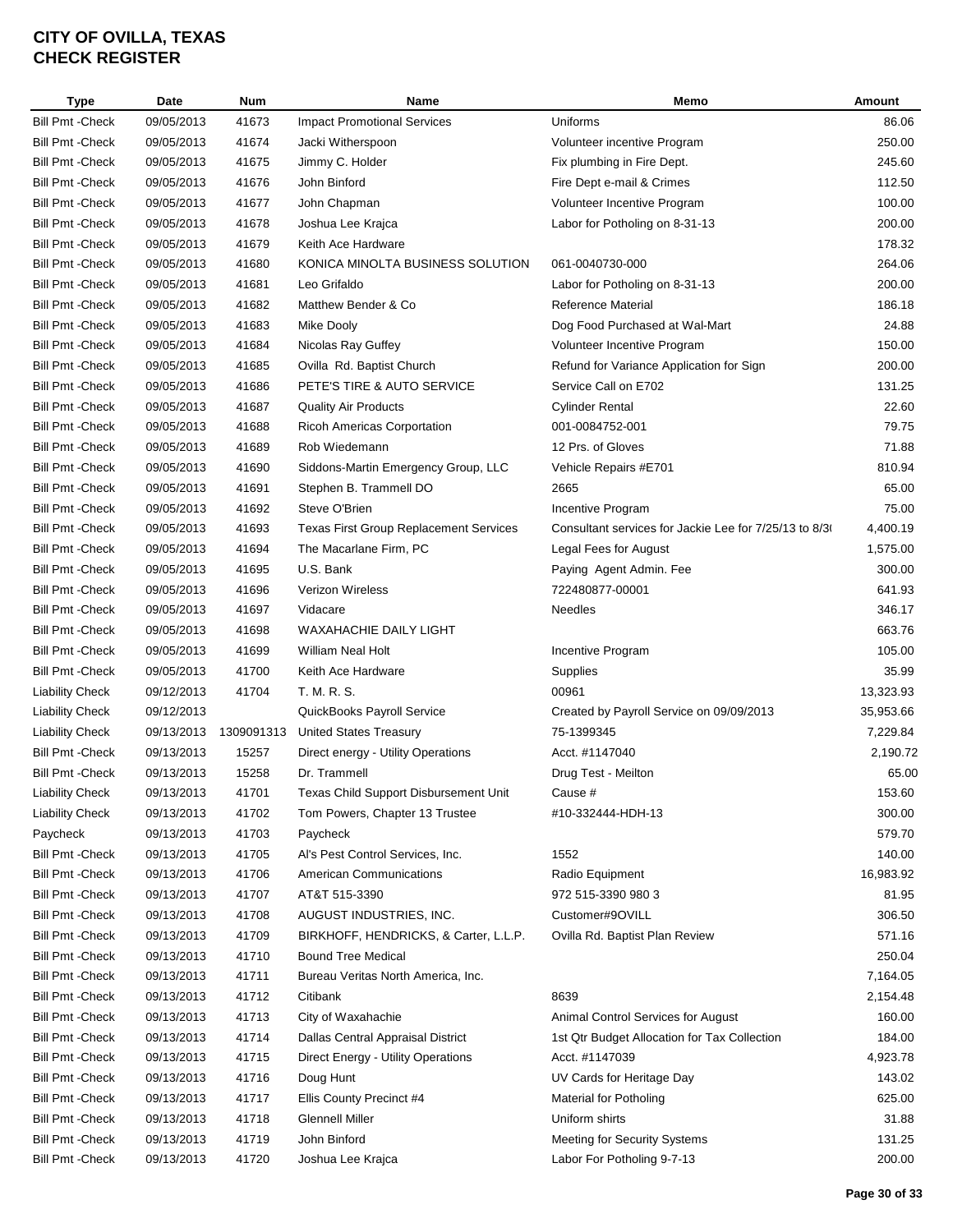# CITY OF OVILLA, TEXAS
# CHECK REGISTER

| Type | Date | Num | Name | Memo | Amount |
|---|---|---|---|---|---|
| Bill Pmt -Check | 09/05/2013 | 41673 | Impact Promotional Services | Uniforms | 86.06 |
| Bill Pmt -Check | 09/05/2013 | 41674 | Jacki Witherspoon | Volunteer incentive Program | 250.00 |
| Bill Pmt -Check | 09/05/2013 | 41675 | Jimmy C. Holder | Fix plumbing in Fire Dept. | 245.60 |
| Bill Pmt -Check | 09/05/2013 | 41676 | John Binford | Fire Dept e-mail & Crimes | 112.50 |
| Bill Pmt -Check | 09/05/2013 | 41677 | John Chapman | Volunteer Incentive Program | 100.00 |
| Bill Pmt -Check | 09/05/2013 | 41678 | Joshua Lee Krajca | Labor for Potholing on 8-31-13 | 200.00 |
| Bill Pmt -Check | 09/05/2013 | 41679 | Keith Ace Hardware | | 178.32 |
| Bill Pmt -Check | 09/05/2013 | 41680 | KONICA MINOLTA BUSINESS SOLUTION | 061-0040730-000 | 264.06 |
| Bill Pmt -Check | 09/05/2013 | 41681 | Leo Grifaldo | Labor for Potholing on 8-31-13 | 200.00 |
| Bill Pmt -Check | 09/05/2013 | 41682 | Matthew Bender & Co | Reference Material | 186.18 |
| Bill Pmt -Check | 09/05/2013 | 41683 | Mike Dooly | Dog Food Purchased at Wal-Mart | 24.88 |
| Bill Pmt -Check | 09/05/2013 | 41684 | Nicolas Ray Guffey | Volunteer Incentive Program | 150.00 |
| Bill Pmt -Check | 09/05/2013 | 41685 | Ovilla Rd. Baptist Church | Refund for Variance Application for Sign | 200.00 |
| Bill Pmt -Check | 09/05/2013 | 41686 | PETE'S TIRE & AUTO SERVICE | Service Call on E702 | 131.25 |
| Bill Pmt -Check | 09/05/2013 | 41687 | Quality Air Products | Cylinder Rental | 22.60 |
| Bill Pmt -Check | 09/05/2013 | 41688 | Ricoh Americas Corportation | 001-0084752-001 | 79.75 |
| Bill Pmt -Check | 09/05/2013 | 41689 | Rob Wiedemann | 12 Prs. of Gloves | 71.88 |
| Bill Pmt -Check | 09/05/2013 | 41690 | Siddons-Martin Emergency Group, LLC | Vehicle Repairs #E701 | 810.94 |
| Bill Pmt -Check | 09/05/2013 | 41691 | Stephen B. Trammell DO | 2665 | 65.00 |
| Bill Pmt -Check | 09/05/2013 | 41692 | Steve O'Brien | Incentive Program | 75.00 |
| Bill Pmt -Check | 09/05/2013 | 41693 | Texas First Group Replacement Services | Consultant services for Jackie Lee for 7/25/13 to 8/3( | 4,400.19 |
| Bill Pmt -Check | 09/05/2013 | 41694 | The Macarlane Firm, PC | Legal Fees for August | 1,575.00 |
| Bill Pmt -Check | 09/05/2013 | 41695 | U.S. Bank | Paying Agent Admin. Fee | 300.00 |
| Bill Pmt -Check | 09/05/2013 | 41696 | Verizon Wireless | 722480877-00001 | 641.93 |
| Bill Pmt -Check | 09/05/2013 | 41697 | Vidacare | Needles | 346.17 |
| Bill Pmt -Check | 09/05/2013 | 41698 | WAXAHACHIE DAILY LIGHT | | 663.76 |
| Bill Pmt -Check | 09/05/2013 | 41699 | William Neal Holt | Incentive Program | 105.00 |
| Bill Pmt -Check | 09/05/2013 | 41700 | Keith Ace Hardware | Supplies | 35.99 |
| Liability Check | 09/12/2013 | 41704 | T. M. R. S. | 00961 | 13,323.93 |
| Liability Check | 09/12/2013 | | QuickBooks Payroll Service | Created by Payroll Service on 09/09/2013 | 35,953.66 |
| Liability Check | 09/13/2013 | 1309091313 | United States Treasury | 75-1399345 | 7,229.84 |
| Bill Pmt -Check | 09/13/2013 | 15257 | Direct energy - Utility Operations | Acct. #1147040 | 2,190.72 |
| Bill Pmt -Check | 09/13/2013 | 15258 | Dr. Trammell | Drug Test - Meilton | 65.00 |
| Liability Check | 09/13/2013 | 41701 | Texas Child Support Disbursement Unit | Cause # | 153.60 |
| Liability Check | 09/13/2013 | 41702 | Tom Powers, Chapter 13 Trustee | #10-332444-HDH-13 | 300.00 |
| Paycheck | 09/13/2013 | 41703 | Paycheck | | 579.70 |
| Bill Pmt -Check | 09/13/2013 | 41705 | Al's Pest Control Services, Inc. | 1552 | 140.00 |
| Bill Pmt -Check | 09/13/2013 | 41706 | American Communications | Radio Equipment | 16,983.92 |
| Bill Pmt -Check | 09/13/2013 | 41707 | AT&T 515-3390 | 972 515-3390 980 3 | 81.95 |
| Bill Pmt -Check | 09/13/2013 | 41708 | AUGUST INDUSTRIES, INC. | Customer#9OVILL | 306.50 |
| Bill Pmt -Check | 09/13/2013 | 41709 | BIRKHOFF, HENDRICKS, & Carter, L.L.P. | Ovilla Rd. Baptist Plan Review | 571.16 |
| Bill Pmt -Check | 09/13/2013 | 41710 | Bound Tree Medical | | 250.04 |
| Bill Pmt -Check | 09/13/2013 | 41711 | Bureau Veritas North America, Inc. | | 7,164.05 |
| Bill Pmt -Check | 09/13/2013 | 41712 | Citibank | 8639 | 2,154.48 |
| Bill Pmt -Check | 09/13/2013 | 41713 | City of Waxahachie | Animal Control Services for August | 160.00 |
| Bill Pmt -Check | 09/13/2013 | 41714 | Dallas Central Appraisal District | 1st Qtr Budget Allocation for Tax Collection | 184.00 |
| Bill Pmt -Check | 09/13/2013 | 41715 | Direct Energy - Utility Operations | Acct. #1147039 | 4,923.78 |
| Bill Pmt -Check | 09/13/2013 | 41716 | Doug Hunt | UV Cards for Heritage Day | 143.02 |
| Bill Pmt -Check | 09/13/2013 | 41717 | Ellis County Precinct #4 | Material for Potholing | 625.00 |
| Bill Pmt -Check | 09/13/2013 | 41718 | Glennell Miller | Uniform shirts | 31.88 |
| Bill Pmt -Check | 09/13/2013 | 41719 | John Binford | Meeting for Security Systems | 131.25 |
| Bill Pmt -Check | 09/13/2013 | 41720 | Joshua Lee Krajca | Labor For Potholing 9-7-13 | 200.00 |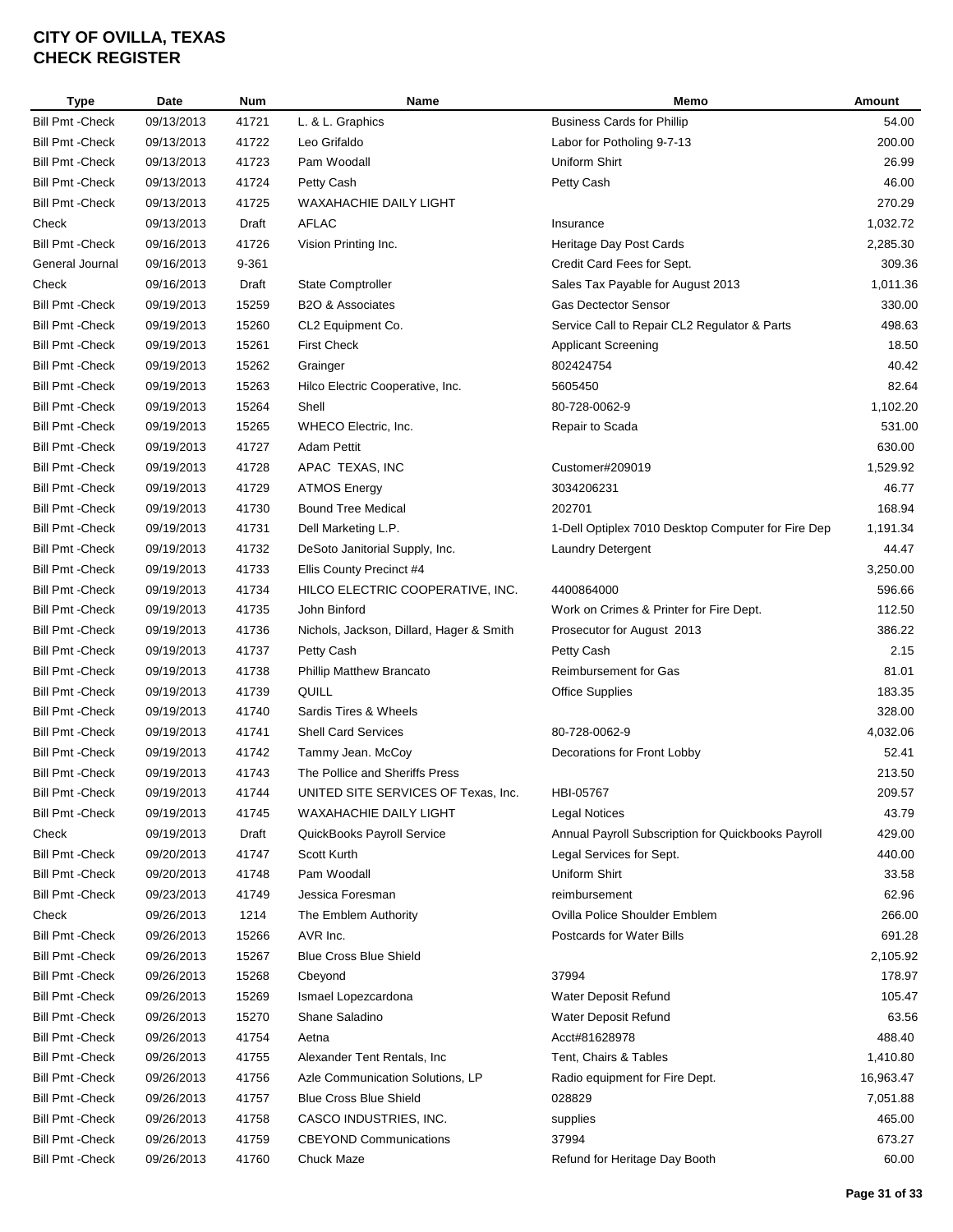# CITY OF OVILLA, TEXAS
# CHECK REGISTER

| Type | Date | Num | Name | Memo | Amount |
|---|---|---|---|---|---|
| Bill Pmt -Check | 09/13/2013 | 41721 | L. & L. Graphics | Business Cards for Phillip | 54.00 |
| Bill Pmt -Check | 09/13/2013 | 41722 | Leo Grifaldo | Labor for Potholing 9-7-13 | 200.00 |
| Bill Pmt -Check | 09/13/2013 | 41723 | Pam Woodall | Uniform Shirt | 26.99 |
| Bill Pmt -Check | 09/13/2013 | 41724 | Petty Cash | Petty Cash | 46.00 |
| Bill Pmt -Check | 09/13/2013 | 41725 | WAXAHACHIE DAILY LIGHT | | 270.29 |
| Check | 09/13/2013 | Draft | AFLAC | Insurance | 1,032.72 |
| Bill Pmt -Check | 09/16/2013 | 41726 | Vision Printing Inc. | Heritage Day Post Cards | 2,285.30 |
| General Journal | 09/16/2013 | 9-361 | | Credit Card Fees for Sept. | 309.36 |
| Check | 09/16/2013 | Draft | State Comptroller | Sales Tax Payable for August 2013 | 1,011.36 |
| Bill Pmt -Check | 09/19/2013 | 15259 | B2O & Associates | Gas Dectector Sensor | 330.00 |
| Bill Pmt -Check | 09/19/2013 | 15260 | CL2 Equipment Co. | Service Call to Repair CL2 Regulator & Parts | 498.63 |
| Bill Pmt -Check | 09/19/2013 | 15261 | First Check | Applicant Screening | 18.50 |
| Bill Pmt -Check | 09/19/2013 | 15262 | Grainger | 802424754 | 40.42 |
| Bill Pmt -Check | 09/19/2013 | 15263 | Hilco Electric Cooperative, Inc. | 5605450 | 82.64 |
| Bill Pmt -Check | 09/19/2013 | 15264 | Shell | 80-728-0062-9 | 1,102.20 |
| Bill Pmt -Check | 09/19/2013 | 15265 | WHECO Electric, Inc. | Repair to Scada | 531.00 |
| Bill Pmt -Check | 09/19/2013 | 41727 | Adam Pettit | | 630.00 |
| Bill Pmt -Check | 09/19/2013 | 41728 | APAC TEXAS, INC | Customer#209019 | 1,529.92 |
| Bill Pmt -Check | 09/19/2013 | 41729 | ATMOS Energy | 3034206231 | 46.77 |
| Bill Pmt -Check | 09/19/2013 | 41730 | Bound Tree Medical | 202701 | 168.94 |
| Bill Pmt -Check | 09/19/2013 | 41731 | Dell Marketing L.P. | 1-Dell Optiplex 7010 Desktop Computer for Fire Dep | 1,191.34 |
| Bill Pmt -Check | 09/19/2013 | 41732 | DeSoto Janitorial Supply, Inc. | Laundry Detergent | 44.47 |
| Bill Pmt -Check | 09/19/2013 | 41733 | Ellis County Precinct #4 | | 3,250.00 |
| Bill Pmt -Check | 09/19/2013 | 41734 | HILCO ELECTRIC COOPERATIVE, INC. | 4400864000 | 596.66 |
| Bill Pmt -Check | 09/19/2013 | 41735 | John Binford | Work on Crimes & Printer for Fire Dept. | 112.50 |
| Bill Pmt -Check | 09/19/2013 | 41736 | Nichols, Jackson, Dillard, Hager & Smith | Prosecutor for August 2013 | 386.22 |
| Bill Pmt -Check | 09/19/2013 | 41737 | Petty Cash | Petty Cash | 2.15 |
| Bill Pmt -Check | 09/19/2013 | 41738 | Phillip Matthew Brancato | Reimbursement for Gas | 81.01 |
| Bill Pmt -Check | 09/19/2013 | 41739 | QUILL | Office Supplies | 183.35 |
| Bill Pmt -Check | 09/19/2013 | 41740 | Sardis Tires & Wheels | | 328.00 |
| Bill Pmt -Check | 09/19/2013 | 41741 | Shell Card Services | 80-728-0062-9 | 4,032.06 |
| Bill Pmt -Check | 09/19/2013 | 41742 | Tammy Jean. McCoy | Decorations for Front Lobby | 52.41 |
| Bill Pmt -Check | 09/19/2013 | 41743 | The Pollice and Sheriffs Press | | 213.50 |
| Bill Pmt -Check | 09/19/2013 | 41744 | UNITED SITE SERVICES OF Texas, Inc. | HBI-05767 | 209.57 |
| Bill Pmt -Check | 09/19/2013 | 41745 | WAXAHACHIE DAILY LIGHT | Legal Notices | 43.79 |
| Check | 09/19/2013 | Draft | QuickBooks Payroll Service | Annual Payroll Subscription for Quickbooks Payroll | 429.00 |
| Bill Pmt -Check | 09/20/2013 | 41747 | Scott Kurth | Legal Services for Sept. | 440.00 |
| Bill Pmt -Check | 09/20/2013 | 41748 | Pam Woodall | Uniform Shirt | 33.58 |
| Bill Pmt -Check | 09/23/2013 | 41749 | Jessica Foresman | reimbursement | 62.96 |
| Check | 09/26/2013 | 1214 | The Emblem Authority | Ovilla Police Shoulder Emblem | 266.00 |
| Bill Pmt -Check | 09/26/2013 | 15266 | AVR Inc. | Postcards for Water Bills | 691.28 |
| Bill Pmt -Check | 09/26/2013 | 15267 | Blue Cross Blue Shield | | 2,105.92 |
| Bill Pmt -Check | 09/26/2013 | 15268 | Cbeyond | 37994 | 178.97 |
| Bill Pmt -Check | 09/26/2013 | 15269 | Ismael Lopezcardona | Water Deposit Refund | 105.47 |
| Bill Pmt -Check | 09/26/2013 | 15270 | Shane Saladino | Water Deposit Refund | 63.56 |
| Bill Pmt -Check | 09/26/2013 | 41754 | Aetna | Acct#81628978 | 488.40 |
| Bill Pmt -Check | 09/26/2013 | 41755 | Alexander Tent Rentals, Inc | Tent, Chairs & Tables | 1,410.80 |
| Bill Pmt -Check | 09/26/2013 | 41756 | Azle Communication Solutions, LP | Radio equipment for Fire Dept. | 16,963.47 |
| Bill Pmt -Check | 09/26/2013 | 41757 | Blue Cross Blue Shield | 028829 | 7,051.88 |
| Bill Pmt -Check | 09/26/2013 | 41758 | CASCO INDUSTRIES, INC. | supplies | 465.00 |
| Bill Pmt -Check | 09/26/2013 | 41759 | CBEYOND Communications | 37994 | 673.27 |
| Bill Pmt -Check | 09/26/2013 | 41760 | Chuck Maze | Refund for Heritage Day Booth | 60.00 |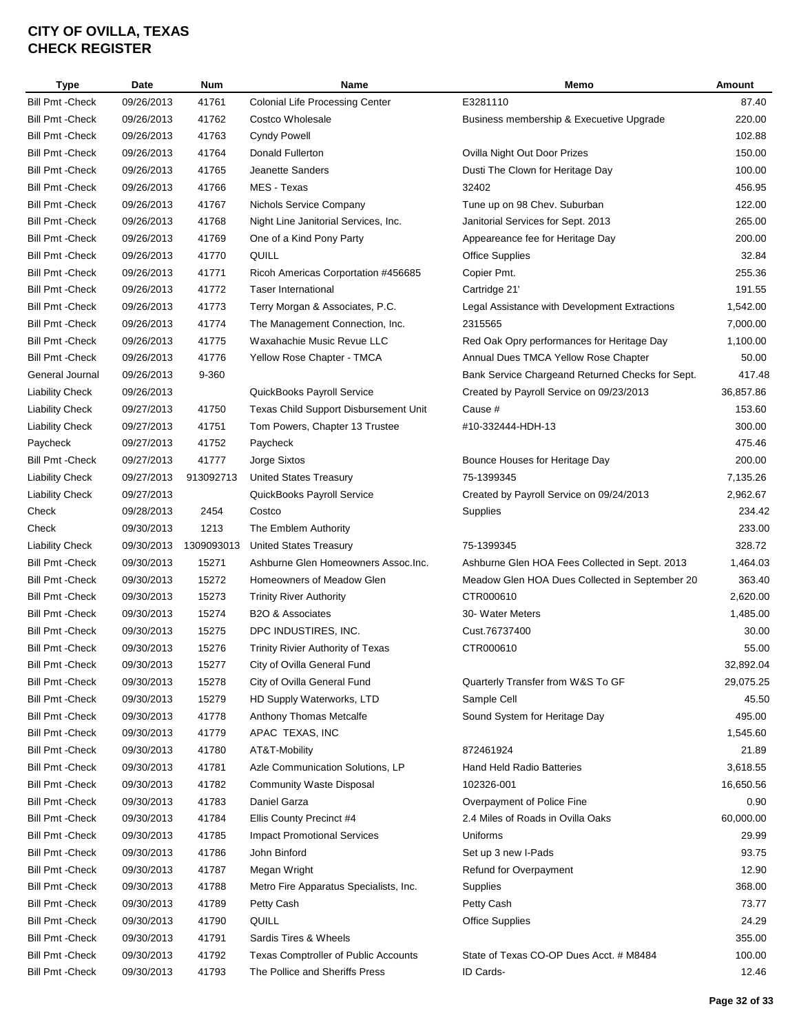# CITY OF OVILLA, TEXAS
# CHECK REGISTER

| Type | Date | Num | Name | Memo | Amount |
|---|---|---|---|---|---|
| Bill Pmt -Check | 09/26/2013 | 41761 | Colonial Life Processing Center | E3281110 | 87.40 |
| Bill Pmt -Check | 09/26/2013 | 41762 | Costco Wholesale | Business membership & Execuetive Upgrade | 220.00 |
| Bill Pmt -Check | 09/26/2013 | 41763 | Cyndy Powell | | 102.88 |
| Bill Pmt -Check | 09/26/2013 | 41764 | Donald Fullerton | Ovilla Night Out Door Prizes | 150.00 |
| Bill Pmt -Check | 09/26/2013 | 41765 | Jeanette Sanders | Dusti The Clown for Heritage Day | 100.00 |
| Bill Pmt -Check | 09/26/2013 | 41766 | MES - Texas | 32402 | 456.95 |
| Bill Pmt -Check | 09/26/2013 | 41767 | Nichols Service Company | Tune up on 98 Chev. Suburban | 122.00 |
| Bill Pmt -Check | 09/26/2013 | 41768 | Night Line Janitorial Services, Inc. | Janitorial Services for Sept. 2013 | 265.00 |
| Bill Pmt -Check | 09/26/2013 | 41769 | One of a Kind Pony Party | Appeareance fee for Heritage Day | 200.00 |
| Bill Pmt -Check | 09/26/2013 | 41770 | QUILL | Office Supplies | 32.84 |
| Bill Pmt -Check | 09/26/2013 | 41771 | Ricoh Americas Corportation #456685 | Copier Pmt. | 255.36 |
| Bill Pmt -Check | 09/26/2013 | 41772 | Taser International | Cartridge 21' | 191.55 |
| Bill Pmt -Check | 09/26/2013 | 41773 | Terry Morgan & Associates, P.C. | Legal Assistance with Development Extractions | 1,542.00 |
| Bill Pmt -Check | 09/26/2013 | 41774 | The Management Connection, Inc. | 2315565 | 7,000.00 |
| Bill Pmt -Check | 09/26/2013 | 41775 | Waxahachie Music Revue LLC | Red Oak Opry performances for Heritage Day | 1,100.00 |
| Bill Pmt -Check | 09/26/2013 | 41776 | Yellow Rose Chapter - TMCA | Annual Dues TMCA Yellow Rose Chapter | 50.00 |
| General Journal | 09/26/2013 | 9-360 | | Bank Service Chargeand Returned Checks for Sept. | 417.48 |
| Liability Check | 09/26/2013 | | QuickBooks Payroll Service | Created by Payroll Service on 09/23/2013 | 36,857.86 |
| Liability Check | 09/27/2013 | 41750 | Texas Child Support Disbursement Unit | Cause # | 153.60 |
| Liability Check | 09/27/2013 | 41751 | Tom Powers, Chapter 13 Trustee | #10-332444-HDH-13 | 300.00 |
| Paycheck | 09/27/2013 | 41752 | Paycheck | | 475.46 |
| Bill Pmt -Check | 09/27/2013 | 41777 | Jorge Sixtos | Bounce Houses for Heritage Day | 200.00 |
| Liability Check | 09/27/2013 | 913092713 | United States Treasury | 75-1399345 | 7,135.26 |
| Liability Check | 09/27/2013 | | QuickBooks Payroll Service | Created by Payroll Service on 09/24/2013 | 2,962.67 |
| Check | 09/28/2013 | 2454 | Costco | Supplies | 234.42 |
| Check | 09/30/2013 | 1213 | The Emblem Authority | | 233.00 |
| Liability Check | 09/30/2013 | 1309093013 | United States Treasury | 75-1399345 | 328.72 |
| Bill Pmt -Check | 09/30/2013 | 15271 | Ashburne Glen Homeowners Assoc.Inc. | Ashburne Glen HOA Fees Collected in Sept. 2013 | 1,464.03 |
| Bill Pmt -Check | 09/30/2013 | 15272 | Homeowners of Meadow Glen | Meadow Glen HOA Dues Collected in September 20 | 363.40 |
| Bill Pmt -Check | 09/30/2013 | 15273 | Trinity River Authority | CTR000610 | 2,620.00 |
| Bill Pmt -Check | 09/30/2013 | 15274 | B2O & Associates | 30- Water Meters | 1,485.00 |
| Bill Pmt -Check | 09/30/2013 | 15275 | DPC INDUSTIRES, INC. | Cust.76737400 | 30.00 |
| Bill Pmt -Check | 09/30/2013 | 15276 | Trinity Rivier Authority of Texas | CTR000610 | 55.00 |
| Bill Pmt -Check | 09/30/2013 | 15277 | City of Ovilla General Fund | | 32,892.04 |
| Bill Pmt -Check | 09/30/2013 | 15278 | City of Ovilla General Fund | Quarterly Transfer from W&S To GF | 29,075.25 |
| Bill Pmt -Check | 09/30/2013 | 15279 | HD Supply Waterworks, LTD | Sample Cell | 45.50 |
| Bill Pmt -Check | 09/30/2013 | 41778 | Anthony Thomas Metcalfe | Sound System for Heritage Day | 495.00 |
| Bill Pmt -Check | 09/30/2013 | 41779 | APAC TEXAS, INC | | 1,545.60 |
| Bill Pmt -Check | 09/30/2013 | 41780 | AT&T-Mobility | 872461924 | 21.89 |
| Bill Pmt -Check | 09/30/2013 | 41781 | Azle Communication Solutions, LP | Hand Held Radio Batteries | 3,618.55 |
| Bill Pmt -Check | 09/30/2013 | 41782 | Community Waste Disposal | 102326-001 | 16,650.56 |
| Bill Pmt -Check | 09/30/2013 | 41783 | Daniel Garza | Overpayment of Police Fine | 0.90 |
| Bill Pmt -Check | 09/30/2013 | 41784 | Ellis County Precinct #4 | 2.4 Miles of Roads in Ovilla Oaks | 60,000.00 |
| Bill Pmt -Check | 09/30/2013 | 41785 | Impact Promotional Services | Uniforms | 29.99 |
| Bill Pmt -Check | 09/30/2013 | 41786 | John Binford | Set up 3 new I-Pads | 93.75 |
| Bill Pmt -Check | 09/30/2013 | 41787 | Megan Wright | Refund for Overpayment | 12.90 |
| Bill Pmt -Check | 09/30/2013 | 41788 | Metro Fire Apparatus Specialists, Inc. | Supplies | 368.00 |
| Bill Pmt -Check | 09/30/2013 | 41789 | Petty Cash | Petty Cash | 73.77 |
| Bill Pmt -Check | 09/30/2013 | 41790 | QUILL | Office Supplies | 24.29 |
| Bill Pmt -Check | 09/30/2013 | 41791 | Sardis Tires & Wheels | | 355.00 |
| Bill Pmt -Check | 09/30/2013 | 41792 | Texas Comptroller of Public Accounts | State of Texas CO-OP Dues Acct. # M8484 | 100.00 |
| Bill Pmt -Check | 09/30/2013 | 41793 | The Pollice and Sheriffs Press | ID Cards- | 12.46 |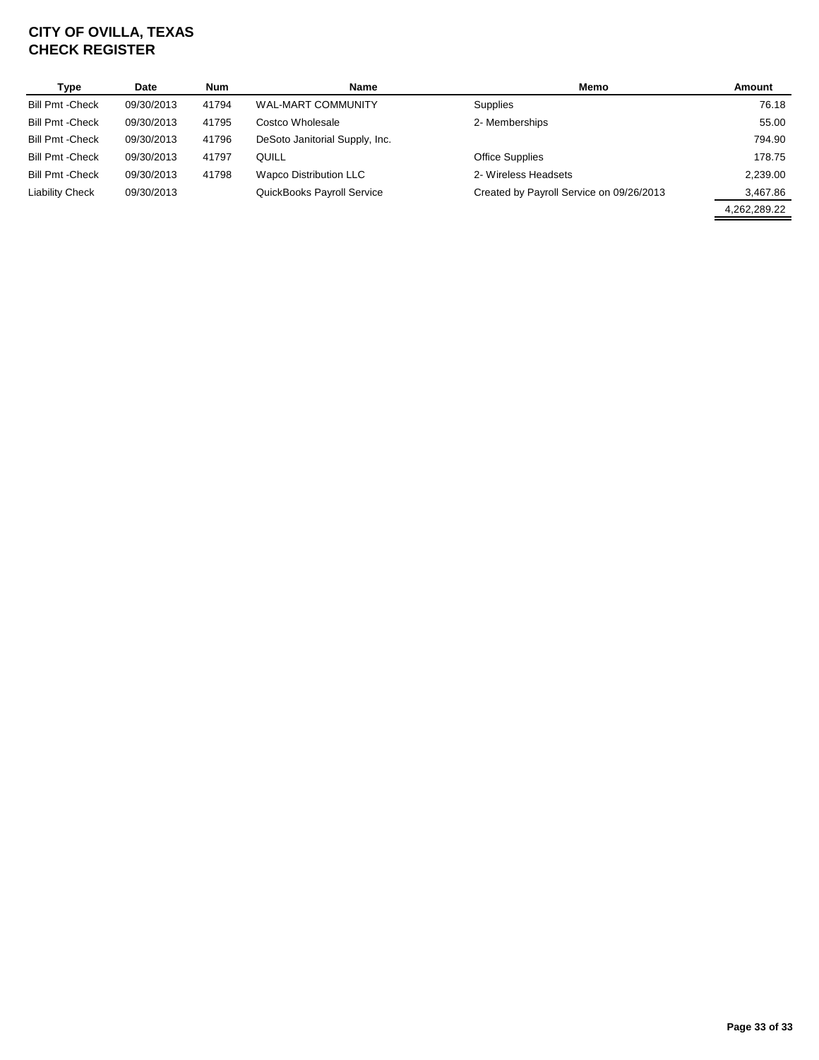**CITY OF OVILLA, TEXAS**
**CHECK REGISTER**

| Type | Date | Num | Name | Memo | Amount |
|---|---|---|---|---|---|
| Bill Pmt -Check | 09/30/2013 | 41794 | WAL-MART COMMUNITY | Supplies | 76.18 |
| Bill Pmt -Check | 09/30/2013 | 41795 | Costco Wholesale | 2- Memberships | 55.00 |
| Bill Pmt -Check | 09/30/2013 | 41796 | DeSoto Janitorial Supply, Inc. | | 794.90 |
| Bill Pmt -Check | 09/30/2013 | 41797 | QUILL | Office Supplies | 178.75 |
| Bill Pmt -Check | 09/30/2013 | 41798 | Wapco Distribution LLC | 2- Wireless Headsets | 2,239.00 |
| Liability Check | 09/30/2013 | | QuickBooks Payroll Service | Created by Payroll Service on 09/26/2013 | 3,467.86 |
| | | | | | 4,262,289.22 |